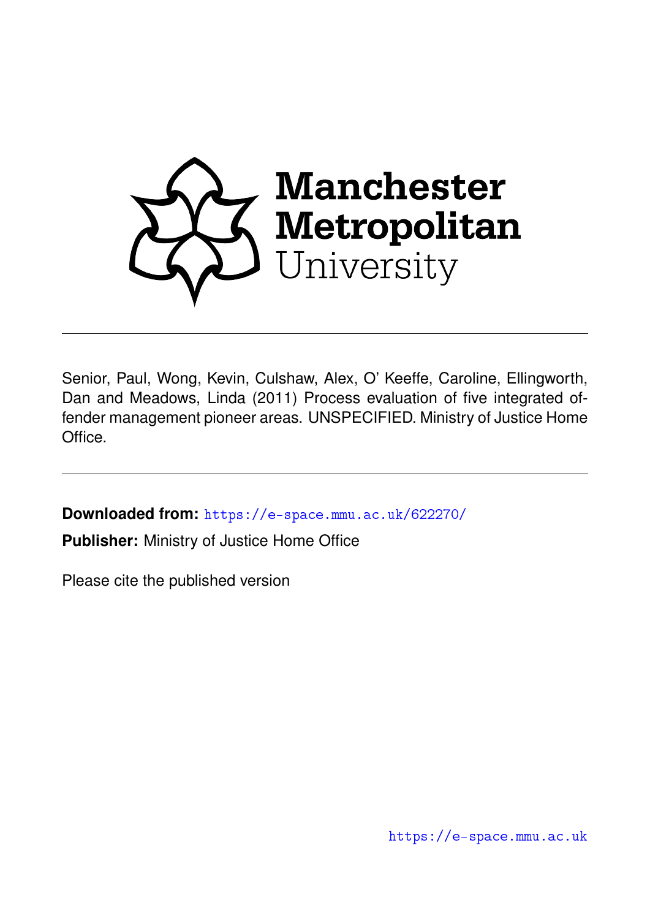Manchester Metropolitan University

Senior, Paul, Wong, Kevin, Culshaw, Alex, O' Keeffe, Caroline, Ellingworth, Dan and Meadows, Linda (2011) Process evaluation of five integrated offender management pioneer areas. UNSPECIFIED. Ministry of Justice Home Office.

**Downloaded from:** https://e-space.mmu.ac.uk/622270/

**Publisher:** Ministry of Justice Home Office

Please cite the published version

https://e-space.mmu.ac.uk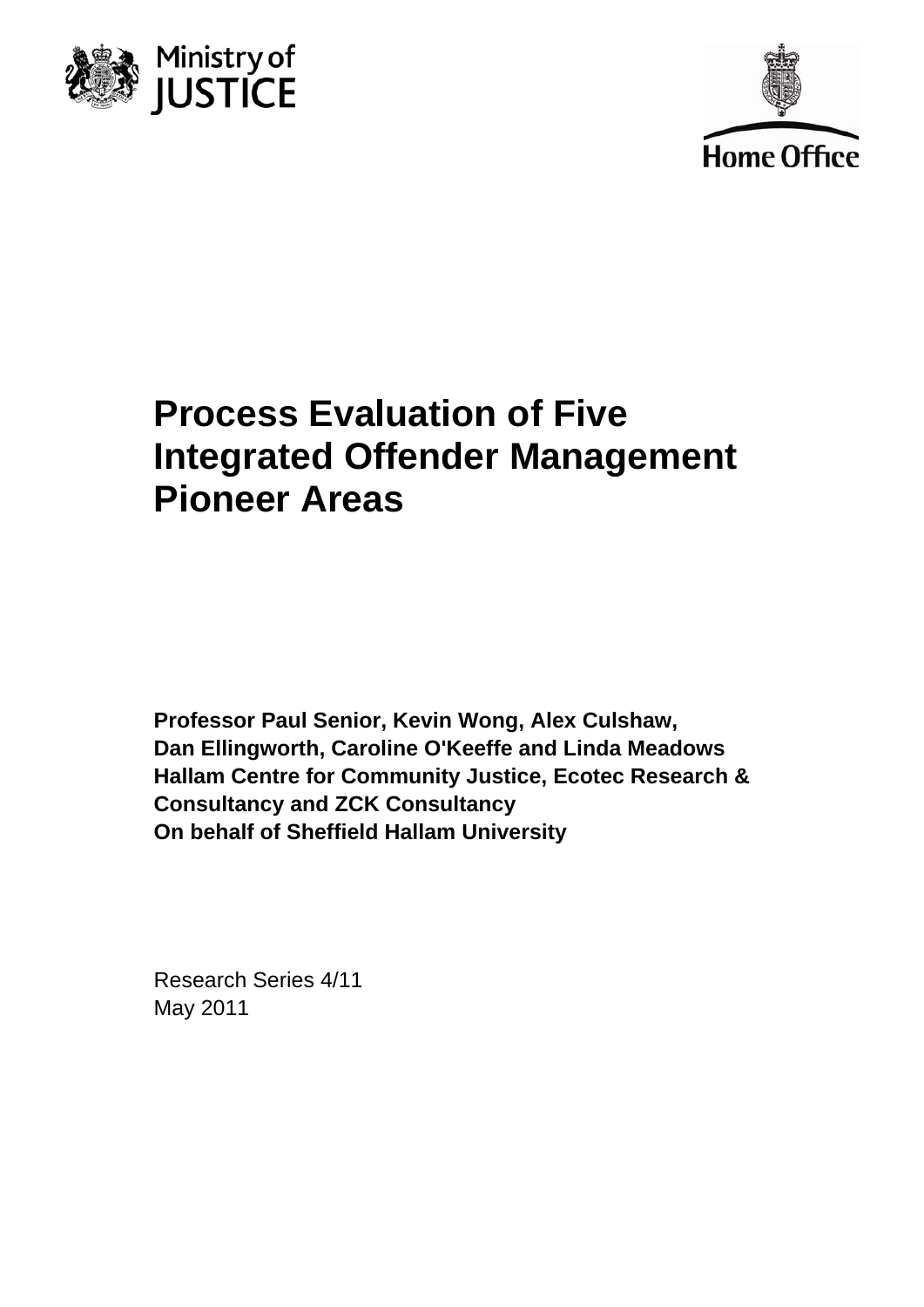# Process Evaluation of Five Integrated Offender Management Pioneer Areas

**Professor Paul Senior, Kevin Wong, Alex Culshaw, Dan Ellingworth, Caroline O'Keeffe and Linda Meadows**
**Hallam Centre for Community Justice, Ecotec Research & Consultancy and ZCK Consultancy**
**On behalf of Sheffield Hallam University**

Research Series 4/11
May 2011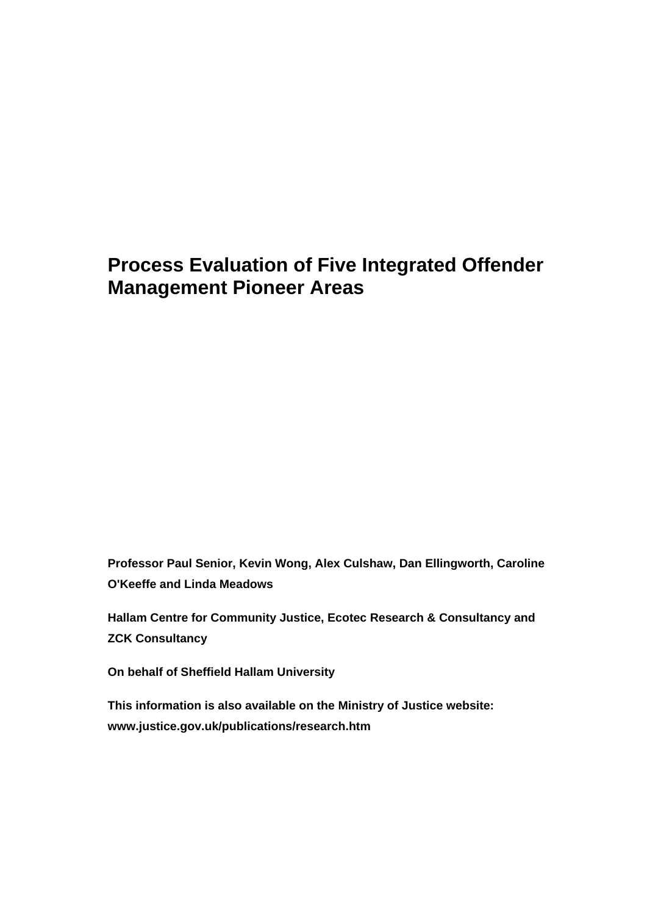# Process Evaluation of Five Integrated Offender Management Pioneer Areas

**Professor Paul Senior, Kevin Wong, Alex Culshaw, Dan Ellingworth, Caroline O'Keeffe and Linda Meadows**

**Hallam Centre for Community Justice, Ecotec Research & Consultancy and ZCK Consultancy**

**On behalf of Sheffield Hallam University**

**This information is also available on the Ministry of Justice website: www.justice.gov.uk/publications/research.htm**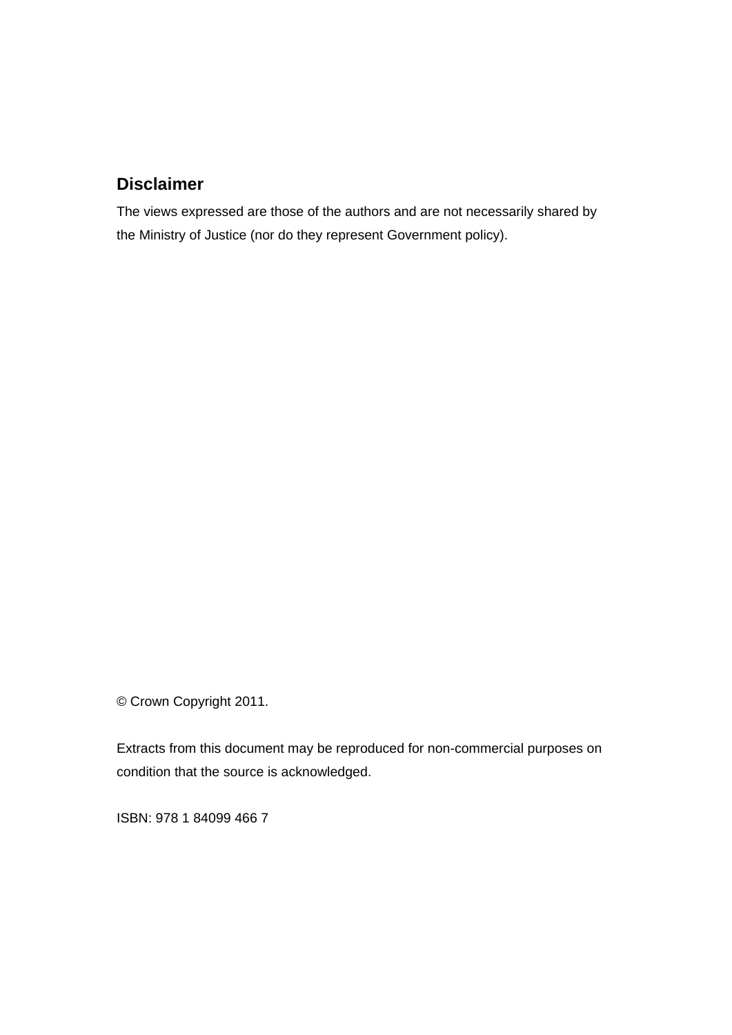## Disclaimer

The views expressed are those of the authors and are not necessarily shared by the Ministry of Justice (nor do they represent Government policy).

© Crown Copyright 2011.

Extracts from this document may be reproduced for non-commercial purposes on condition that the source is acknowledged.

ISBN: 978 1 84099 466 7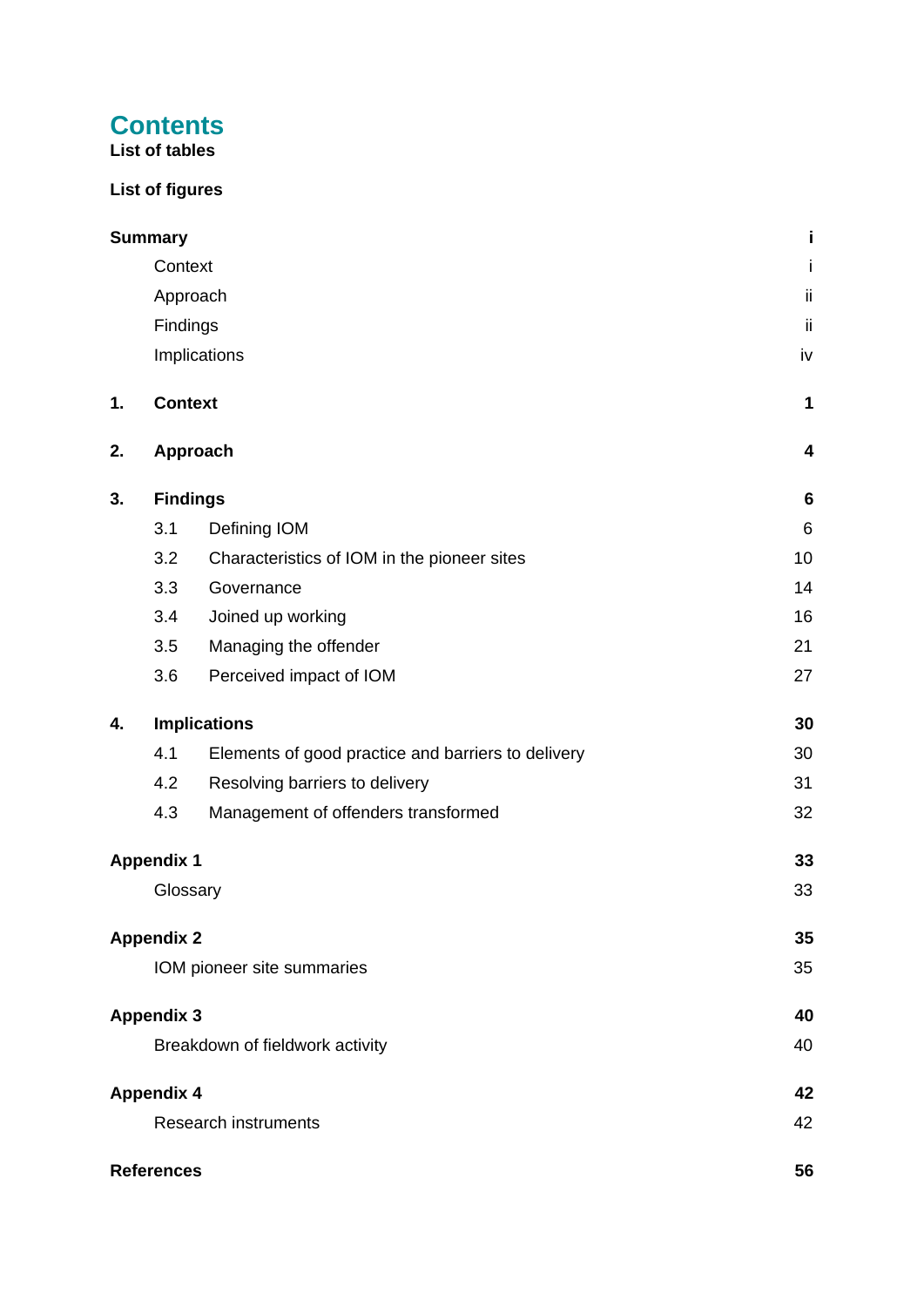# Contents

**List of tables**

**List of figures**

| | | |
|---|---|---|
| **Summary** | | **i** |
| | Context | i |
| | Approach | ii |
| | Findings | ii |
| | Implications | iv |
| **1.** | **Context** | **1** |
| **2.** | **Approach** | **4** |
| **3.** | **Findings** | **6** |
| | 3.1 Defining IOM | 6 |
| | 3.2 Characteristics of IOM in the pioneer sites | 10 |
| | 3.3 Governance | 14 |
| | 3.4 Joined up working | 16 |
| | 3.5 Managing the offender | 21 |
| | 3.6 Perceived impact of IOM | 27 |
| **4.** | **Implications** | **30** |
| | 4.1 Elements of good practice and barriers to delivery | 30 |
| | 4.2 Resolving barriers to delivery | 31 |
| | 4.3 Management of offenders transformed | 32 |
| **Appendix 1** | | **33** |
| | Glossary | 33 |
| **Appendix 2** | | **35** |
| | IOM pioneer site summaries | 35 |
| **Appendix 3** | | **40** |
| | Breakdown of fieldwork activity | 40 |
| **Appendix 4** | | **42** |
| | Research instruments | 42 |
| **References** | | **56** |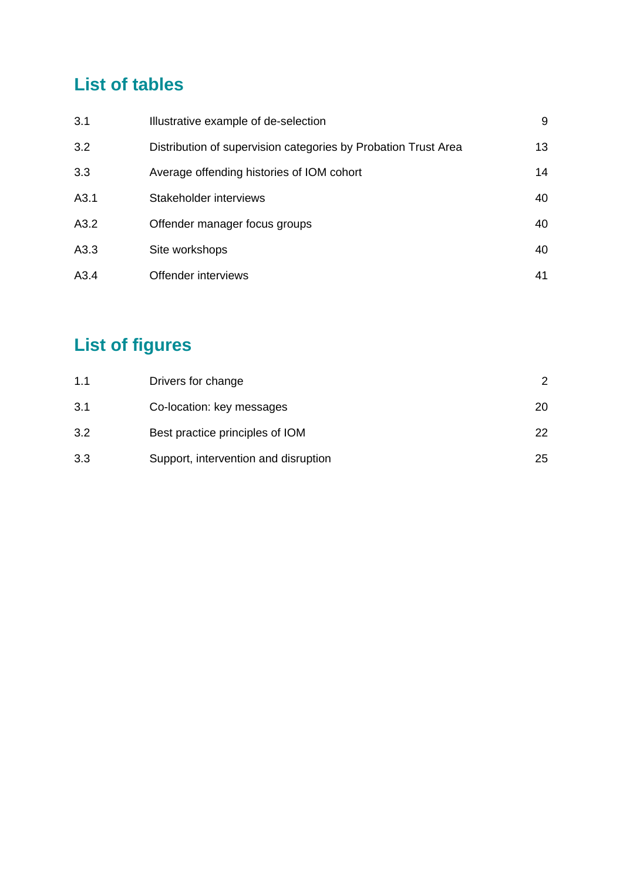## List of tables

| | | |
|---|---|---|
| 3.1 | Illustrative example of de-selection | 9 |
| 3.2 | Distribution of supervision categories by Probation Trust Area | 13 |
| 3.3 | Average offending histories of IOM cohort | 14 |
| A3.1 | Stakeholder interviews | 40 |
| A3.2 | Offender manager focus groups | 40 |
| A3.3 | Site workshops | 40 |
| A3.4 | Offender interviews | 41 |

## List of figures

| | | |
|---|---|---|
| 1.1 | Drivers for change | 2 |
| 3.1 | Co-location: key messages | 20 |
| 3.2 | Best practice principles of IOM | 22 |
| 3.3 | Support, intervention and disruption | 25 |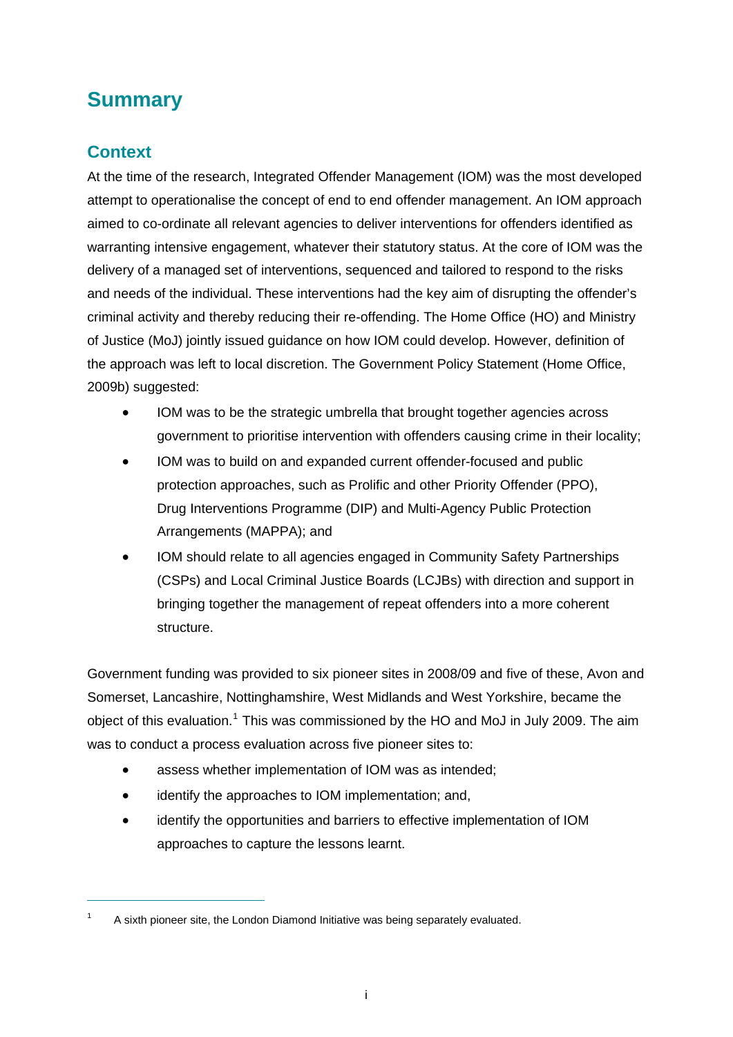# Summary

## Context

At the time of the research, Integrated Offender Management (IOM) was the most developed attempt to operationalise the concept of end to end offender management. An IOM approach aimed to co-ordinate all relevant agencies to deliver interventions for offenders identified as warranting intensive engagement, whatever their statutory status. At the core of IOM was the delivery of a managed set of interventions, sequenced and tailored to respond to the risks and needs of the individual. These interventions had the key aim of disrupting the offender's criminal activity and thereby reducing their re-offending. The Home Office (HO) and Ministry of Justice (MoJ) jointly issued guidance on how IOM could develop. However, definition of the approach was left to local discretion. The Government Policy Statement (Home Office, 2009b) suggested:

- IOM was to be the strategic umbrella that brought together agencies across government to prioritise intervention with offenders causing crime in their locality;
- IOM was to build on and expanded current offender-focused and public protection approaches, such as Prolific and other Priority Offender (PPO), Drug Interventions Programme (DIP) and Multi-Agency Public Protection Arrangements (MAPPA); and
- IOM should relate to all agencies engaged in Community Safety Partnerships (CSPs) and Local Criminal Justice Boards (LCJBs) with direction and support in bringing together the management of repeat offenders into a more coherent structure.

Government funding was provided to six pioneer sites in 2008/09 and five of these, Avon and Somerset, Lancashire, Nottinghamshire, West Midlands and West Yorkshire, became the object of this evaluation.[1] This was commissioned by the HO and MoJ in July 2009. The aim was to conduct a process evaluation across five pioneer sites to:

- assess whether implementation of IOM was as intended;
- identify the approaches to IOM implementation; and,
- identify the opportunities and barriers to effective implementation of IOM approaches to capture the lessons learnt.

[1] A sixth pioneer site, the London Diamond Initiative was being separately evaluated.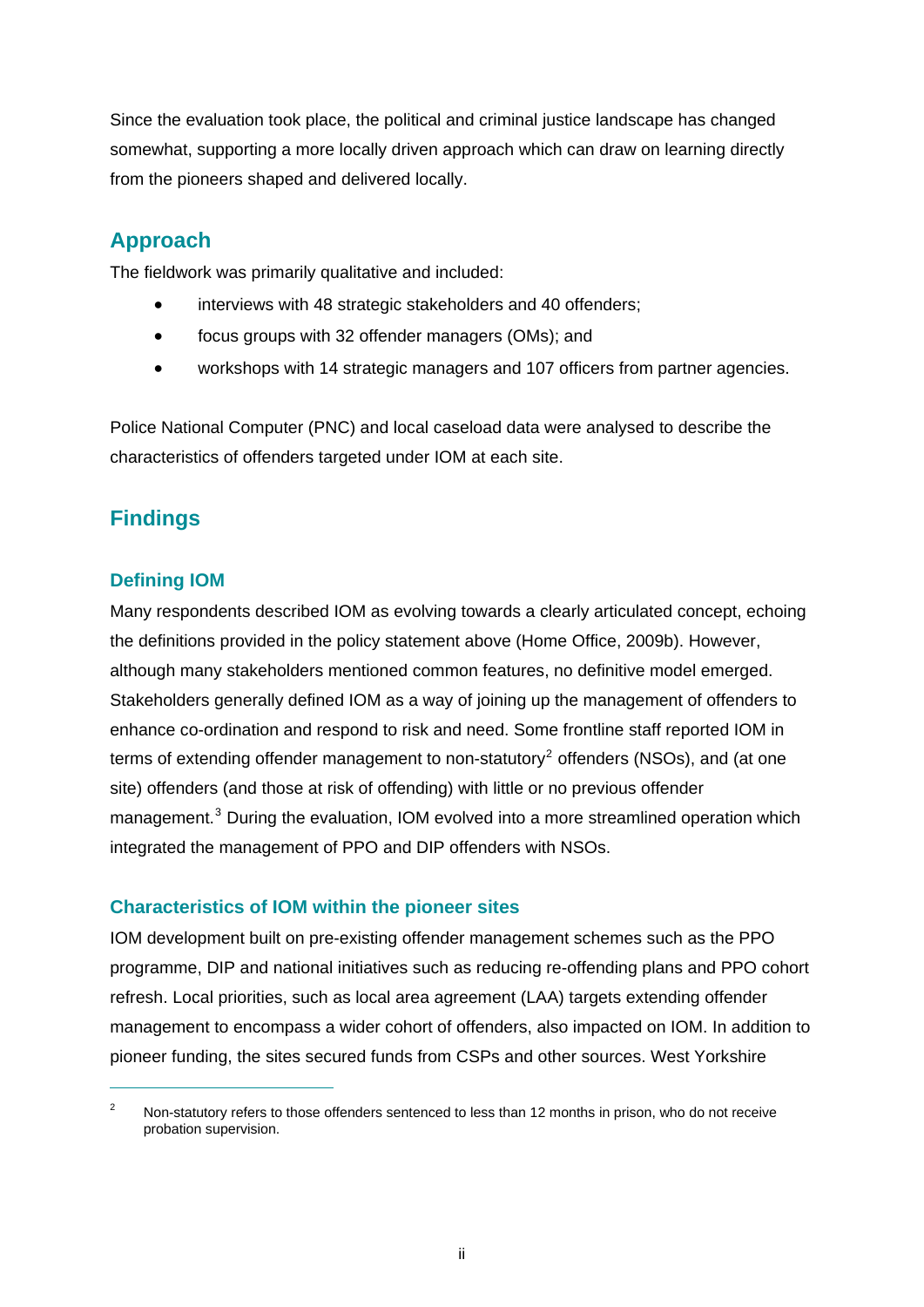Since the evaluation took place, the political and criminal justice landscape has changed somewhat, supporting a more locally driven approach which can draw on learning directly from the pioneers shaped and delivered locally.

## Approach

The fieldwork was primarily qualitative and included:

- interviews with 48 strategic stakeholders and 40 offenders;
- focus groups with 32 offender managers (OMs); and
- workshops with 14 strategic managers and 107 officers from partner agencies.

Police National Computer (PNC) and local caseload data were analysed to describe the characteristics of offenders targeted under IOM at each site.

## Findings

### Defining IOM

Many respondents described IOM as evolving towards a clearly articulated concept, echoing the definitions provided in the policy statement above (Home Office, 2009b). However, although many stakeholders mentioned common features, no definitive model emerged. Stakeholders generally defined IOM as a way of joining up the management of offenders to enhance co-ordination and respond to risk and need. Some frontline staff reported IOM in terms of extending offender management to non-statutory[2] offenders (NSOs), and (at one site) offenders (and those at risk of offending) with little or no previous offender management.[3] During the evaluation, IOM evolved into a more streamlined operation which integrated the management of PPO and DIP offenders with NSOs.

### Characteristics of IOM within the pioneer sites

IOM development built on pre-existing offender management schemes such as the PPO programme, DIP and national initiatives such as reducing re-offending plans and PPO cohort refresh. Local priorities, such as local area agreement (LAA) targets extending offender management to encompass a wider cohort of offenders, also impacted on IOM. In addition to pioneer funding, the sites secured funds from CSPs and other sources. West Yorkshire

---

[2] Non-statutory refers to those offenders sentenced to less than 12 months in prison, who do not receive probation supervision.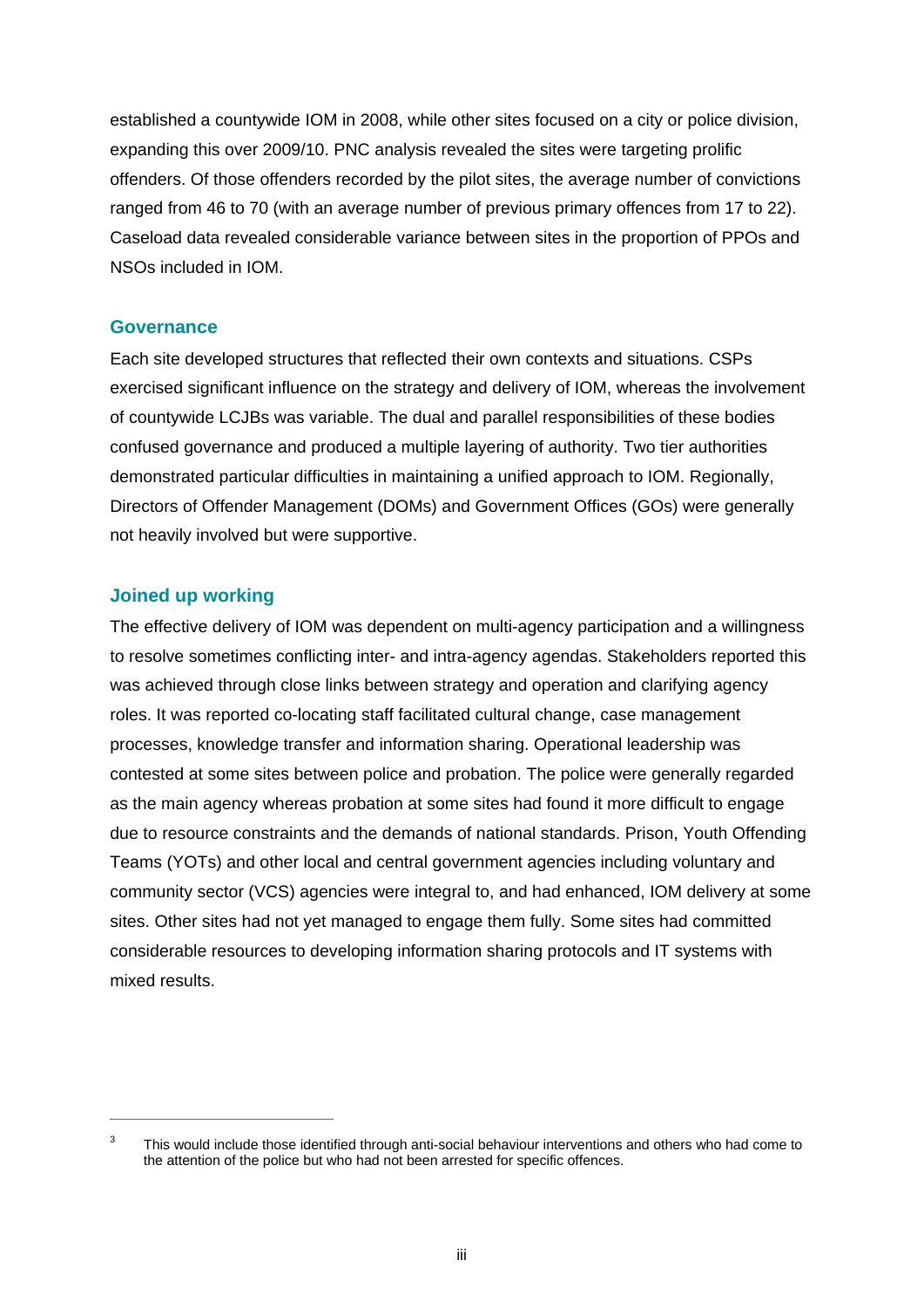established a countywide IOM in 2008, while other sites focused on a city or police division, expanding this over 2009/10. PNC analysis revealed the sites were targeting prolific offenders. Of those offenders recorded by the pilot sites, the average number of convictions ranged from 46 to 70 (with an average number of previous primary offences from 17 to 22). Caseload data revealed considerable variance between sites in the proportion of PPOs and NSOs included in IOM.

## Governance

Each site developed structures that reflected their own contexts and situations. CSPs exercised significant influence on the strategy and delivery of IOM, whereas the involvement of countywide LCJBs was variable. The dual and parallel responsibilities of these bodies confused governance and produced a multiple layering of authority. Two tier authorities demonstrated particular difficulties in maintaining a unified approach to IOM. Regionally, Directors of Offender Management (DOMs) and Government Offices (GOs) were generally not heavily involved but were supportive.

## Joined up working

The effective delivery of IOM was dependent on multi-agency participation and a willingness to resolve sometimes conflicting inter- and intra-agency agendas. Stakeholders reported this was achieved through close links between strategy and operation and clarifying agency roles. It was reported co-locating staff facilitated cultural change, case management processes, knowledge transfer and information sharing. Operational leadership was contested at some sites between police and probation. The police were generally regarded as the main agency whereas probation at some sites had found it more difficult to engage due to resource constraints and the demands of national standards. Prison, Youth Offending Teams (YOTs) and other local and central government agencies including voluntary and community sector (VCS) agencies were integral to, and had enhanced, IOM delivery at some sites. Other sites had not yet managed to engage them fully. Some sites had committed considerable resources to developing information sharing protocols and IT systems with mixed results.

---

[3] This would include those identified through anti-social behaviour interventions and others who had come to the attention of the police but who had not been arrested for specific offences.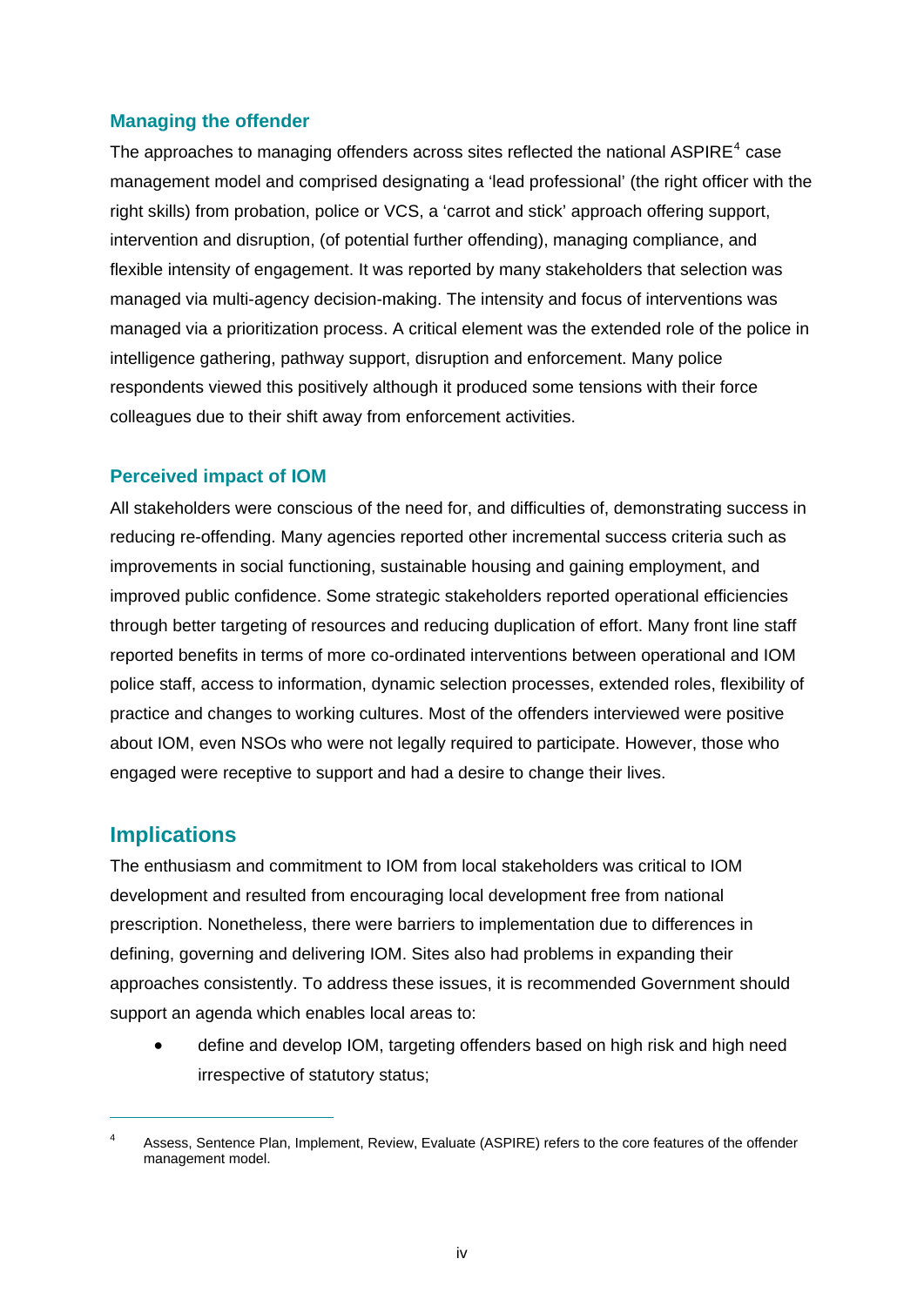### Managing the offender

The approaches to managing offenders across sites reflected the national ASPIRE[4] case management model and comprised designating a 'lead professional' (the right officer with the right skills) from probation, police or VCS, a 'carrot and stick' approach offering support, intervention and disruption, (of potential further offending), managing compliance, and flexible intensity of engagement. It was reported by many stakeholders that selection was managed via multi-agency decision-making. The intensity and focus of interventions was managed via a prioritization process. A critical element was the extended role of the police in intelligence gathering, pathway support, disruption and enforcement. Many police respondents viewed this positively although it produced some tensions with their force colleagues due to their shift away from enforcement activities.

### Perceived impact of IOM

All stakeholders were conscious of the need for, and difficulties of, demonstrating success in reducing re-offending. Many agencies reported other incremental success criteria such as improvements in social functioning, sustainable housing and gaining employment, and improved public confidence. Some strategic stakeholders reported operational efficiencies through better targeting of resources and reducing duplication of effort. Many front line staff reported benefits in terms of more co-ordinated interventions between operational and IOM police staff, access to information, dynamic selection processes, extended roles, flexibility of practice and changes to working cultures. Most of the offenders interviewed were positive about IOM, even NSOs who were not legally required to participate. However, those who engaged were receptive to support and had a desire to change their lives.

## Implications

The enthusiasm and commitment to IOM from local stakeholders was critical to IOM development and resulted from encouraging local development free from national prescription. Nonetheless, there were barriers to implementation due to differences in defining, governing and delivering IOM. Sites also had problems in expanding their approaches consistently. To address these issues, it is recommended Government should support an agenda which enables local areas to:

- define and develop IOM, targeting offenders based on high risk and high need irrespective of statutory status;

---

[4] Assess, Sentence Plan, Implement, Review, Evaluate (ASPIRE) refers to the core features of the offender management model.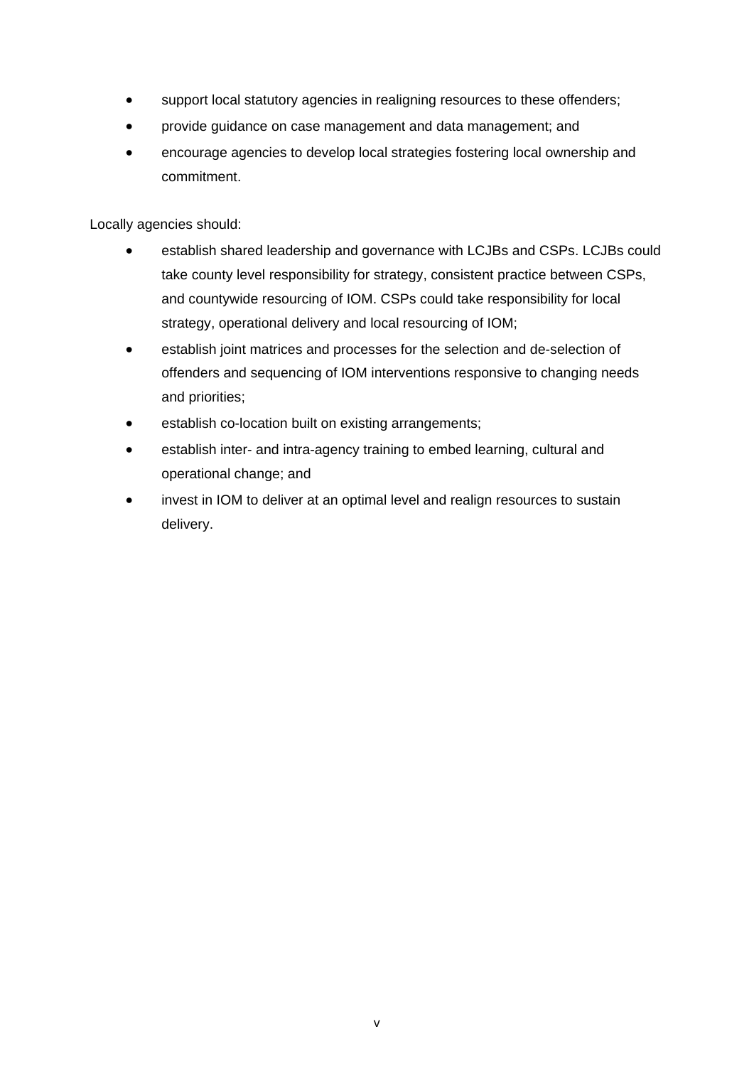- support local statutory agencies in realigning resources to these offenders;
- provide guidance on case management and data management; and
- encourage agencies to develop local strategies fostering local ownership and commitment.

Locally agencies should:

- establish shared leadership and governance with LCJBs and CSPs. LCJBs could take county level responsibility for strategy, consistent practice between CSPs, and countywide resourcing of IOM. CSPs could take responsibility for local strategy, operational delivery and local resourcing of IOM;
- establish joint matrices and processes for the selection and de-selection of offenders and sequencing of IOM interventions responsive to changing needs and priorities;
- establish co-location built on existing arrangements;
- establish inter- and intra-agency training to embed learning, cultural and operational change; and
- invest in IOM to deliver at an optimal level and realign resources to sustain delivery.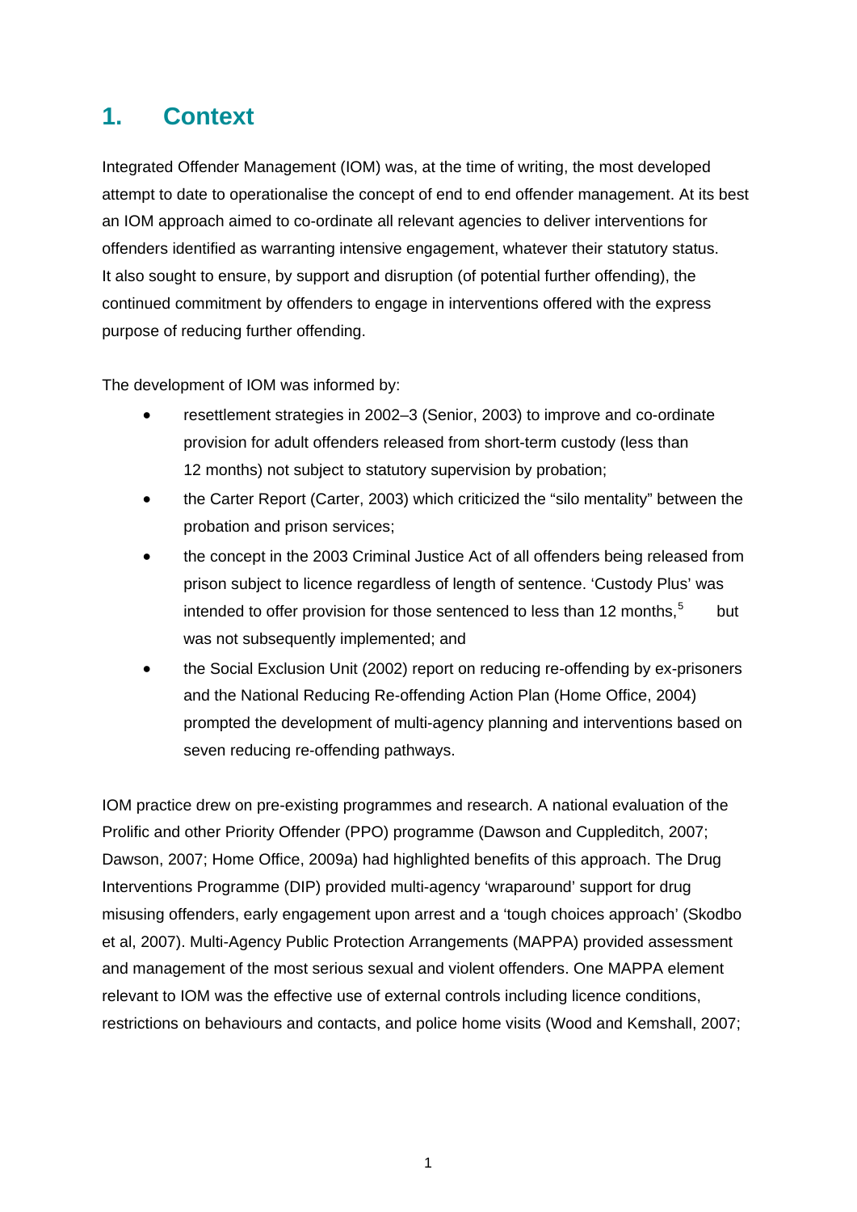# 1. Context

Integrated Offender Management (IOM) was, at the time of writing, the most developed attempt to date to operationalise the concept of end to end offender management. At its best an IOM approach aimed to co-ordinate all relevant agencies to deliver interventions for offenders identified as warranting intensive engagement, whatever their statutory status. It also sought to ensure, by support and disruption (of potential further offending), the continued commitment by offenders to engage in interventions offered with the express purpose of reducing further offending.

The development of IOM was informed by:

- resettlement strategies in 2002–3 (Senior, 2003) to improve and co-ordinate provision for adult offenders released from short-term custody (less than 12 months) not subject to statutory supervision by probation;
- the Carter Report (Carter, 2003) which criticized the "silo mentality" between the probation and prison services;
- the concept in the 2003 Criminal Justice Act of all offenders being released from prison subject to licence regardless of length of sentence. 'Custody Plus' was intended to offer provision for those sentenced to less than 12 months,[5] but was not subsequently implemented; and
- the Social Exclusion Unit (2002) report on reducing re-offending by ex-prisoners and the National Reducing Re-offending Action Plan (Home Office, 2004) prompted the development of multi-agency planning and interventions based on seven reducing re-offending pathways.

IOM practice drew on pre-existing programmes and research. A national evaluation of the Prolific and other Priority Offender (PPO) programme (Dawson and Cuppleditch, 2007; Dawson, 2007; Home Office, 2009a) had highlighted benefits of this approach. The Drug Interventions Programme (DIP) provided multi-agency 'wraparound' support for drug misusing offenders, early engagement upon arrest and a 'tough choices approach' (Skodbo et al, 2007). Multi-Agency Public Protection Arrangements (MAPPA) provided assessment and management of the most serious sexual and violent offenders. One MAPPA element relevant to IOM was the effective use of external controls including licence conditions, restrictions on behaviours and contacts, and police home visits (Wood and Kemshall, 2007;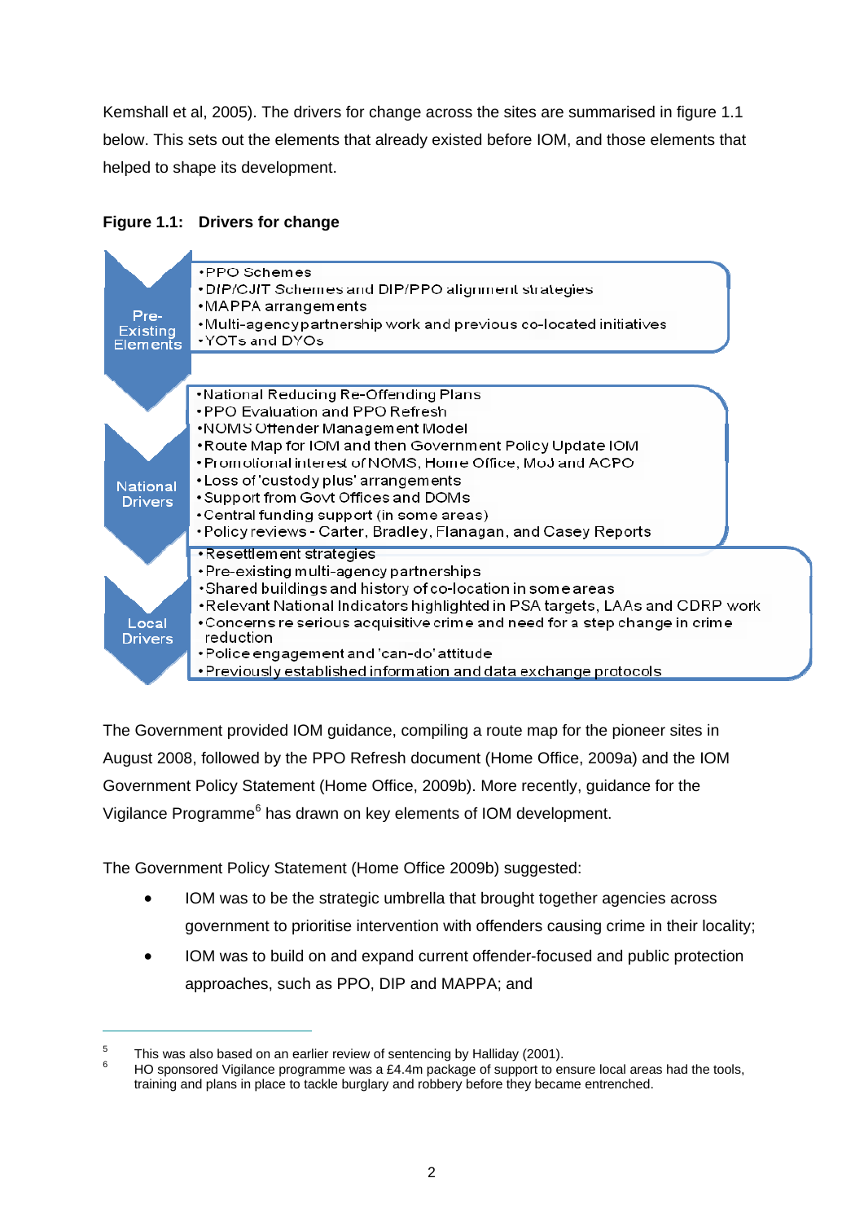Kemshall et al, 2005). The drivers for change across the sites are summarised in figure 1.1 below. This sets out the elements that already existed before IOM, and those elements that helped to shape its development.

**Figure 1.1: Drivers for change**

**Pre-Existing Elements**

- PPO Schemes
- DIP/CJIT Schemes and DIP/PPO alignment strategies
- MAPPA arrangements
- Multi-agency partnership work and previous co-located initiatives
- YOTs and DYOs

**National Drivers**

- National Reducing Re-Offending Plans
- PPO Evaluation and PPO Refresh
- NOMS Offender Management Model
- Route Map for IOM and then Government Policy Update IOM
- Promotional interest of NOMS, Home Office, MoJ and ACPO
- Loss of 'custody plus' arrangements
- Support from Govt Offices and DOMs
- Central funding support (in some areas)
- Policy reviews - Carter, Bradley, Flanagan, and Casey Reports

**Local Drivers**

- Resettlement strategies
- Pre-existing multi-agency partnerships
- Shared buildings and history of co-location in some areas
- Relevant National Indicators highlighted in PSA targets, LAAs and CDRP work
- Concerns re serious acquisitive crime and need for a step change in crime reduction
- Police engagement and 'can-do' attitude
- Previously established information and data exchange protocols

The Government provided IOM guidance, compiling a route map for the pioneer sites in August 2008, followed by the PPO Refresh document (Home Office, 2009a) and the IOM Government Policy Statement (Home Office, 2009b). More recently, guidance for the Vigilance Programme[6] has drawn on key elements of IOM development.

The Government Policy Statement (Home Office 2009b) suggested:

- IOM was to be the strategic umbrella that brought together agencies across government to prioritise intervention with offenders causing crime in their locality;
- IOM was to build on and expand current offender-focused and public protection approaches, such as PPO, DIP and MAPPA; and

---

[5] This was also based on an earlier review of sentencing by Halliday (2001).

[6] HO sponsored Vigilance programme was a £4.4m package of support to ensure local areas had the tools, training and plans in place to tackle burglary and robbery before they became entrenched.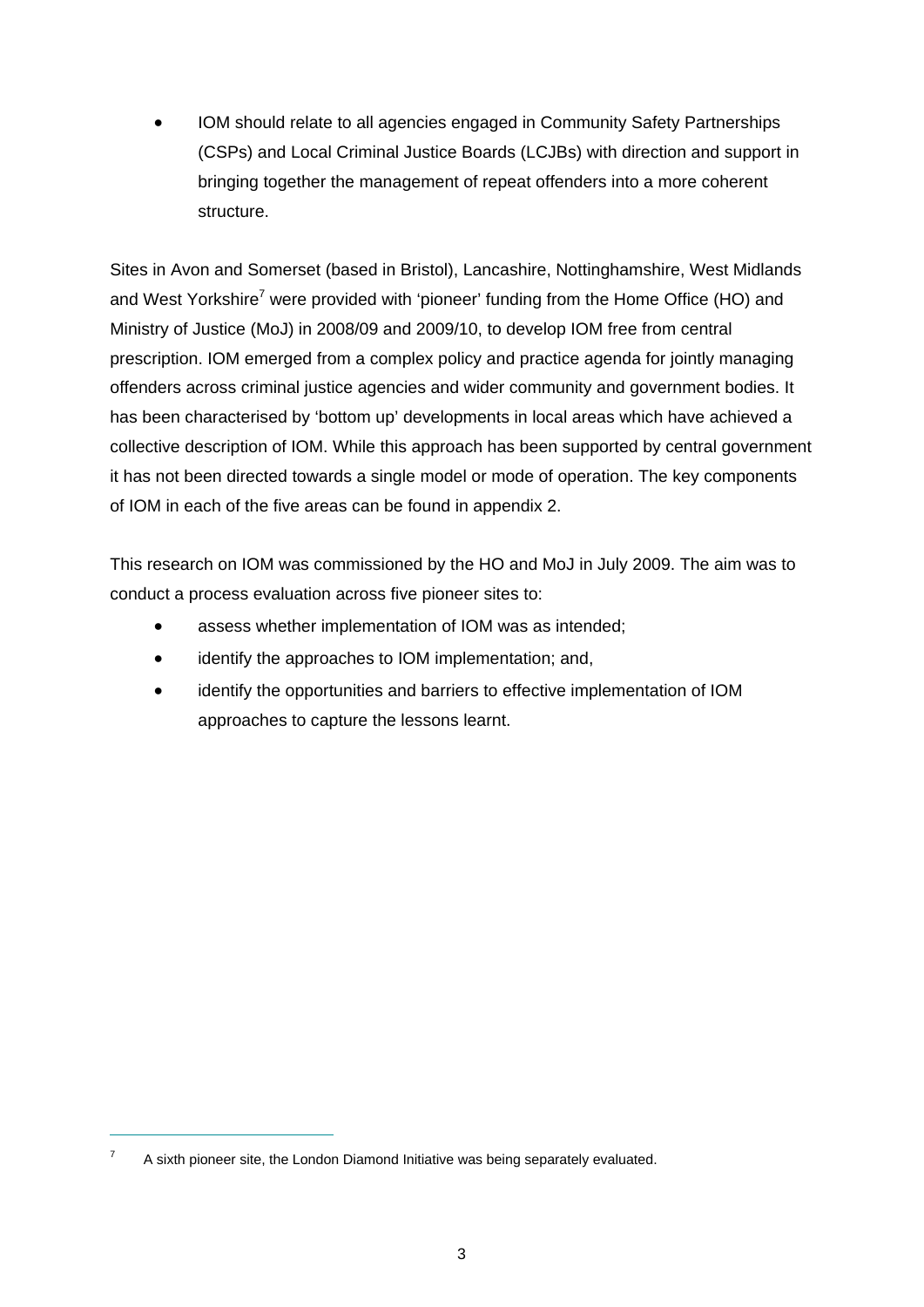- IOM should relate to all agencies engaged in Community Safety Partnerships (CSPs) and Local Criminal Justice Boards (LCJBs) with direction and support in bringing together the management of repeat offenders into a more coherent structure.

Sites in Avon and Somerset (based in Bristol), Lancashire, Nottinghamshire, West Midlands and West Yorkshire[7] were provided with 'pioneer' funding from the Home Office (HO) and Ministry of Justice (MoJ) in 2008/09 and 2009/10, to develop IOM free from central prescription. IOM emerged from a complex policy and practice agenda for jointly managing offenders across criminal justice agencies and wider community and government bodies. It has been characterised by 'bottom up' developments in local areas which have achieved a collective description of IOM. While this approach has been supported by central government it has not been directed towards a single model or mode of operation. The key components of IOM in each of the five areas can be found in appendix 2.

This research on IOM was commissioned by the HO and MoJ in July 2009. The aim was to conduct a process evaluation across five pioneer sites to:

- assess whether implementation of IOM was as intended;
- identify the approaches to IOM implementation; and,
- identify the opportunities and barriers to effective implementation of IOM approaches to capture the lessons learnt.

[7] A sixth pioneer site, the London Diamond Initiative was being separately evaluated.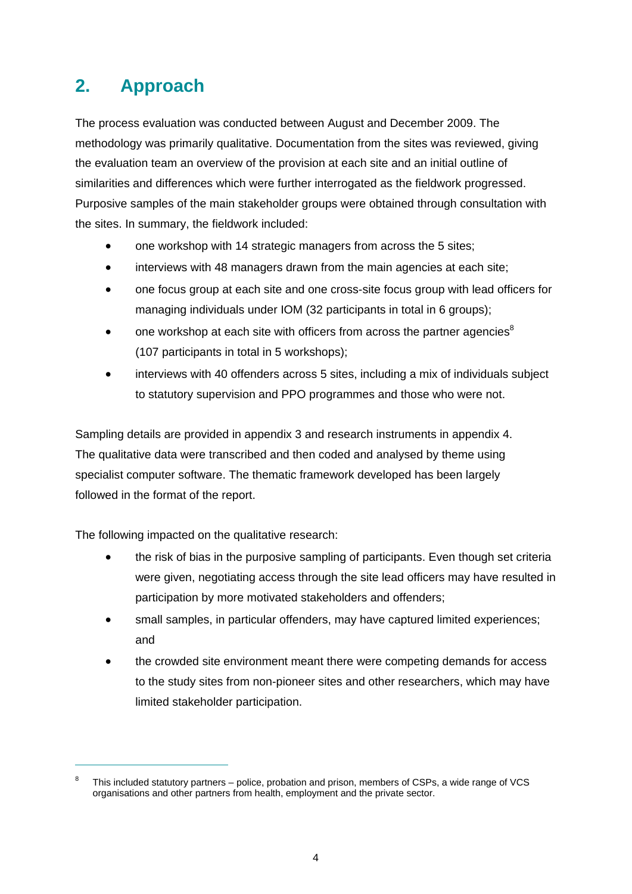## 2. Approach

The process evaluation was conducted between August and December 2009. The methodology was primarily qualitative. Documentation from the sites was reviewed, giving the evaluation team an overview of the provision at each site and an initial outline of similarities and differences which were further interrogated as the fieldwork progressed. Purposive samples of the main stakeholder groups were obtained through consultation with the sites. In summary, the fieldwork included:

- one workshop with 14 strategic managers from across the 5 sites;
- interviews with 48 managers drawn from the main agencies at each site;
- one focus group at each site and one cross-site focus group with lead officers for managing individuals under IOM (32 participants in total in 6 groups);
- one workshop at each site with officers from across the partner agencies[8] (107 participants in total in 5 workshops);
- interviews with 40 offenders across 5 sites, including a mix of individuals subject to statutory supervision and PPO programmes and those who were not.

Sampling details are provided in appendix 3 and research instruments in appendix 4. The qualitative data were transcribed and then coded and analysed by theme using specialist computer software. The thematic framework developed has been largely followed in the format of the report.

The following impacted on the qualitative research:

- the risk of bias in the purposive sampling of participants. Even though set criteria were given, negotiating access through the site lead officers may have resulted in participation by more motivated stakeholders and offenders;
- small samples, in particular offenders, may have captured limited experiences; and
- the crowded site environment meant there were competing demands for access to the study sites from non-pioneer sites and other researchers, which may have limited stakeholder participation.

---

[8] This included statutory partners – police, probation and prison, members of CSPs, a wide range of VCS organisations and other partners from health, employment and the private sector.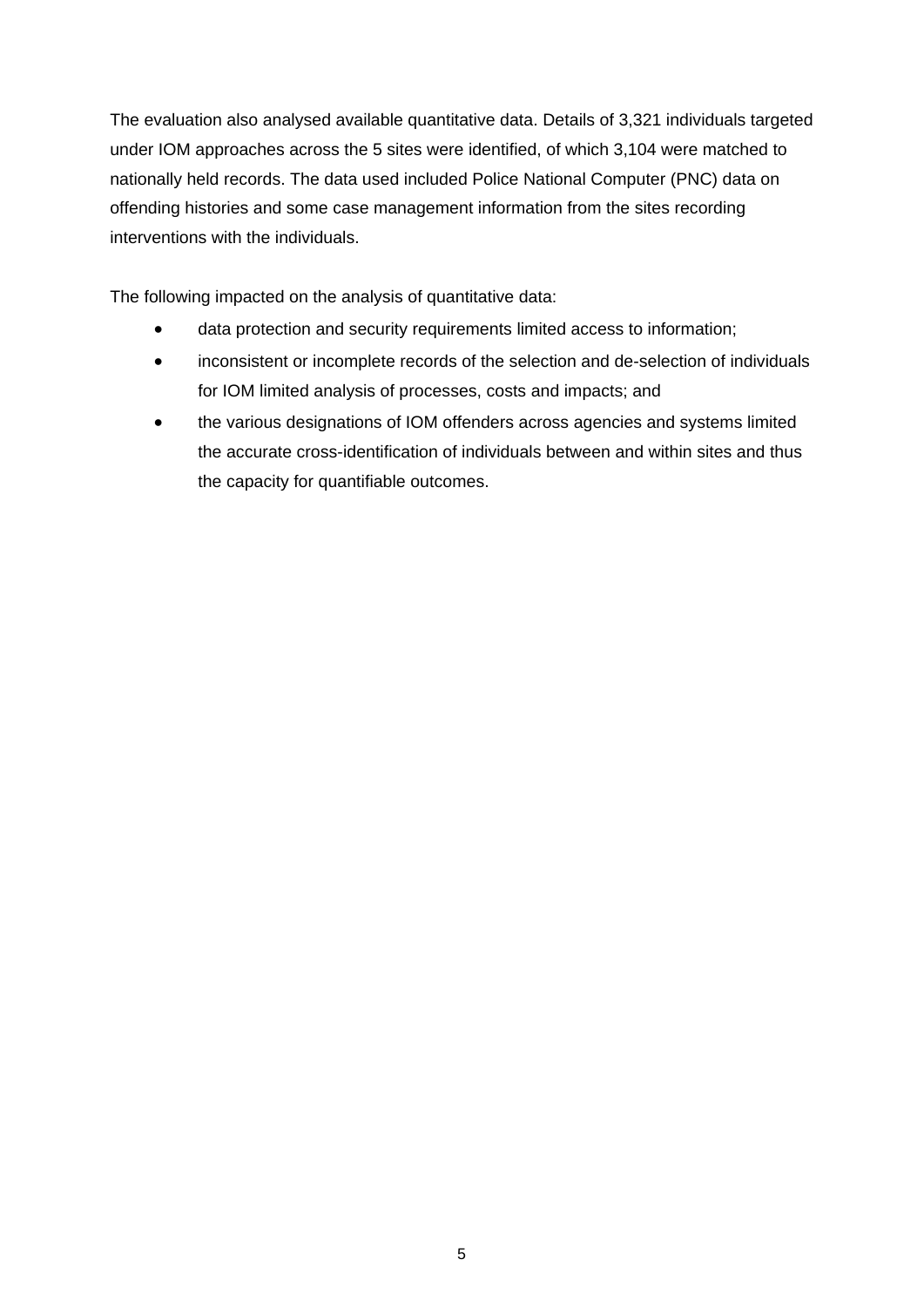The evaluation also analysed available quantitative data. Details of 3,321 individuals targeted under IOM approaches across the 5 sites were identified, of which 3,104 were matched to nationally held records. The data used included Police National Computer (PNC) data on offending histories and some case management information from the sites recording interventions with the individuals.

The following impacted on the analysis of quantitative data:

- data protection and security requirements limited access to information;
- inconsistent or incomplete records of the selection and de-selection of individuals for IOM limited analysis of processes, costs and impacts; and
- the various designations of IOM offenders across agencies and systems limited the accurate cross-identification of individuals between and within sites and thus the capacity for quantifiable outcomes.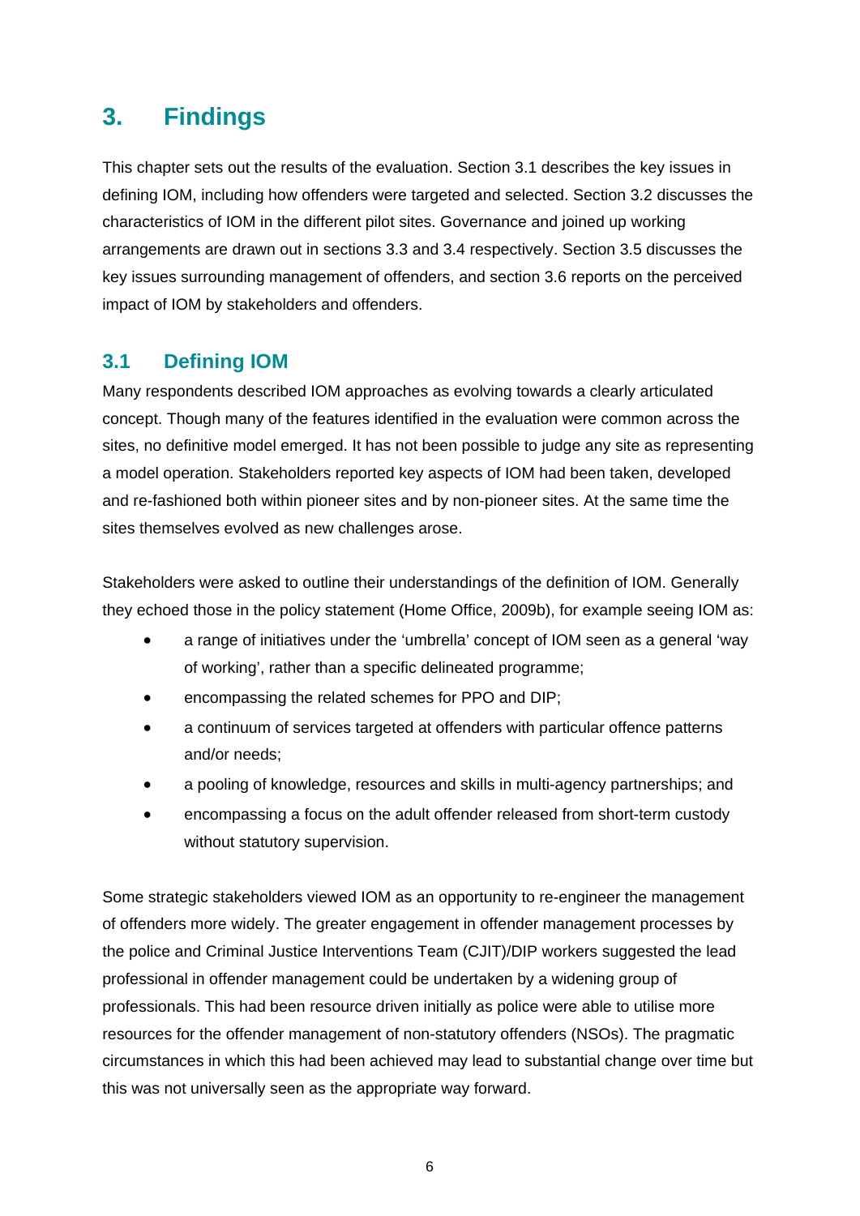# 3. Findings

This chapter sets out the results of the evaluation. Section 3.1 describes the key issues in defining IOM, including how offenders were targeted and selected. Section 3.2 discusses the characteristics of IOM in the different pilot sites. Governance and joined up working arrangements are drawn out in sections 3.3 and 3.4 respectively. Section 3.5 discusses the key issues surrounding management of offenders, and section 3.6 reports on the perceived impact of IOM by stakeholders and offenders.

## 3.1 Defining IOM

Many respondents described IOM approaches as evolving towards a clearly articulated concept. Though many of the features identified in the evaluation were common across the sites, no definitive model emerged. It has not been possible to judge any site as representing a model operation. Stakeholders reported key aspects of IOM had been taken, developed and re-fashioned both within pioneer sites and by non-pioneer sites. At the same time the sites themselves evolved as new challenges arose.

Stakeholders were asked to outline their understandings of the definition of IOM. Generally they echoed those in the policy statement (Home Office, 2009b), for example seeing IOM as:

- a range of initiatives under the 'umbrella' concept of IOM seen as a general 'way of working', rather than a specific delineated programme;
- encompassing the related schemes for PPO and DIP;
- a continuum of services targeted at offenders with particular offence patterns and/or needs;
- a pooling of knowledge, resources and skills in multi-agency partnerships; and
- encompassing a focus on the adult offender released from short-term custody without statutory supervision.

Some strategic stakeholders viewed IOM as an opportunity to re-engineer the management of offenders more widely. The greater engagement in offender management processes by the police and Criminal Justice Interventions Team (CJIT)/DIP workers suggested the lead professional in offender management could be undertaken by a widening group of professionals. This had been resource driven initially as police were able to utilise more resources for the offender management of non-statutory offenders (NSOs). The pragmatic circumstances in which this had been achieved may lead to substantial change over time but this was not universally seen as the appropriate way forward.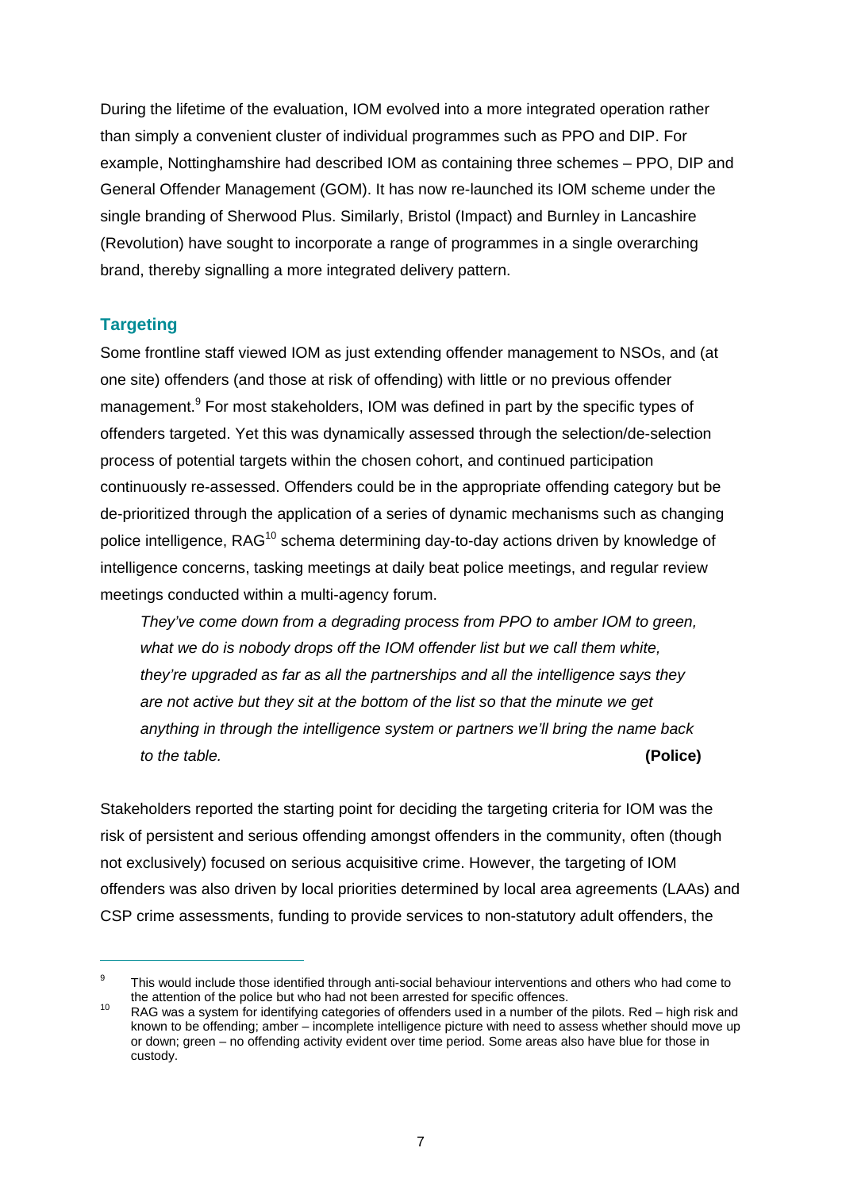During the lifetime of the evaluation, IOM evolved into a more integrated operation rather than simply a convenient cluster of individual programmes such as PPO and DIP. For example, Nottinghamshire had described IOM as containing three schemes – PPO, DIP and General Offender Management (GOM). It has now re-launched its IOM scheme under the single branding of Sherwood Plus. Similarly, Bristol (Impact) and Burnley in Lancashire (Revolution) have sought to incorporate a range of programmes in a single overarching brand, thereby signalling a more integrated delivery pattern.

## Targeting

Some frontline staff viewed IOM as just extending offender management to NSOs, and (at one site) offenders (and those at risk of offending) with little or no previous offender management.[9] For most stakeholders, IOM was defined in part by the specific types of offenders targeted. Yet this was dynamically assessed through the selection/de-selection process of potential targets within the chosen cohort, and continued participation continuously re-assessed. Offenders could be in the appropriate offending category but be de-prioritized through the application of a series of dynamic mechanisms such as changing police intelligence, RAG[10] schema determining day-to-day actions driven by knowledge of intelligence concerns, tasking meetings at daily beat police meetings, and regular review meetings conducted within a multi-agency forum.

> *They've come down from a degrading process from PPO to amber IOM to green, what we do is nobody drops off the IOM offender list but we call them white, they're upgraded as far as all the partnerships and all the intelligence says they are not active but they sit at the bottom of the list so that the minute we get anything in through the intelligence system or partners we'll bring the name back to the table.* **(Police)**

Stakeholders reported the starting point for deciding the targeting criteria for IOM was the risk of persistent and serious offending amongst offenders in the community, often (though not exclusively) focused on serious acquisitive crime. However, the targeting of IOM offenders was also driven by local priorities determined by local area agreements (LAAs) and CSP crime assessments, funding to provide services to non-statutory adult offenders, the

---

[9] This would include those identified through anti-social behaviour interventions and others who had come to the attention of the police but who had not been arrested for specific offences.

[10] RAG was a system for identifying categories of offenders used in a number of the pilots. Red – high risk and known to be offending; amber – incomplete intelligence picture with need to assess whether should move up or down; green – no offending activity evident over time period. Some areas also have blue for those in custody.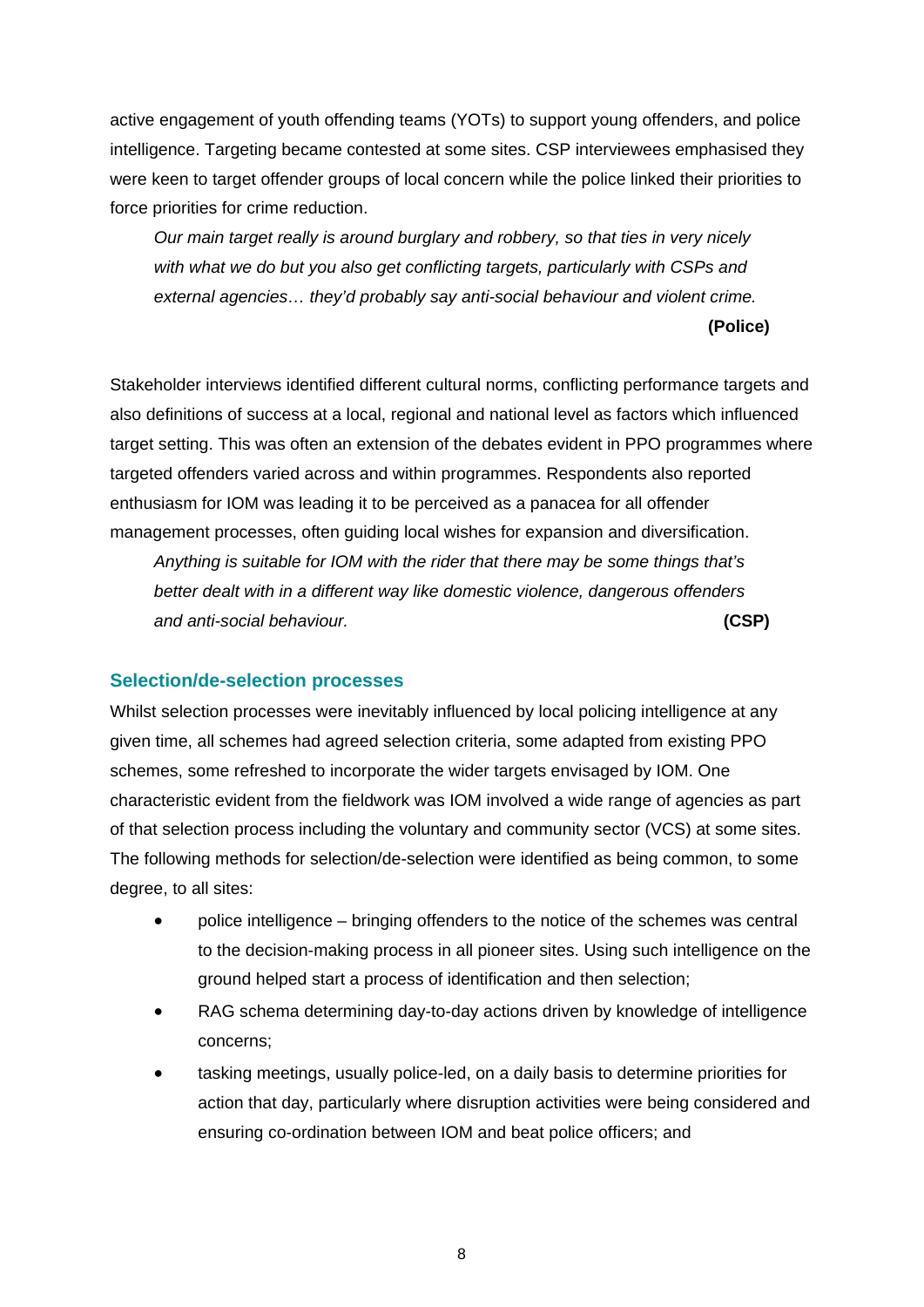active engagement of youth offending teams (YOTs) to support young offenders, and police intelligence. Targeting became contested at some sites. CSP interviewees emphasised they were keen to target offender groups of local concern while the police linked their priorities to force priorities for crime reduction.

> *Our main target really is around burglary and robbery, so that ties in very nicely with what we do but you also get conflicting targets, particularly with CSPs and external agencies… they'd probably say anti-social behaviour and violent crime.* **(Police)**

Stakeholder interviews identified different cultural norms, conflicting performance targets and also definitions of success at a local, regional and national level as factors which influenced target setting. This was often an extension of the debates evident in PPO programmes where targeted offenders varied across and within programmes. Respondents also reported enthusiasm for IOM was leading it to be perceived as a panacea for all offender management processes, often guiding local wishes for expansion and diversification.

> *Anything is suitable for IOM with the rider that there may be some things that's better dealt with in a different way like domestic violence, dangerous offenders and anti-social behaviour.* **(CSP)**

### Selection/de-selection processes

Whilst selection processes were inevitably influenced by local policing intelligence at any given time, all schemes had agreed selection criteria, some adapted from existing PPO schemes, some refreshed to incorporate the wider targets envisaged by IOM. One characteristic evident from the fieldwork was IOM involved a wide range of agencies as part of that selection process including the voluntary and community sector (VCS) at some sites. The following methods for selection/de-selection were identified as being common, to some degree, to all sites:

- police intelligence – bringing offenders to the notice of the schemes was central to the decision-making process in all pioneer sites. Using such intelligence on the ground helped start a process of identification and then selection;
- RAG schema determining day-to-day actions driven by knowledge of intelligence concerns;
- tasking meetings, usually police-led, on a daily basis to determine priorities for action that day, particularly where disruption activities were being considered and ensuring co-ordination between IOM and beat police officers; and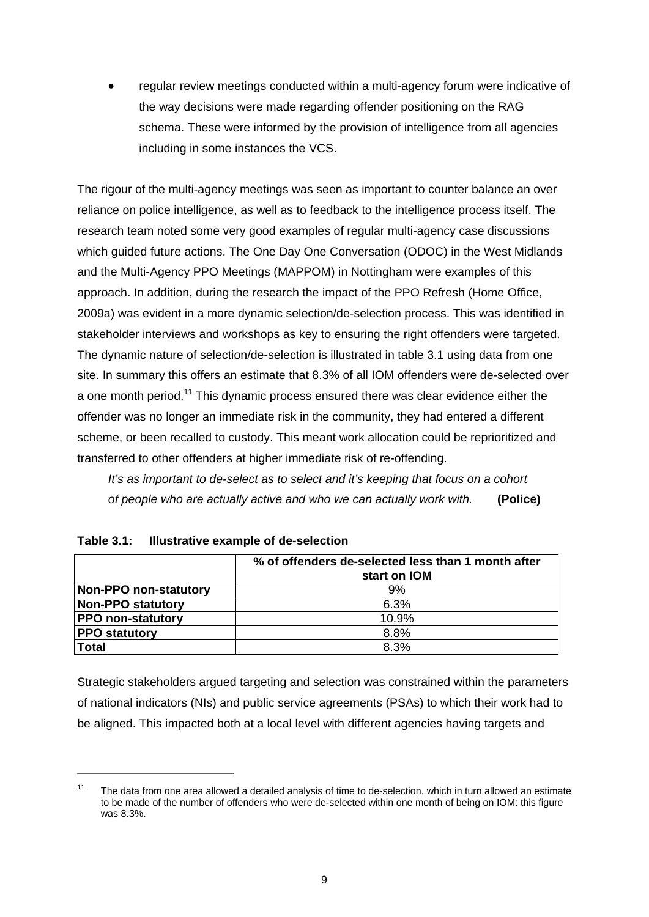- regular review meetings conducted within a multi-agency forum were indicative of the way decisions were made regarding offender positioning on the RAG schema. These were informed by the provision of intelligence from all agencies including in some instances the VCS.

The rigour of the multi-agency meetings was seen as important to counter balance an over reliance on police intelligence, as well as to feedback to the intelligence process itself. The research team noted some very good examples of regular multi-agency case discussions which guided future actions. The One Day One Conversation (ODOC) in the West Midlands and the Multi-Agency PPO Meetings (MAPPOM) in Nottingham were examples of this approach. In addition, during the research the impact of the PPO Refresh (Home Office, 2009a) was evident in a more dynamic selection/de-selection process. This was identified in stakeholder interviews and workshops as key to ensuring the right offenders were targeted. The dynamic nature of selection/de-selection is illustrated in table 3.1 using data from one site. In summary this offers an estimate that 8.3% of all IOM offenders were de-selected over a one month period.[11] This dynamic process ensured there was clear evidence either the offender was no longer an immediate risk in the community, they had entered a different scheme, or been recalled to custody. This meant work allocation could be reprioritized and transferred to other offenders at higher immediate risk of re-offending.

> *It's as important to de-select as to select and it's keeping that focus on a cohort of people who are actually active and who we can actually work with.* **(Police)**

**Table 3.1: Illustrative example of de-selection**

| | % of offenders de-selected less than 1 month after start on IOM |
|---|---|
| **Non-PPO non-statutory** | 9% |
| **Non-PPO statutory** | 6.3% |
| **PPO non-statutory** | 10.9% |
| **PPO statutory** | 8.8% |
| **Total** | 8.3% |

Strategic stakeholders argued targeting and selection was constrained within the parameters of national indicators (NIs) and public service agreements (PSAs) to which their work had to be aligned. This impacted both at a local level with different agencies having targets and

---

[11] The data from one area allowed a detailed analysis of time to de-selection, which in turn allowed an estimate to be made of the number of offenders who were de-selected within one month of being on IOM: this figure was 8.3%.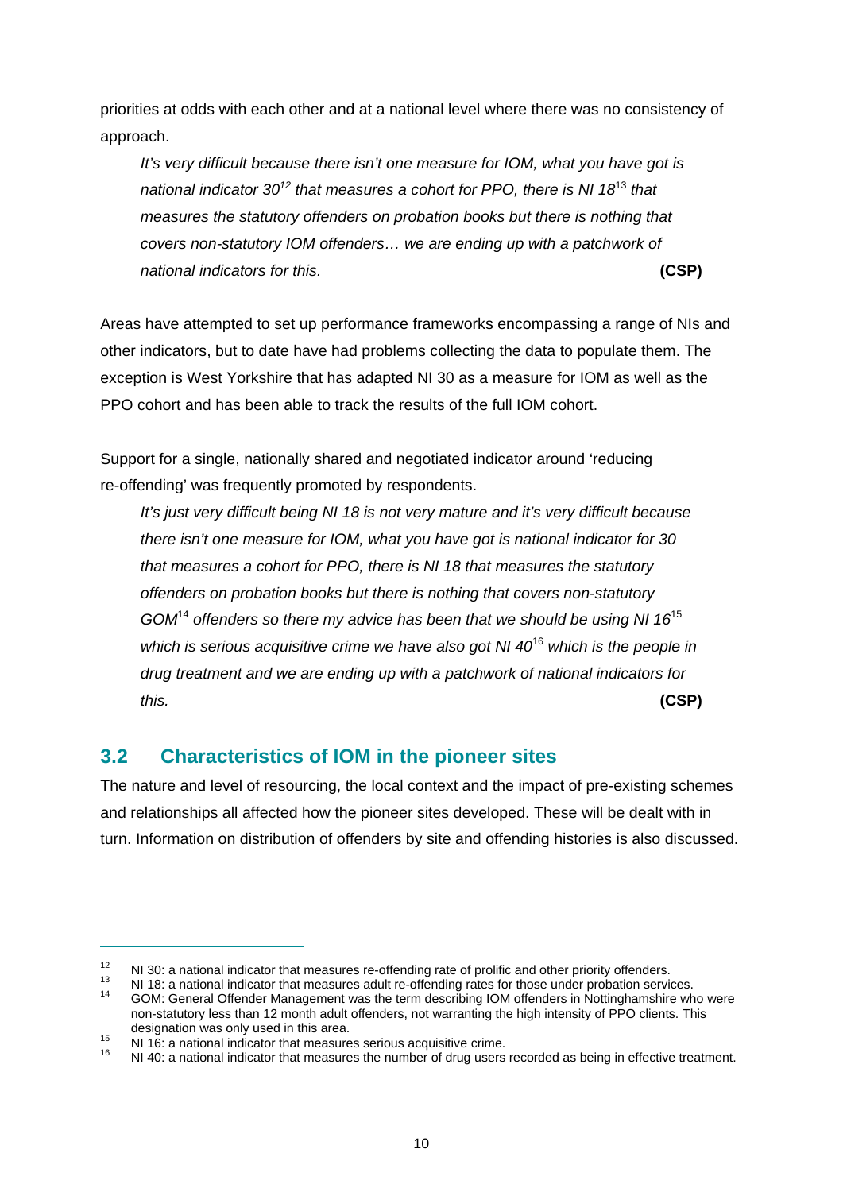priorities at odds with each other and at a national level where there was no consistency of approach.

> *It's very difficult because there isn't one measure for IOM, what you have got is national indicator 30*[12] *that measures a cohort for PPO, there is NI 18*[13] *that measures the statutory offenders on probation books but there is nothing that covers non-statutory IOM offenders… we are ending up with a patchwork of national indicators for this.* **(CSP)**

Areas have attempted to set up performance frameworks encompassing a range of NIs and other indicators, but to date have had problems collecting the data to populate them. The exception is West Yorkshire that has adapted NI 30 as a measure for IOM as well as the PPO cohort and has been able to track the results of the full IOM cohort.

Support for a single, nationally shared and negotiated indicator around 'reducing re-offending' was frequently promoted by respondents.

> *It's just very difficult being NI 18 is not very mature and it's very difficult because there isn't one measure for IOM, what you have got is national indicator for 30 that measures a cohort for PPO, there is NI 18 that measures the statutory offenders on probation books but there is nothing that covers non-statutory GOM*[14] *offenders so there my advice has been that we should be using NI 16*[15] *which is serious acquisitive crime we have also got NI 40*[16] *which is the people in drug treatment and we are ending up with a patchwork of national indicators for this.* **(CSP)**

## 3.2 Characteristics of IOM in the pioneer sites

The nature and level of resourcing, the local context and the impact of pre-existing schemes and relationships all affected how the pioneer sites developed. These will be dealt with in turn. Information on distribution of offenders by site and offending histories is also discussed.

---

[12] NI 30: a national indicator that measures re-offending rate of prolific and other priority offenders.

[13] NI 18: a national indicator that measures adult re-offending rates for those under probation services.

[14] GOM: General Offender Management was the term describing IOM offenders in Nottinghamshire who were non-statutory less than 12 month adult offenders, not warranting the high intensity of PPO clients. This designation was only used in this area.

[15] NI 16: a national indicator that measures serious acquisitive crime.

[16] NI 40: a national indicator that measures the number of drug users recorded as being in effective treatment.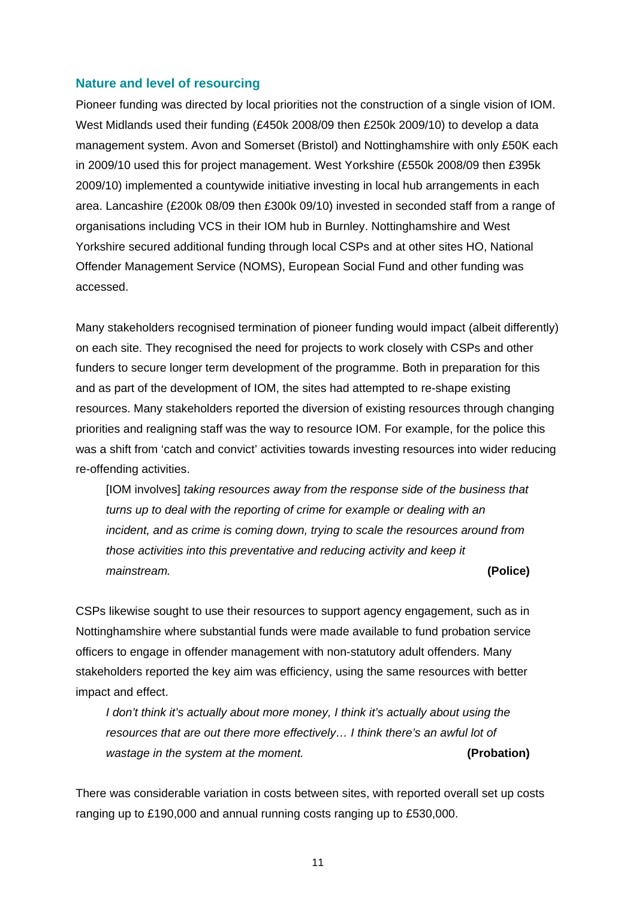### Nature and level of resourcing

Pioneer funding was directed by local priorities not the construction of a single vision of IOM. West Midlands used their funding (£450k 2008/09 then £250k 2009/10) to develop a data management system. Avon and Somerset (Bristol) and Nottinghamshire with only £50K each in 2009/10 used this for project management. West Yorkshire (£550k 2008/09 then £395k 2009/10) implemented a countywide initiative investing in local hub arrangements in each area. Lancashire (£200k 08/09 then £300k 09/10) invested in seconded staff from a range of organisations including VCS in their IOM hub in Burnley. Nottinghamshire and West Yorkshire secured additional funding through local CSPs and at other sites HO, National Offender Management Service (NOMS), European Social Fund and other funding was accessed.

Many stakeholders recognised termination of pioneer funding would impact (albeit differently) on each site. They recognised the need for projects to work closely with CSPs and other funders to secure longer term development of the programme. Both in preparation for this and as part of the development of IOM, the sites had attempted to re-shape existing resources. Many stakeholders reported the diversion of existing resources through changing priorities and realigning staff was the way to resource IOM. For example, for the police this was a shift from 'catch and convict' activities towards investing resources into wider reducing re-offending activities.

> [IOM involves] *taking resources away from the response side of the business that turns up to deal with the reporting of crime for example or dealing with an incident, and as crime is coming down, trying to scale the resources around from those activities into this preventative and reducing activity and keep it mainstream.* **(Police)**

CSPs likewise sought to use their resources to support agency engagement, such as in Nottinghamshire where substantial funds were made available to fund probation service officers to engage in offender management with non-statutory adult offenders. Many stakeholders reported the key aim was efficiency, using the same resources with better impact and effect.

> *I don't think it's actually about more money, I think it's actually about using the resources that are out there more effectively… I think there's an awful lot of wastage in the system at the moment.* **(Probation)**

There was considerable variation in costs between sites, with reported overall set up costs ranging up to £190,000 and annual running costs ranging up to £530,000.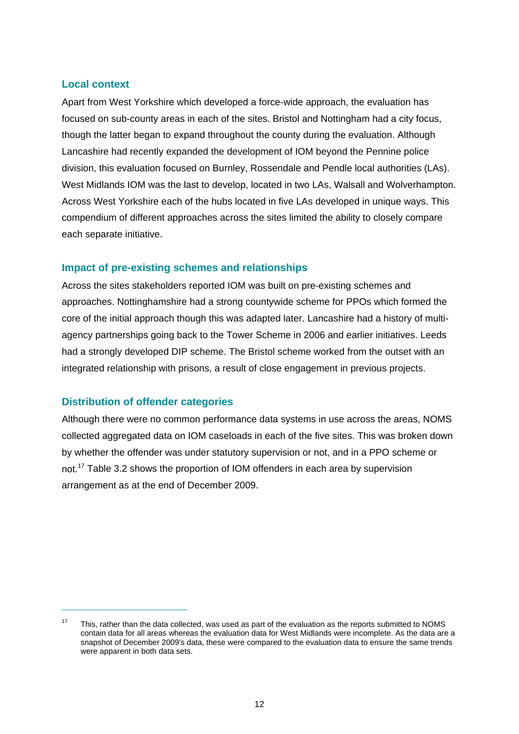### Local context

Apart from West Yorkshire which developed a force-wide approach, the evaluation has focused on sub-county areas in each of the sites. Bristol and Nottingham had a city focus, though the latter began to expand throughout the county during the evaluation. Although Lancashire had recently expanded the development of IOM beyond the Pennine police division, this evaluation focused on Burnley, Rossendale and Pendle local authorities (LAs). West Midlands IOM was the last to develop, located in two LAs, Walsall and Wolverhampton. Across West Yorkshire each of the hubs located in five LAs developed in unique ways. This compendium of different approaches across the sites limited the ability to closely compare each separate initiative.

### Impact of pre-existing schemes and relationships

Across the sites stakeholders reported IOM was built on pre-existing schemes and approaches. Nottinghamshire had a strong countywide scheme for PPOs which formed the core of the initial approach though this was adapted later. Lancashire had a history of multi-agency partnerships going back to the Tower Scheme in 2006 and earlier initiatives. Leeds had a strongly developed DIP scheme. The Bristol scheme worked from the outset with an integrated relationship with prisons, a result of close engagement in previous projects.

### Distribution of offender categories

Although there were no common performance data systems in use across the areas, NOMS collected aggregated data on IOM caseloads in each of the five sites. This was broken down by whether the offender was under statutory supervision or not, and in a PPO scheme or not.[17] Table 3.2 shows the proportion of IOM offenders in each area by supervision arrangement as at the end of December 2009.

---

[17] This, rather than the data collected, was used as part of the evaluation as the reports submitted to NOMS contain data for all areas whereas the evaluation data for West Midlands were incomplete. As the data are a snapshot of December 2009's data, these were compared to the evaluation data to ensure the same trends were apparent in both data sets.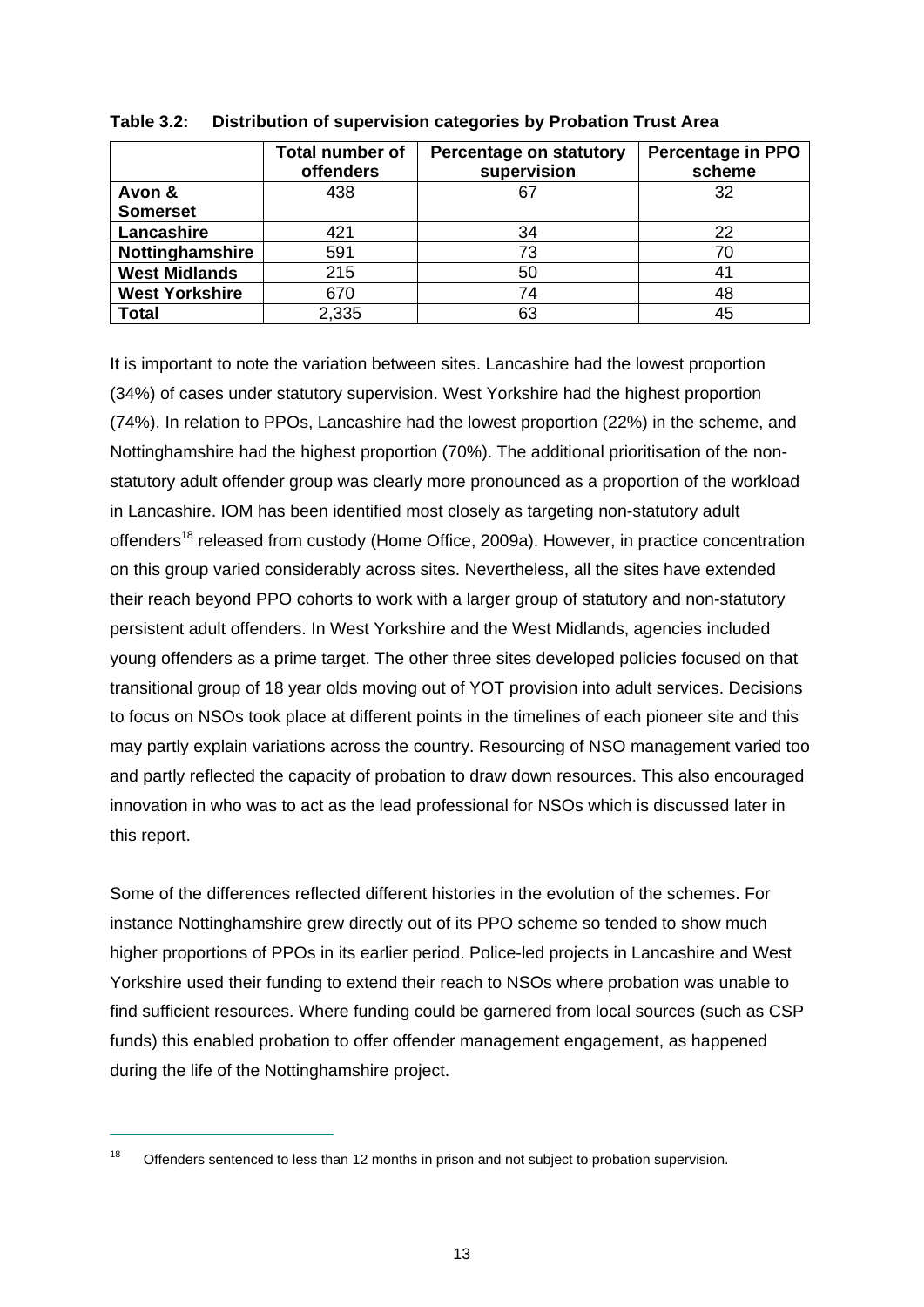**Table 3.2: Distribution of supervision categories by Probation Trust Area**

| | Total number of offenders | Percentage on statutory supervision | Percentage in PPO scheme |
|---|---|---|---|
| **Avon & Somerset** | 438 | 67 | 32 |
| **Lancashire** | 421 | 34 | 22 |
| **Nottinghamshire** | 591 | 73 | 70 |
| **West Midlands** | 215 | 50 | 41 |
| **West Yorkshire** | 670 | 74 | 48 |
| **Total** | 2,335 | 63 | 45 |

It is important to note the variation between sites. Lancashire had the lowest proportion (34%) of cases under statutory supervision. West Yorkshire had the highest proportion (74%). In relation to PPOs, Lancashire had the lowest proportion (22%) in the scheme, and Nottinghamshire had the highest proportion (70%). The additional prioritisation of the non-statutory adult offender group was clearly more pronounced as a proportion of the workload in Lancashire. IOM has been identified most closely as targeting non-statutory adult offenders[18] released from custody (Home Office, 2009a). However, in practice concentration on this group varied considerably across sites. Nevertheless, all the sites have extended their reach beyond PPO cohorts to work with a larger group of statutory and non-statutory persistent adult offenders. In West Yorkshire and the West Midlands, agencies included young offenders as a prime target. The other three sites developed policies focused on that transitional group of 18 year olds moving out of YOT provision into adult services. Decisions to focus on NSOs took place at different points in the timelines of each pioneer site and this may partly explain variations across the country. Resourcing of NSO management varied too and partly reflected the capacity of probation to draw down resources. This also encouraged innovation in who was to act as the lead professional for NSOs which is discussed later in this report.

Some of the differences reflected different histories in the evolution of the schemes. For instance Nottinghamshire grew directly out of its PPO scheme so tended to show much higher proportions of PPOs in its earlier period. Police-led projects in Lancashire and West Yorkshire used their funding to extend their reach to NSOs where probation was unable to find sufficient resources. Where funding could be garnered from local sources (such as CSP funds) this enabled probation to offer offender management engagement, as happened during the life of the Nottinghamshire project.

---

[18] Offenders sentenced to less than 12 months in prison and not subject to probation supervision.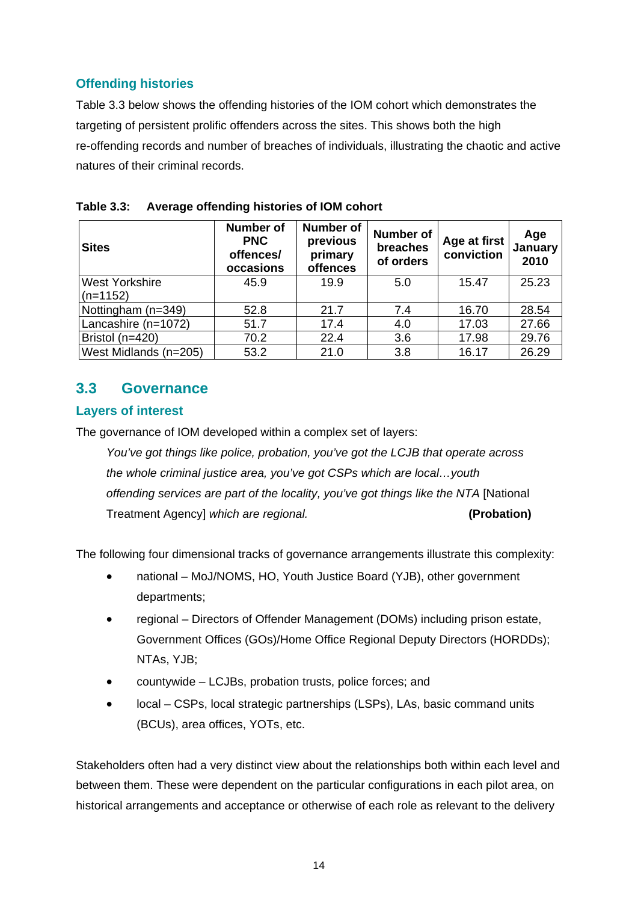### Offending histories

Table 3.3 below shows the offending histories of the IOM cohort which demonstrates the targeting of persistent prolific offenders across the sites. This shows both the high re-offending records and number of breaches of individuals, illustrating the chaotic and active natures of their criminal records.

**Table 3.3: Average offending histories of IOM cohort**

| Sites | Number of PNC offences/ occasions | Number of previous primary offences | Number of breaches of orders | Age at first conviction | Age January 2010 |
|---|---|---|---|---|---|
| West Yorkshire (n=1152) | 45.9 | 19.9 | 5.0 | 15.47 | 25.23 |
| Nottingham (n=349) | 52.8 | 21.7 | 7.4 | 16.70 | 28.54 |
| Lancashire (n=1072) | 51.7 | 17.4 | 4.0 | 17.03 | 27.66 |
| Bristol (n=420) | 70.2 | 22.4 | 3.6 | 17.98 | 29.76 |
| West Midlands (n=205) | 53.2 | 21.0 | 3.8 | 16.17 | 26.29 |

## 3.3 Governance

### Layers of interest

The governance of IOM developed within a complex set of layers:

> *You've got things like police, probation, you've got the LCJB that operate across the whole criminal justice area, you've got CSPs which are local…youth offending services are part of the locality, you've got things like the NTA* [National Treatment Agency] *which are regional.* **(Probation)**

The following four dimensional tracks of governance arrangements illustrate this complexity:

- national – MoJ/NOMS, HO, Youth Justice Board (YJB), other government departments;
- regional – Directors of Offender Management (DOMs) including prison estate, Government Offices (GOs)/Home Office Regional Deputy Directors (HORDDs); NTAs, YJB;
- countywide – LCJBs, probation trusts, police forces; and
- local – CSPs, local strategic partnerships (LSPs), LAs, basic command units (BCUs), area offices, YOTs, etc.

Stakeholders often had a very distinct view about the relationships both within each level and between them. These were dependent on the particular configurations in each pilot area, on historical arrangements and acceptance or otherwise of each role as relevant to the delivery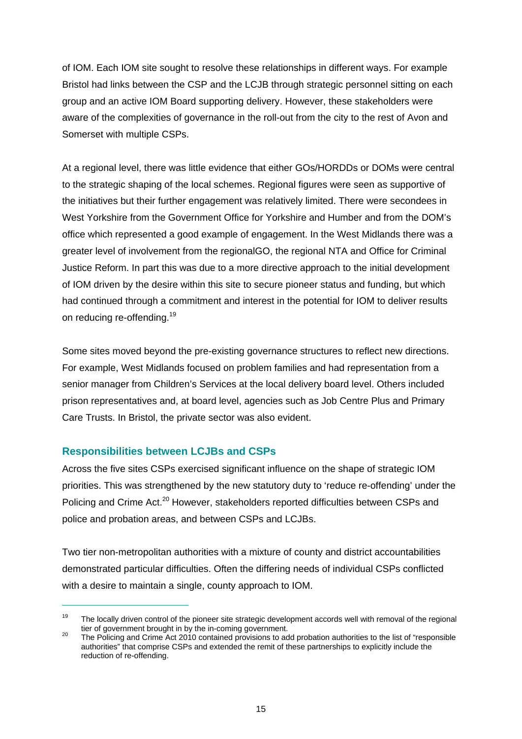of IOM. Each IOM site sought to resolve these relationships in different ways. For example Bristol had links between the CSP and the LCJB through strategic personnel sitting on each group and an active IOM Board supporting delivery. However, these stakeholders were aware of the complexities of governance in the roll-out from the city to the rest of Avon and Somerset with multiple CSPs.

At a regional level, there was little evidence that either GOs/HORDDs or DOMs were central to the strategic shaping of the local schemes. Regional figures were seen as supportive of the initiatives but their further engagement was relatively limited. There were secondees in West Yorkshire from the Government Office for Yorkshire and Humber and from the DOM's office which represented a good example of engagement. In the West Midlands there was a greater level of involvement from the regionalGO, the regional NTA and Office for Criminal Justice Reform. In part this was due to a more directive approach to the initial development of IOM driven by the desire within this site to secure pioneer status and funding, but which had continued through a commitment and interest in the potential for IOM to deliver results on reducing re-offending.[19]

Some sites moved beyond the pre-existing governance structures to reflect new directions. For example, West Midlands focused on problem families and had representation from a senior manager from Children's Services at the local delivery board level. Others included prison representatives and, at board level, agencies such as Job Centre Plus and Primary Care Trusts. In Bristol, the private sector was also evident.

### Responsibilities between LCJBs and CSPs

Across the five sites CSPs exercised significant influence on the shape of strategic IOM priorities. This was strengthened by the new statutory duty to 'reduce re-offending' under the Policing and Crime Act.[20] However, stakeholders reported difficulties between CSPs and police and probation areas, and between CSPs and LCJBs.

Two tier non-metropolitan authorities with a mixture of county and district accountabilities demonstrated particular difficulties. Often the differing needs of individual CSPs conflicted with a desire to maintain a single, county approach to IOM.

---

[19] The locally driven control of the pioneer site strategic development accords well with removal of the regional tier of government brought in by the in-coming government.

[20] The Policing and Crime Act 2010 contained provisions to add probation authorities to the list of "responsible authorities" that comprise CSPs and extended the remit of these partnerships to explicitly include the reduction of re-offending.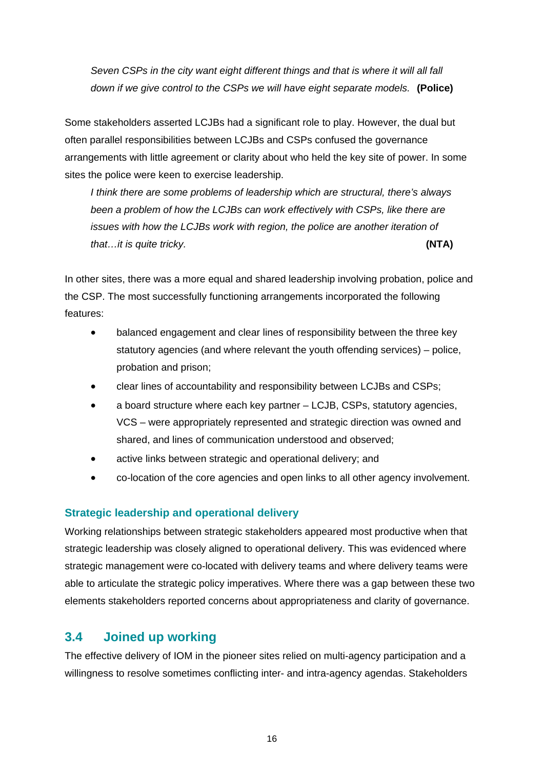*Seven CSPs in the city want eight different things and that is where it will all fall down if we give control to the CSPs we will have eight separate models.* **(Police)**

Some stakeholders asserted LCJBs had a significant role to play. However, the dual but often parallel responsibilities between LCJBs and CSPs confused the governance arrangements with little agreement or clarity about who held the key site of power. In some sites the police were keen to exercise leadership.

*I think there are some problems of leadership which are structural, there's always been a problem of how the LCJBs can work effectively with CSPs, like there are issues with how the LCJBs work with region, the police are another iteration of that…it is quite tricky.* **(NTA)**

In other sites, there was a more equal and shared leadership involving probation, police and the CSP. The most successfully functioning arrangements incorporated the following features:

- balanced engagement and clear lines of responsibility between the three key statutory agencies (and where relevant the youth offending services) – police, probation and prison;
- clear lines of accountability and responsibility between LCJBs and CSPs;
- a board structure where each key partner – LCJB, CSPs, statutory agencies, VCS – were appropriately represented and strategic direction was owned and shared, and lines of communication understood and observed;
- active links between strategic and operational delivery; and
- co-location of the core agencies and open links to all other agency involvement.

### Strategic leadership and operational delivery

Working relationships between strategic stakeholders appeared most productive when that strategic leadership was closely aligned to operational delivery. This was evidenced where strategic management were co-located with delivery teams and where delivery teams were able to articulate the strategic policy imperatives. Where there was a gap between these two elements stakeholders reported concerns about appropriateness and clarity of governance.

## 3.4 Joined up working

The effective delivery of IOM in the pioneer sites relied on multi-agency participation and a willingness to resolve sometimes conflicting inter- and intra-agency agendas. Stakeholders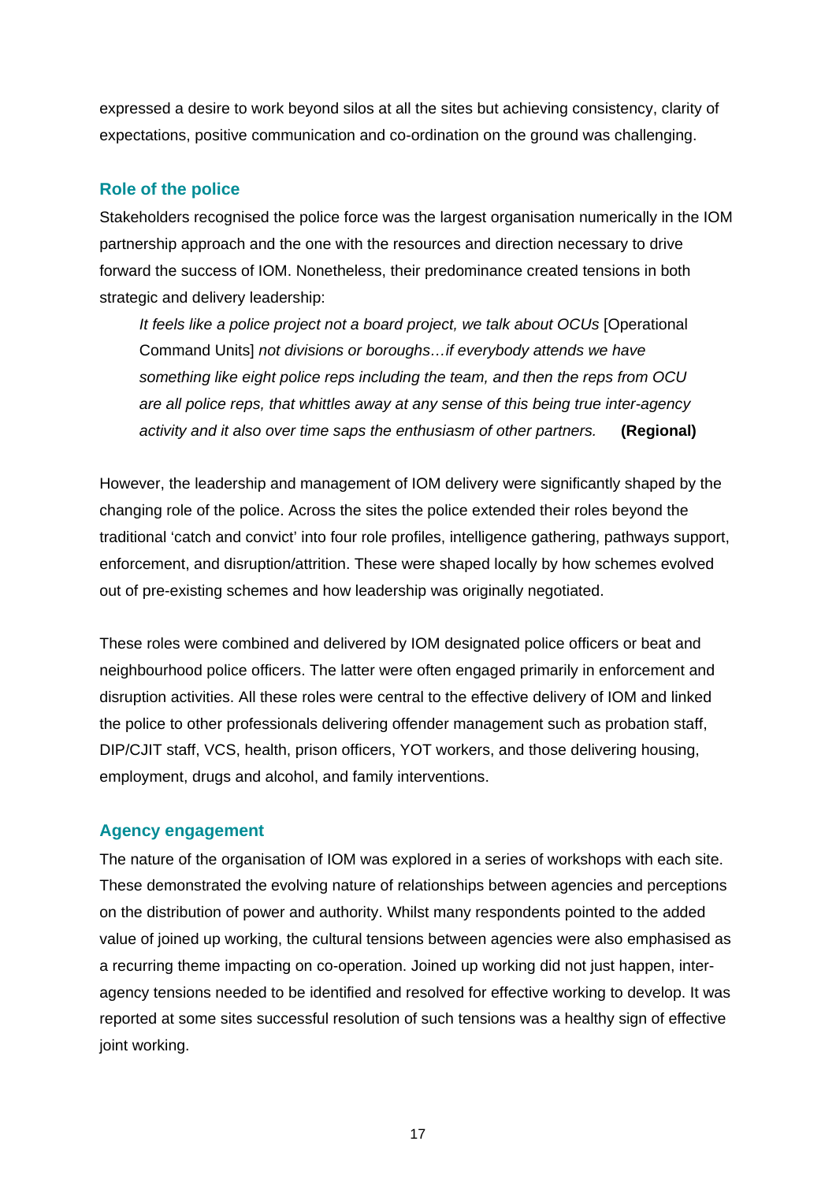expressed a desire to work beyond silos at all the sites but achieving consistency, clarity of expectations, positive communication and co-ordination on the ground was challenging.

### Role of the police

Stakeholders recognised the police force was the largest organisation numerically in the IOM partnership approach and the one with the resources and direction necessary to drive forward the success of IOM. Nonetheless, their predominance created tensions in both strategic and delivery leadership:

> *It feels like a police project not a board project, we talk about OCUs* [Operational Command Units] *not divisions or boroughs…if everybody attends we have something like eight police reps including the team, and then the reps from OCU are all police reps, that whittles away at any sense of this being true inter-agency activity and it also over time saps the enthusiasm of other partners.* **(Regional)**

However, the leadership and management of IOM delivery were significantly shaped by the changing role of the police. Across the sites the police extended their roles beyond the traditional 'catch and convict' into four role profiles, intelligence gathering, pathways support, enforcement, and disruption/attrition. These were shaped locally by how schemes evolved out of pre-existing schemes and how leadership was originally negotiated.

These roles were combined and delivered by IOM designated police officers or beat and neighbourhood police officers. The latter were often engaged primarily in enforcement and disruption activities. All these roles were central to the effective delivery of IOM and linked the police to other professionals delivering offender management such as probation staff, DIP/CJIT staff, VCS, health, prison officers, YOT workers, and those delivering housing, employment, drugs and alcohol, and family interventions.

### Agency engagement

The nature of the organisation of IOM was explored in a series of workshops with each site. These demonstrated the evolving nature of relationships between agencies and perceptions on the distribution of power and authority. Whilst many respondents pointed to the added value of joined up working, the cultural tensions between agencies were also emphasised as a recurring theme impacting on co-operation. Joined up working did not just happen, inter-agency tensions needed to be identified and resolved for effective working to develop. It was reported at some sites successful resolution of such tensions was a healthy sign of effective joint working.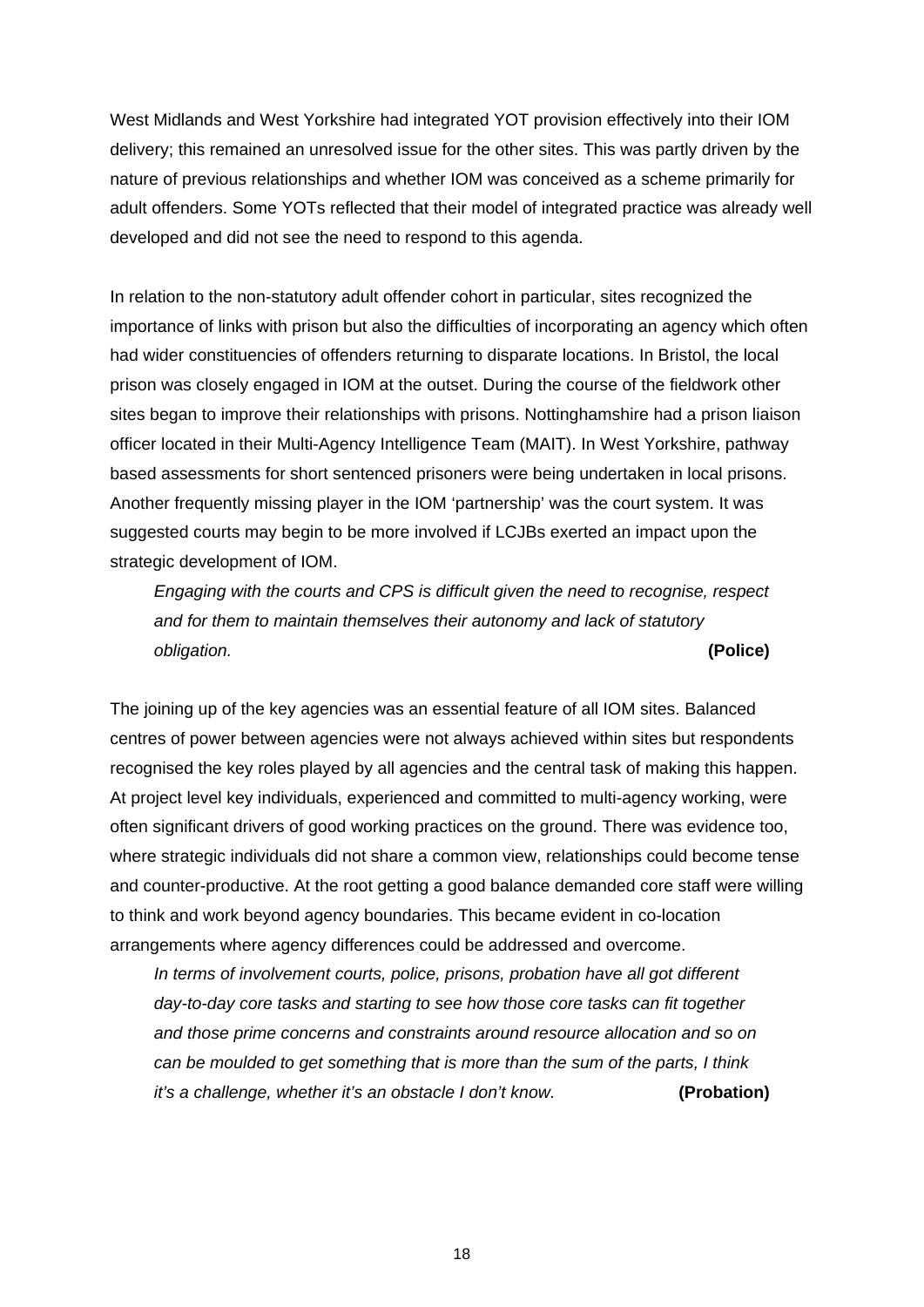West Midlands and West Yorkshire had integrated YOT provision effectively into their IOM delivery; this remained an unresolved issue for the other sites. This was partly driven by the nature of previous relationships and whether IOM was conceived as a scheme primarily for adult offenders. Some YOTs reflected that their model of integrated practice was already well developed and did not see the need to respond to this agenda.

In relation to the non-statutory adult offender cohort in particular, sites recognized the importance of links with prison but also the difficulties of incorporating an agency which often had wider constituencies of offenders returning to disparate locations. In Bristol, the local prison was closely engaged in IOM at the outset. During the course of the fieldwork other sites began to improve their relationships with prisons. Nottinghamshire had a prison liaison officer located in their Multi-Agency Intelligence Team (MAIT). In West Yorkshire, pathway based assessments for short sentenced prisoners were being undertaken in local prisons. Another frequently missing player in the IOM 'partnership' was the court system. It was suggested courts may begin to be more involved if LCJBs exerted an impact upon the strategic development of IOM.

> *Engaging with the courts and CPS is difficult given the need to recognise, respect and for them to maintain themselves their autonomy and lack of statutory obligation.* **(Police)**

The joining up of the key agencies was an essential feature of all IOM sites. Balanced centres of power between agencies were not always achieved within sites but respondents recognised the key roles played by all agencies and the central task of making this happen. At project level key individuals, experienced and committed to multi-agency working, were often significant drivers of good working practices on the ground. There was evidence too, where strategic individuals did not share a common view, relationships could become tense and counter-productive. At the root getting a good balance demanded core staff were willing to think and work beyond agency boundaries. This became evident in co-location arrangements where agency differences could be addressed and overcome.

> *In terms of involvement courts, police, prisons, probation have all got different day-to-day core tasks and starting to see how those core tasks can fit together and those prime concerns and constraints around resource allocation and so on can be moulded to get something that is more than the sum of the parts, I think it's a challenge, whether it's an obstacle I don't know.* **(Probation)**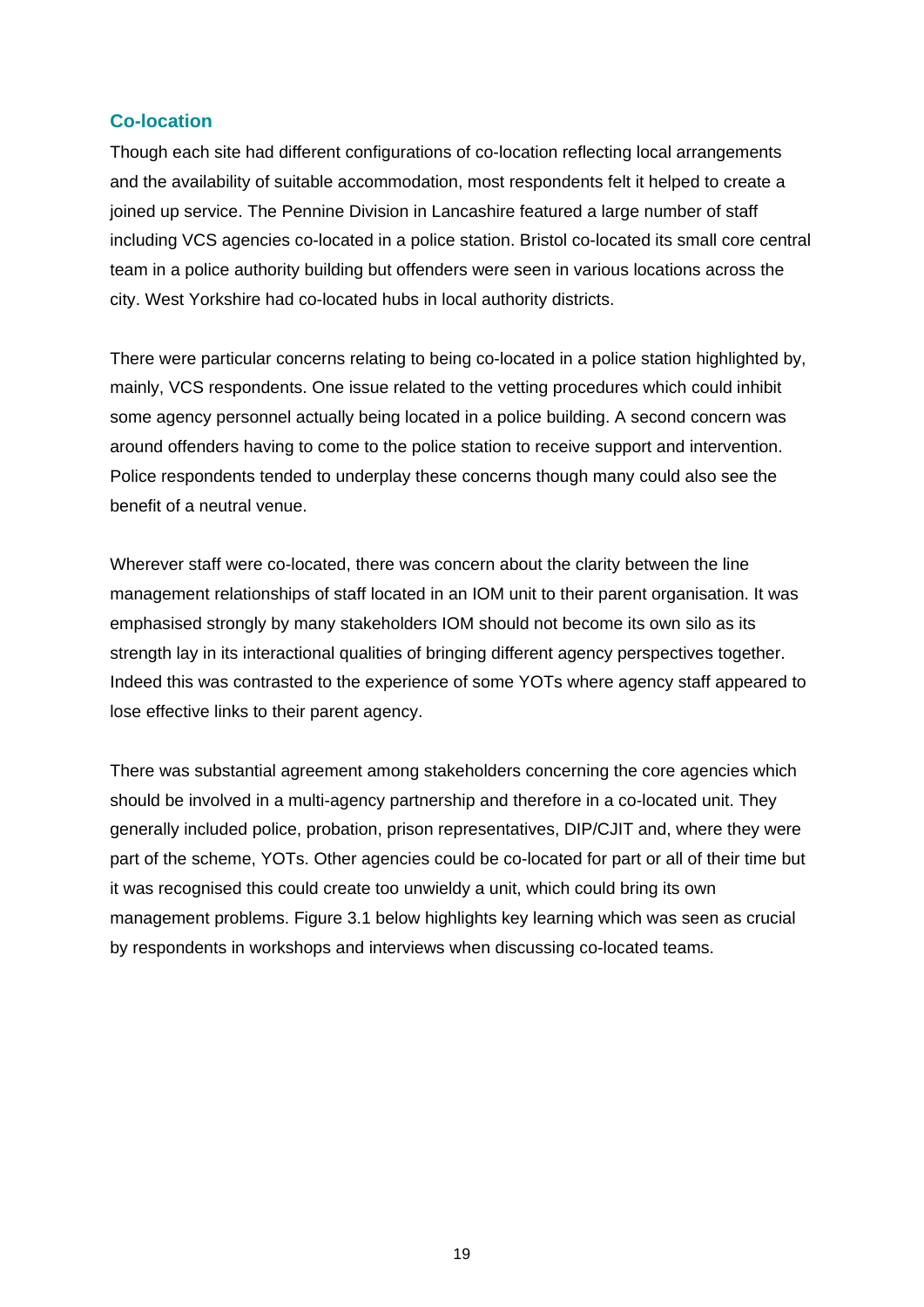### Co-location

Though each site had different configurations of co-location reflecting local arrangements and the availability of suitable accommodation, most respondents felt it helped to create a joined up service. The Pennine Division in Lancashire featured a large number of staff including VCS agencies co-located in a police station. Bristol co-located its small core central team in a police authority building but offenders were seen in various locations across the city. West Yorkshire had co-located hubs in local authority districts.

There were particular concerns relating to being co-located in a police station highlighted by, mainly, VCS respondents. One issue related to the vetting procedures which could inhibit some agency personnel actually being located in a police building. A second concern was around offenders having to come to the police station to receive support and intervention. Police respondents tended to underplay these concerns though many could also see the benefit of a neutral venue.

Wherever staff were co-located, there was concern about the clarity between the line management relationships of staff located in an IOM unit to their parent organisation. It was emphasised strongly by many stakeholders IOM should not become its own silo as its strength lay in its interactional qualities of bringing different agency perspectives together. Indeed this was contrasted to the experience of some YOTs where agency staff appeared to lose effective links to their parent agency.

There was substantial agreement among stakeholders concerning the core agencies which should be involved in a multi-agency partnership and therefore in a co-located unit. They generally included police, probation, prison representatives, DIP/CJIT and, where they were part of the scheme, YOTs. Other agencies could be co-located for part or all of their time but it was recognised this could create too unwieldy a unit, which could bring its own management problems. Figure 3.1 below highlights key learning which was seen as crucial by respondents in workshops and interviews when discussing co-located teams.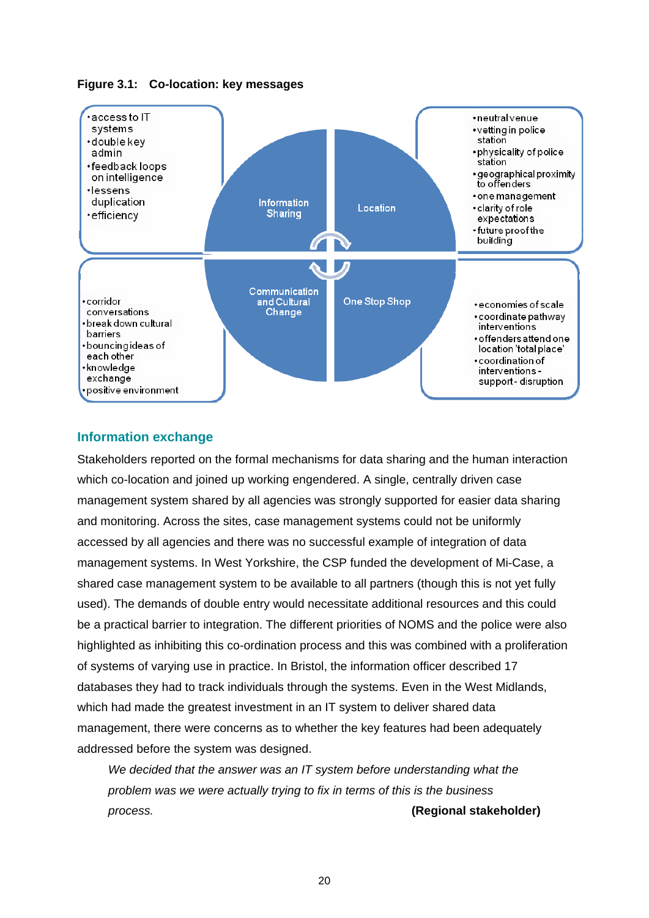**Figure 3.1: Co-location: key messages**

**Information Sharing**

- access to IT systems
- double key admin
- feedback loops on intelligence
- lessens duplication
- efficiency

**Location**

- neutral venue
- vetting in police station
- physicality of police station
- geographical proximity to offenders
- one management
- clarity of role expectations
- future proof the building

**Communication and Cultural Change**

- corridor conversations
- break down cultural barriers
- bouncing ideas of each other
- knowledge exchange
- positive environment

**One Stop Shop**

- economies of scale
- coordinate pathway interventions
- offenders attend one location 'total place'
- coordination of interventions - support - disruption

## Information exchange

Stakeholders reported on the formal mechanisms for data sharing and the human interaction which co-location and joined up working engendered. A single, centrally driven case management system shared by all agencies was strongly supported for easier data sharing and monitoring. Across the sites, case management systems could not be uniformly accessed by all agencies and there was no successful example of integration of data management systems. In West Yorkshire, the CSP funded the development of Mi-Case, a shared case management system to be available to all partners (though this is not yet fully used). The demands of double entry would necessitate additional resources and this could be a practical barrier to integration. The different priorities of NOMS and the police were also highlighted as inhibiting this co-ordination process and this was combined with a proliferation of systems of varying use in practice. In Bristol, the information officer described 17 databases they had to track individuals through the systems. Even in the West Midlands, which had made the greatest investment in an IT system to deliver shared data management, there were concerns as to whether the key features had been adequately addressed before the system was designed.

> *We decided that the answer was an IT system before understanding what the problem was we were actually trying to fix in terms of this is the business process.* **(Regional stakeholder)**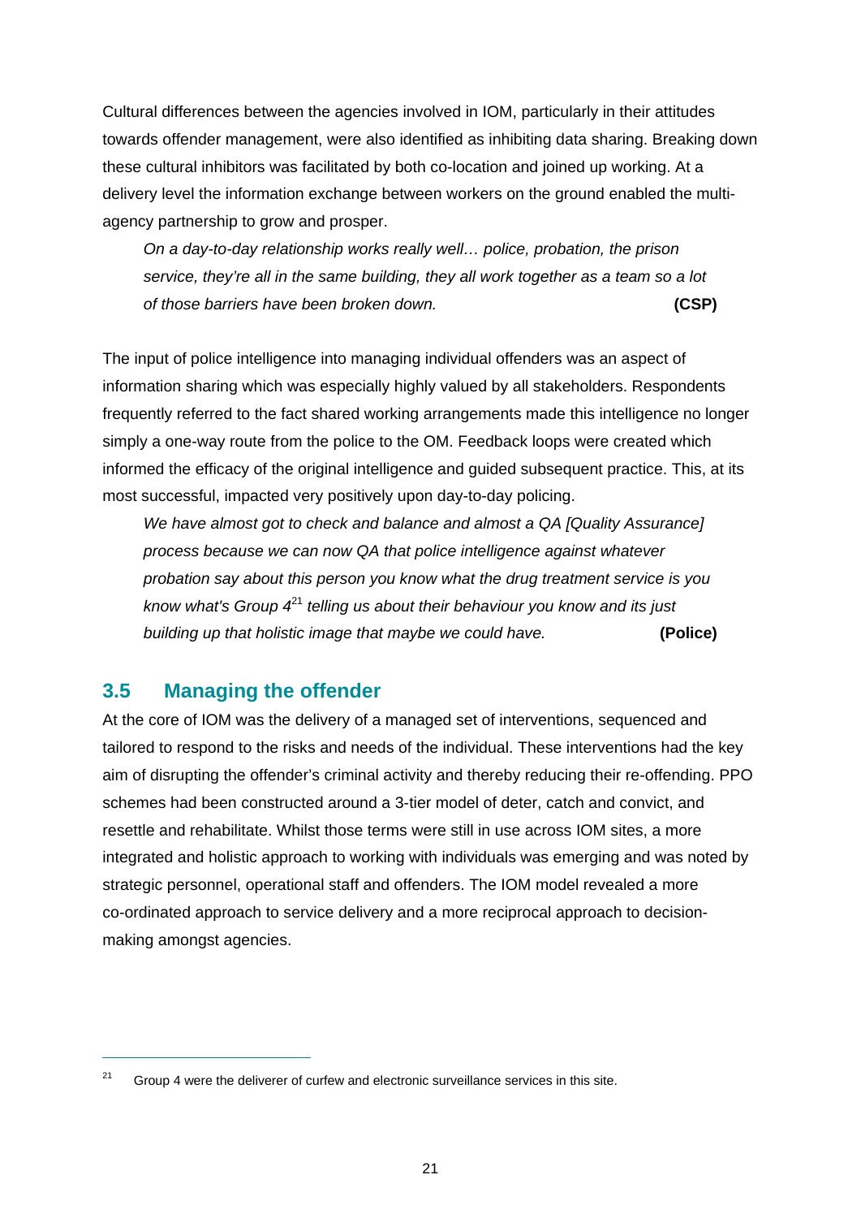Cultural differences between the agencies involved in IOM, particularly in their attitudes towards offender management, were also identified as inhibiting data sharing. Breaking down these cultural inhibitors was facilitated by both co-location and joined up working. At a delivery level the information exchange between workers on the ground enabled the multi-agency partnership to grow and prosper.

> *On a day-to-day relationship works really well… police, probation, the prison service, they're all in the same building, they all work together as a team so a lot of those barriers have been broken down.* **(CSP)**

The input of police intelligence into managing individual offenders was an aspect of information sharing which was especially highly valued by all stakeholders. Respondents frequently referred to the fact shared working arrangements made this intelligence no longer simply a one-way route from the police to the OM. Feedback loops were created which informed the efficacy of the original intelligence and guided subsequent practice. This, at its most successful, impacted very positively upon day-to-day policing.

> *We have almost got to check and balance and almost a QA [Quality Assurance] process because we can now QA that police intelligence against whatever probation say about this person you know what the drug treatment service is you know what's Group 4*[21] *telling us about their behaviour you know and its just building up that holistic image that maybe we could have.* **(Police)**

## 3.5 Managing the offender

At the core of IOM was the delivery of a managed set of interventions, sequenced and tailored to respond to the risks and needs of the individual. These interventions had the key aim of disrupting the offender's criminal activity and thereby reducing their re-offending. PPO schemes had been constructed around a 3-tier model of deter, catch and convict, and resettle and rehabilitate. Whilst those terms were still in use across IOM sites, a more integrated and holistic approach to working with individuals was emerging and was noted by strategic personnel, operational staff and offenders. The IOM model revealed a more co-ordinated approach to service delivery and a more reciprocal approach to decision-making amongst agencies.

---

[21] Group 4 were the deliverer of curfew and electronic surveillance services in this site.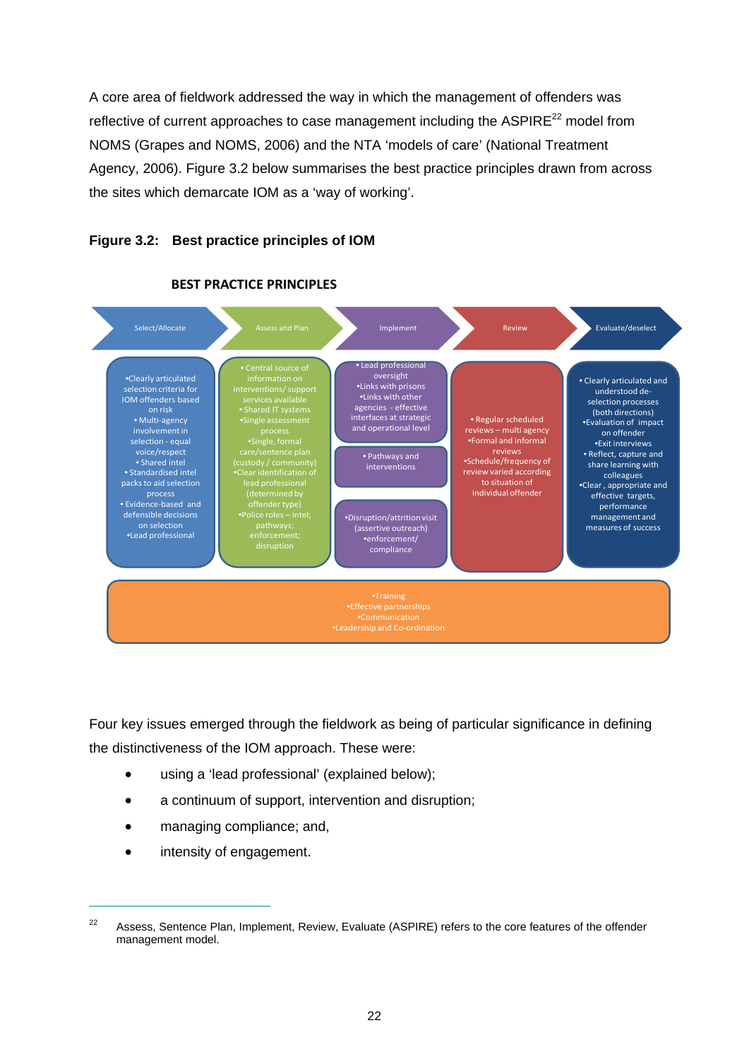A core area of fieldwork addressed the way in which the management of offenders was reflective of current approaches to case management including the ASPIRE[22] model from NOMS (Grapes and NOMS, 2006) and the NTA 'models of care' (National Treatment Agency, 2006). Figure 3.2 below summarises the best practice principles drawn from across the sites which demarcate IOM as a 'way of working'.

**Figure 3.2: Best practice principles of IOM**

**BEST PRACTICE PRINCIPLES**

| Select/Allocate | Assess and Plan | Implement | Review | Evaluate/deselect |
|---|---|---|---|---|
| •Clearly articulated selection criteria for IOM offenders based on risk<br>• Multi-agency involvement in selection - equal voice/respect<br>• Shared intel<br>• Standardised intel packs to aid selection process<br>• Evidence-based and defensible decisions on selection<br>•Lead professional | • Central source of information on interventions/ support services available<br>• Shared IT systems<br>•Single assessment process<br>•Single, formal care/sentence plan (custody / community)<br>•Clear identification of lead professional (determined by offender type)<br>•Police roles – intel; pathways; enforcement; disruption | • Lead professional oversight<br>•Links with prisons<br>•Links with other agencies - effective interfaces at strategic and operational level<br><br>• Pathways and interventions<br><br>•Disruption/attrition visit (assertive outreach)<br>•enforcement/ compliance | • Regular scheduled reviews – multi agency<br>•Formal and informal reviews<br>•Schedule/frequency of review varied according to situation of individual offender | • Clearly articulated and understood de-selection processes (both directions)<br>•Evaluation of impact on offender<br>•Exit interviews<br>• Reflect, capture and share learning with colleagues<br>•Clear , appropriate and effective targets, performance management and measures of success |

•Training
•Effective partnerships
•Communication
•Leadership and Co-ordination

Four key issues emerged through the fieldwork as being of particular significance in defining the distinctiveness of the IOM approach. These were:

- using a 'lead professional' (explained below);
- a continuum of support, intervention and disruption;
- managing compliance; and,
- intensity of engagement.

---

[22] Assess, Sentence Plan, Implement, Review, Evaluate (ASPIRE) refers to the core features of the offender management model.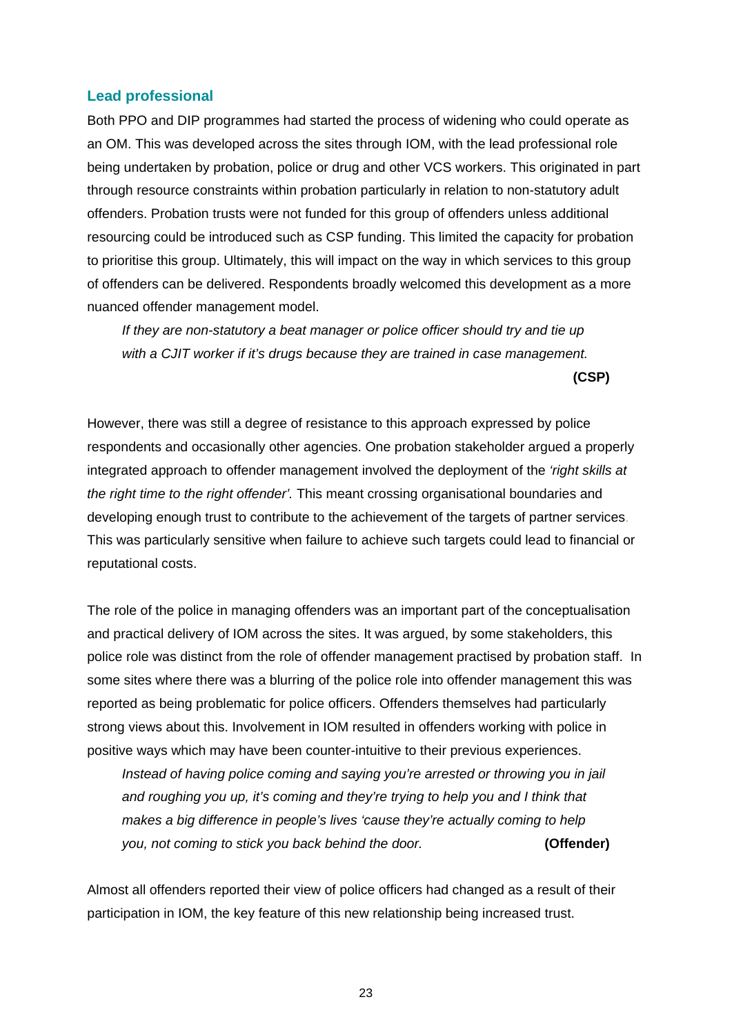### Lead professional

Both PPO and DIP programmes had started the process of widening who could operate as an OM. This was developed across the sites through IOM, with the lead professional role being undertaken by probation, police or drug and other VCS workers. This originated in part through resource constraints within probation particularly in relation to non-statutory adult offenders. Probation trusts were not funded for this group of offenders unless additional resourcing could be introduced such as CSP funding. This limited the capacity for probation to prioritise this group. Ultimately, this will impact on the way in which services to this group of offenders can be delivered. Respondents broadly welcomed this development as a more nuanced offender management model.

> *If they are non-statutory a beat manager or police officer should try and tie up with a CJIT worker if it's drugs because they are trained in case management.*
> **(CSP)**

However, there was still a degree of resistance to this approach expressed by police respondents and occasionally other agencies. One probation stakeholder argued a properly integrated approach to offender management involved the deployment of the *'right skills at the right time to the right offender'.* This meant crossing organisational boundaries and developing enough trust to contribute to the achievement of the targets of partner services. This was particularly sensitive when failure to achieve such targets could lead to financial or reputational costs.

The role of the police in managing offenders was an important part of the conceptualisation and practical delivery of IOM across the sites. It was argued, by some stakeholders, this police role was distinct from the role of offender management practised by probation staff. In some sites where there was a blurring of the police role into offender management this was reported as being problematic for police officers. Offenders themselves had particularly strong views about this. Involvement in IOM resulted in offenders working with police in positive ways which may have been counter-intuitive to their previous experiences.

> *Instead of having police coming and saying you're arrested or throwing you in jail and roughing you up, it's coming and they're trying to help you and I think that makes a big difference in people's lives 'cause they're actually coming to help you, not coming to stick you back behind the door.* **(Offender)**

Almost all offenders reported their view of police officers had changed as a result of their participation in IOM, the key feature of this new relationship being increased trust.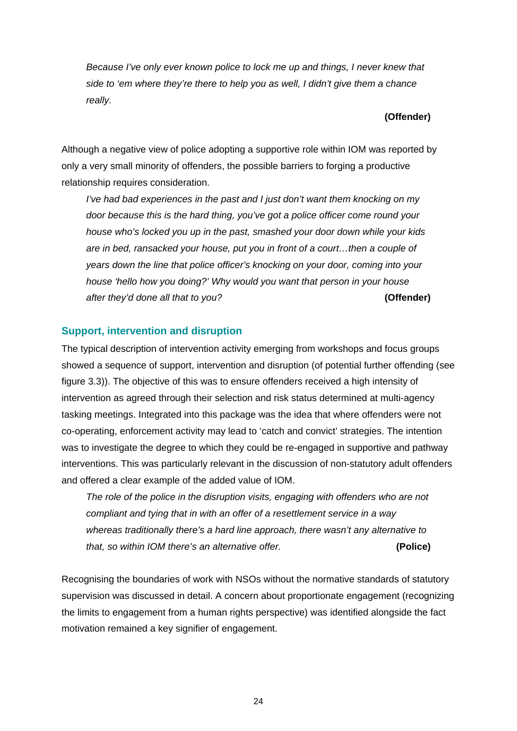*Because I've only ever known police to lock me up and things, I never knew that side to 'em where they're there to help you as well, I didn't give them a chance really.*

**(Offender)**

Although a negative view of police adopting a supportive role within IOM was reported by only a very small minority of offenders, the possible barriers to forging a productive relationship requires consideration.

*I've had bad experiences in the past and I just don't want them knocking on my door because this is the hard thing, you've got a police officer come round your house who's locked you up in the past, smashed your door down while your kids are in bed, ransacked your house, put you in front of a court…then a couple of years down the line that police officer's knocking on your door, coming into your house 'hello how you doing?' Why would you want that person in your house after they'd done all that to you?* **(Offender)**

### Support, intervention and disruption

The typical description of intervention activity emerging from workshops and focus groups showed a sequence of support, intervention and disruption (of potential further offending (see figure 3.3)). The objective of this was to ensure offenders received a high intensity of intervention as agreed through their selection and risk status determined at multi-agency tasking meetings. Integrated into this package was the idea that where offenders were not co-operating, enforcement activity may lead to 'catch and convict' strategies. The intention was to investigate the degree to which they could be re-engaged in supportive and pathway interventions. This was particularly relevant in the discussion of non-statutory adult offenders and offered a clear example of the added value of IOM.

*The role of the police in the disruption visits, engaging with offenders who are not compliant and tying that in with an offer of a resettlement service in a way whereas traditionally there's a hard line approach, there wasn't any alternative to that, so within IOM there's an alternative offer.* **(Police)**

Recognising the boundaries of work with NSOs without the normative standards of statutory supervision was discussed in detail. A concern about proportionate engagement (recognizing the limits to engagement from a human rights perspective) was identified alongside the fact motivation remained a key signifier of engagement.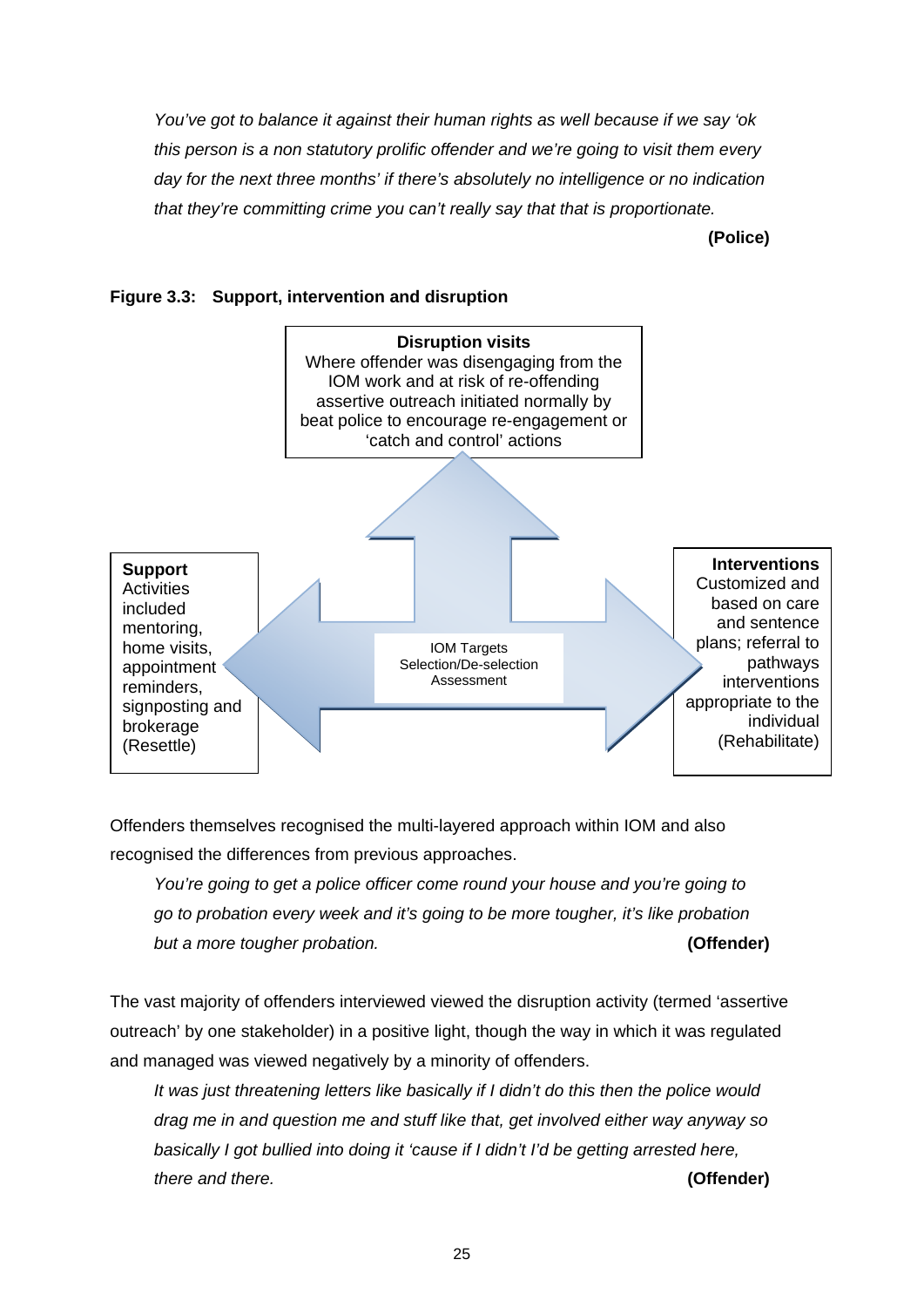*You've got to balance it against their human rights as well because if we say 'ok this person is a non statutory prolific offender and we're going to visit them every day for the next three months' if there's absolutely no intelligence or no indication that they're committing crime you can't really say that that is proportionate.*

**(Police)**

**Figure 3.3: Support, intervention and disruption**

**Disruption visits**
Where offender was disengaging from the IOM work and at risk of re-offending assertive outreach initiated normally by beat police to encourage re-engagement or 'catch and control' actions

**Support**
Activities included mentoring, home visits, appointment reminders, signposting and brokerage (Resettle)

IOM Targets
Selection/De-selection
Assessment

**Interventions**
Customized and based on care and sentence plans; referral to pathways interventions appropriate to the individual (Rehabilitate)

Offenders themselves recognised the multi-layered approach within IOM and also recognised the differences from previous approaches.

*You're going to get a police officer come round your house and you're going to go to probation every week and it's going to be more tougher, it's like probation but a more tougher probation.* **(Offender)**

The vast majority of offenders interviewed viewed the disruption activity (termed 'assertive outreach' by one stakeholder) in a positive light, though the way in which it was regulated and managed was viewed negatively by a minority of offenders.

*It was just threatening letters like basically if I didn't do this then the police would drag me in and question me and stuff like that, get involved either way anyway so basically I got bullied into doing it 'cause if I didn't I'd be getting arrested here, there and there.* **(Offender)**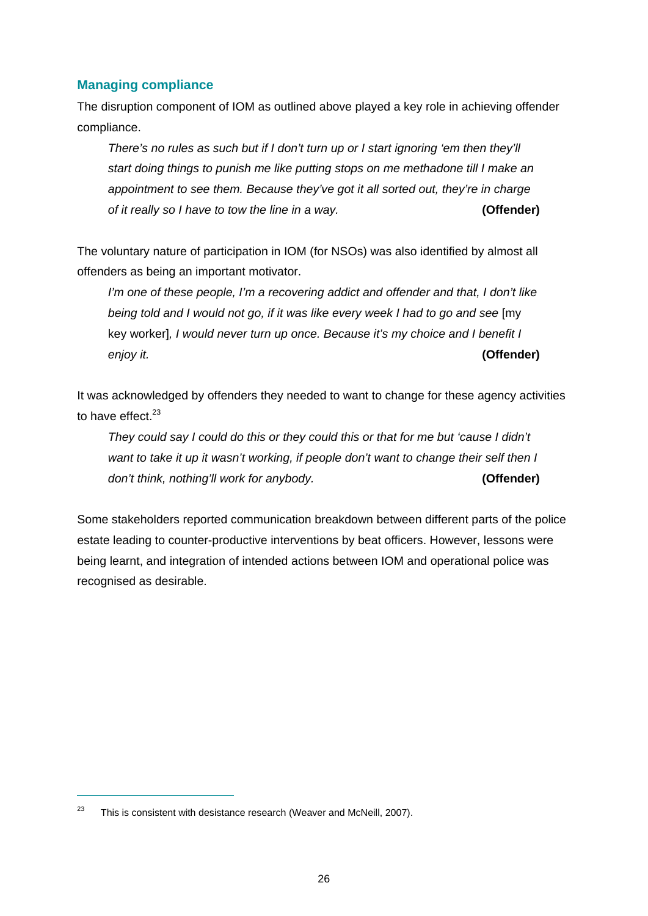### Managing compliance

The disruption component of IOM as outlined above played a key role in achieving offender compliance.

> *There's no rules as such but if I don't turn up or I start ignoring 'em then they'll start doing things to punish me like putting stops on me methadone till I make an appointment to see them. Because they've got it all sorted out, they're in charge of it really so I have to tow the line in a way.* **(Offender)**

The voluntary nature of participation in IOM (for NSOs) was also identified by almost all offenders as being an important motivator.

> *I'm one of these people, I'm a recovering addict and offender and that, I don't like being told and I would not go, if it was like every week I had to go and see* [my key worker]*, I would never turn up once. Because it's my choice and I benefit I enjoy it.* **(Offender)**

It was acknowledged by offenders they needed to want to change for these agency activities to have effect.[23]

> *They could say I could do this or they could this or that for me but 'cause I didn't want to take it up it wasn't working, if people don't want to change their self then I don't think, nothing'll work for anybody.* **(Offender)**

Some stakeholders reported communication breakdown between different parts of the police estate leading to counter-productive interventions by beat officers. However, lessons were being learnt, and integration of intended actions between IOM and operational police was recognised as desirable.

---

[23] This is consistent with desistance research (Weaver and McNeill, 2007).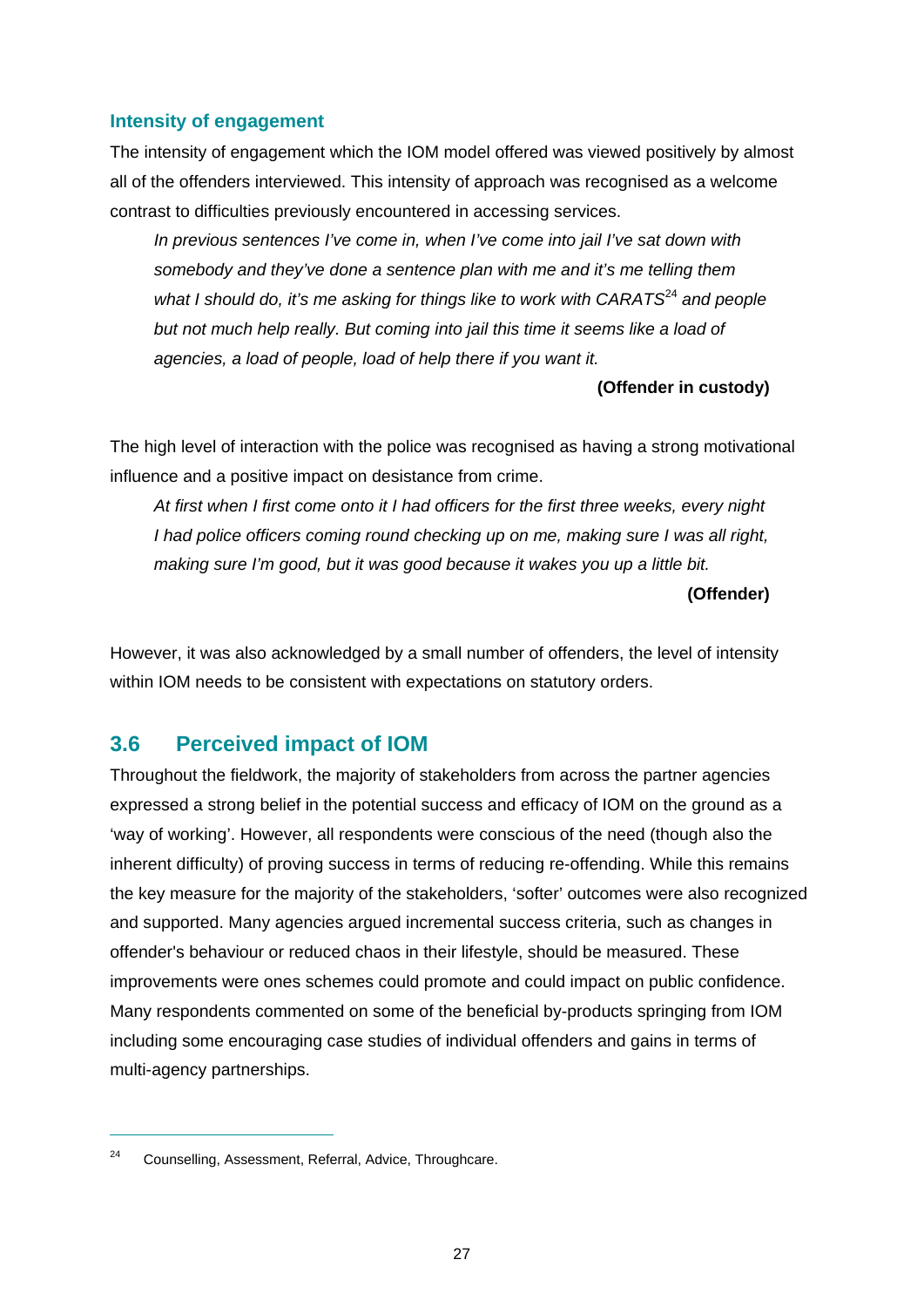### Intensity of engagement

The intensity of engagement which the IOM model offered was viewed positively by almost all of the offenders interviewed. This intensity of approach was recognised as a welcome contrast to difficulties previously encountered in accessing services.

> *In previous sentences I've come in, when I've come into jail I've sat down with somebody and they've done a sentence plan with me and it's me telling them what I should do, it's me asking for things like to work with CARATS*[24] *and people but not much help really. But coming into jail this time it seems like a load of agencies, a load of people, load of help there if you want it.*
>
> **(Offender in custody)**

The high level of interaction with the police was recognised as having a strong motivational influence and a positive impact on desistance from crime.

> *At first when I first come onto it I had officers for the first three weeks, every night I had police officers coming round checking up on me, making sure I was all right, making sure I'm good, but it was good because it wakes you up a little bit.*
>
> **(Offender)**

However, it was also acknowledged by a small number of offenders, the level of intensity within IOM needs to be consistent with expectations on statutory orders.

## 3.6 Perceived impact of IOM

Throughout the fieldwork, the majority of stakeholders from across the partner agencies expressed a strong belief in the potential success and efficacy of IOM on the ground as a 'way of working'. However, all respondents were conscious of the need (though also the inherent difficulty) of proving success in terms of reducing re-offending. While this remains the key measure for the majority of the stakeholders, 'softer' outcomes were also recognized and supported. Many agencies argued incremental success criteria, such as changes in offender's behaviour or reduced chaos in their lifestyle, should be measured. These improvements were ones schemes could promote and could impact on public confidence. Many respondents commented on some of the beneficial by-products springing from IOM including some encouraging case studies of individual offenders and gains in terms of multi-agency partnerships.

---

[24] Counselling, Assessment, Referral, Advice, Throughcare.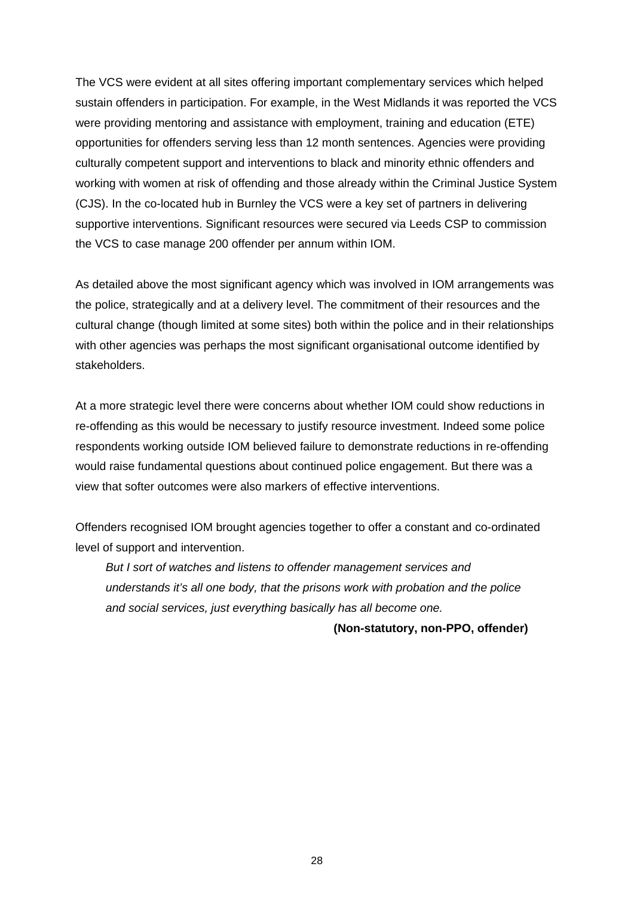The VCS were evident at all sites offering important complementary services which helped sustain offenders in participation. For example, in the West Midlands it was reported the VCS were providing mentoring and assistance with employment, training and education (ETE) opportunities for offenders serving less than 12 month sentences. Agencies were providing culturally competent support and interventions to black and minority ethnic offenders and working with women at risk of offending and those already within the Criminal Justice System (CJS). In the co-located hub in Burnley the VCS were a key set of partners in delivering supportive interventions. Significant resources were secured via Leeds CSP to commission the VCS to case manage 200 offender per annum within IOM.

As detailed above the most significant agency which was involved in IOM arrangements was the police, strategically and at a delivery level. The commitment of their resources and the cultural change (though limited at some sites) both within the police and in their relationships with other agencies was perhaps the most significant organisational outcome identified by stakeholders.

At a more strategic level there were concerns about whether IOM could show reductions in re-offending as this would be necessary to justify resource investment. Indeed some police respondents working outside IOM believed failure to demonstrate reductions in re-offending would raise fundamental questions about continued police engagement. But there was a view that softer outcomes were also markers of effective interventions.

Offenders recognised IOM brought agencies together to offer a constant and co-ordinated level of support and intervention.

> *But I sort of watches and listens to offender management services and understands it's all one body, that the prisons work with probation and the police and social services, just everything basically has all become one.*
>
> **(Non-statutory, non-PPO, offender)**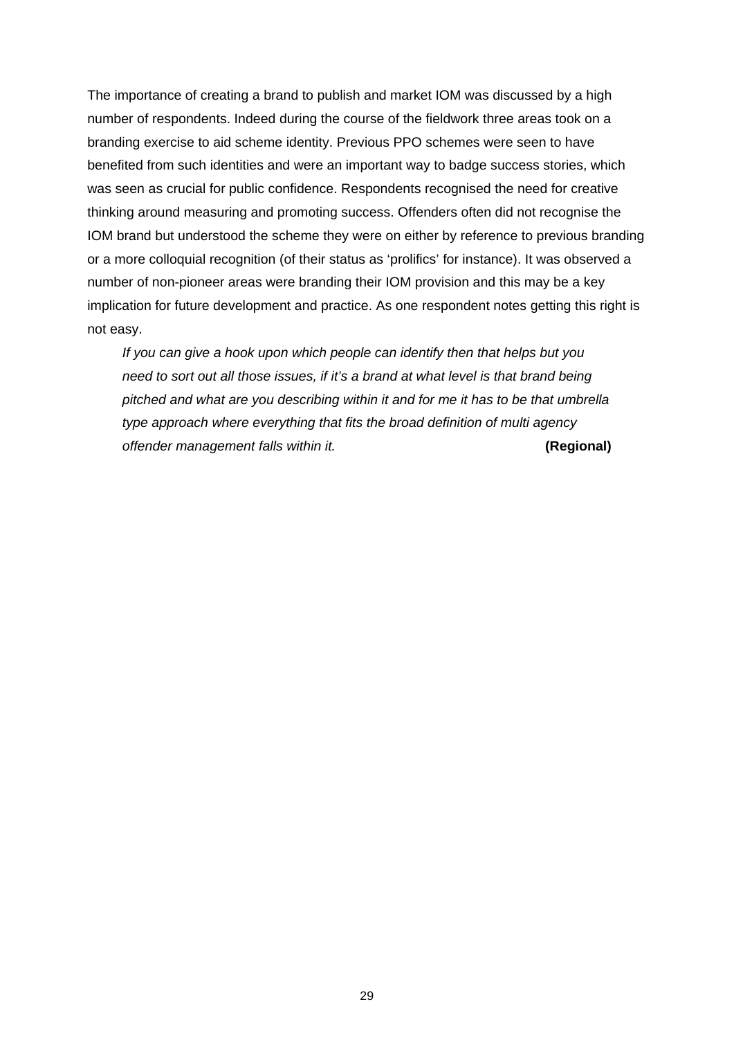The importance of creating a brand to publish and market IOM was discussed by a high number of respondents. Indeed during the course of the fieldwork three areas took on a branding exercise to aid scheme identity. Previous PPO schemes were seen to have benefited from such identities and were an important way to badge success stories, which was seen as crucial for public confidence. Respondents recognised the need for creative thinking around measuring and promoting success. Offenders often did not recognise the IOM brand but understood the scheme they were on either by reference to previous branding or a more colloquial recognition (of their status as 'prolifics' for instance). It was observed a number of non-pioneer areas were branding their IOM provision and this may be a key implication for future development and practice. As one respondent notes getting this right is not easy.

> *If you can give a hook upon which people can identify then that helps but you need to sort out all those issues, if it's a brand at what level is that brand being pitched and what are you describing within it and for me it has to be that umbrella type approach where everything that fits the broad definition of multi agency offender management falls within it.* **(Regional)**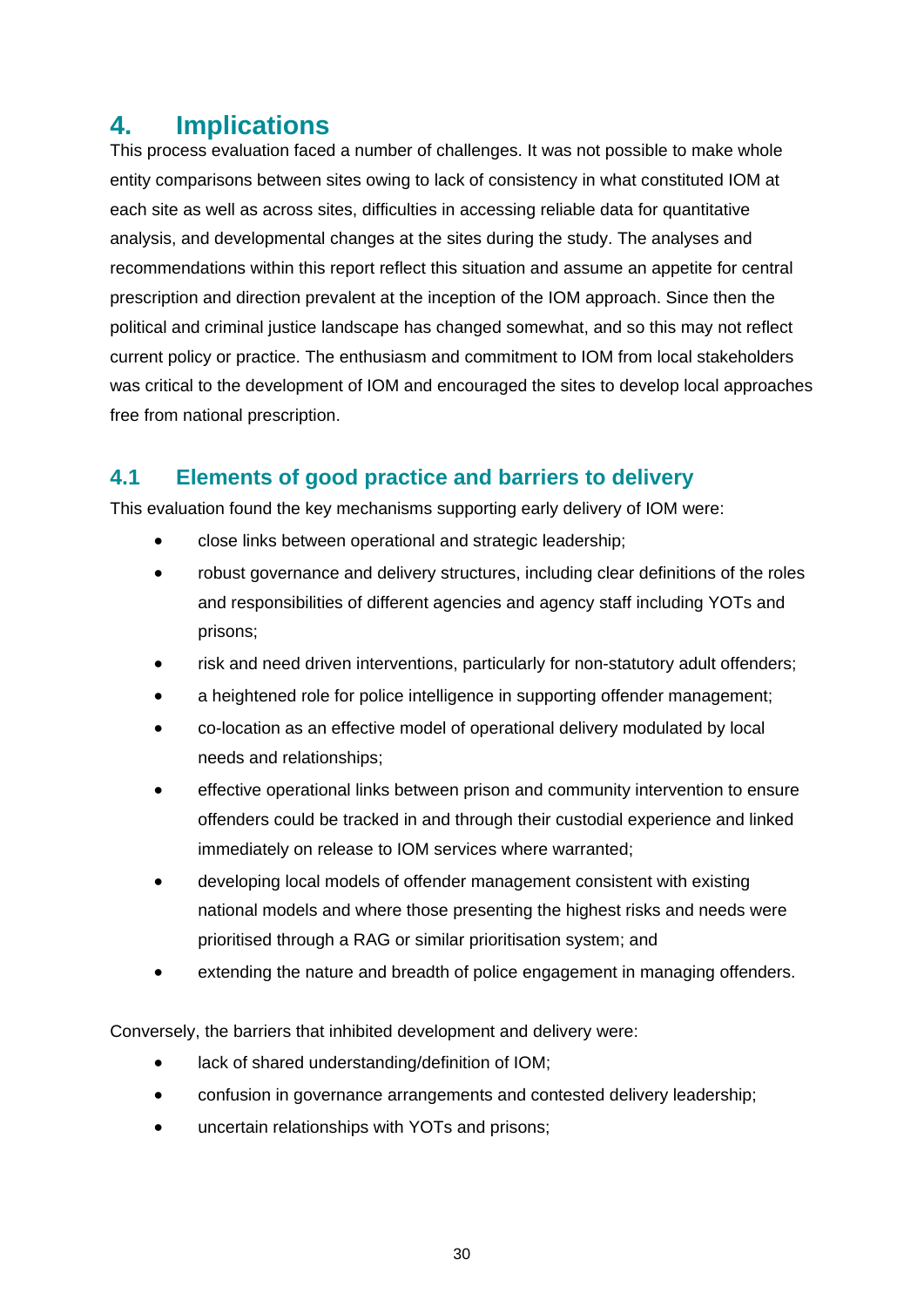# 4. Implications

This process evaluation faced a number of challenges. It was not possible to make whole entity comparisons between sites owing to lack of consistency in what constituted IOM at each site as well as across sites, difficulties in accessing reliable data for quantitative analysis, and developmental changes at the sites during the study. The analyses and recommendations within this report reflect this situation and assume an appetite for central prescription and direction prevalent at the inception of the IOM approach. Since then the political and criminal justice landscape has changed somewhat, and so this may not reflect current policy or practice. The enthusiasm and commitment to IOM from local stakeholders was critical to the development of IOM and encouraged the sites to develop local approaches free from national prescription.

## 4.1 Elements of good practice and barriers to delivery

This evaluation found the key mechanisms supporting early delivery of IOM were:

- close links between operational and strategic leadership;
- robust governance and delivery structures, including clear definitions of the roles and responsibilities of different agencies and agency staff including YOTs and prisons;
- risk and need driven interventions, particularly for non-statutory adult offenders;
- a heightened role for police intelligence in supporting offender management;
- co-location as an effective model of operational delivery modulated by local needs and relationships;
- effective operational links between prison and community intervention to ensure offenders could be tracked in and through their custodial experience and linked immediately on release to IOM services where warranted;
- developing local models of offender management consistent with existing national models and where those presenting the highest risks and needs were prioritised through a RAG or similar prioritisation system; and
- extending the nature and breadth of police engagement in managing offenders.

Conversely, the barriers that inhibited development and delivery were:

- lack of shared understanding/definition of IOM;
- confusion in governance arrangements and contested delivery leadership;
- uncertain relationships with YOTs and prisons;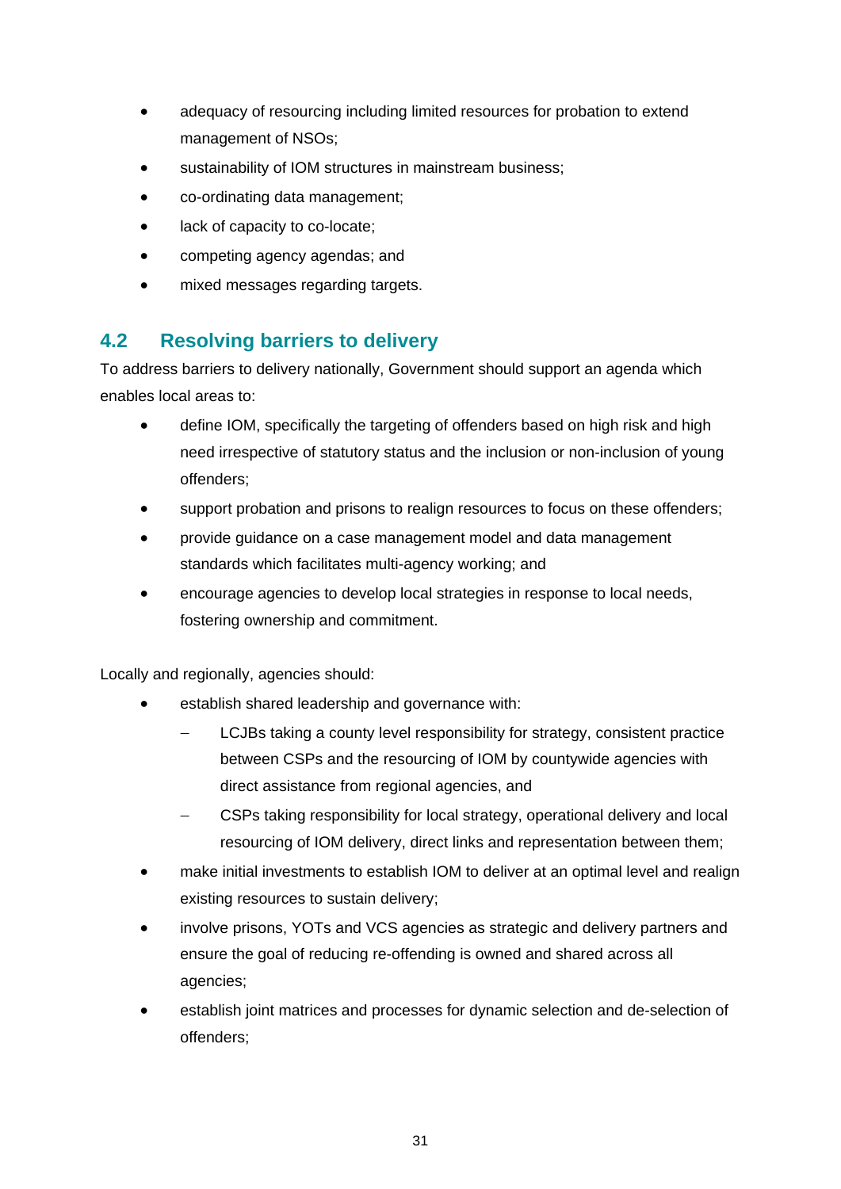- adequacy of resourcing including limited resources for probation to extend management of NSOs;
- sustainability of IOM structures in mainstream business;
- co-ordinating data management;
- lack of capacity to co-locate;
- competing agency agendas; and
- mixed messages regarding targets.

## 4.2 Resolving barriers to delivery

To address barriers to delivery nationally, Government should support an agenda which enables local areas to:

- define IOM, specifically the targeting of offenders based on high risk and high need irrespective of statutory status and the inclusion or non-inclusion of young offenders;
- support probation and prisons to realign resources to focus on these offenders;
- provide guidance on a case management model and data management standards which facilitates multi-agency working; and
- encourage agencies to develop local strategies in response to local needs, fostering ownership and commitment.

Locally and regionally, agencies should:

- establish shared leadership and governance with:
  - LCJBs taking a county level responsibility for strategy, consistent practice between CSPs and the resourcing of IOM by countywide agencies with direct assistance from regional agencies, and
  - CSPs taking responsibility for local strategy, operational delivery and local resourcing of IOM delivery, direct links and representation between them;
- make initial investments to establish IOM to deliver at an optimal level and realign existing resources to sustain delivery;
- involve prisons, YOTs and VCS agencies as strategic and delivery partners and ensure the goal of reducing re-offending is owned and shared across all agencies;
- establish joint matrices and processes for dynamic selection and de-selection of offenders;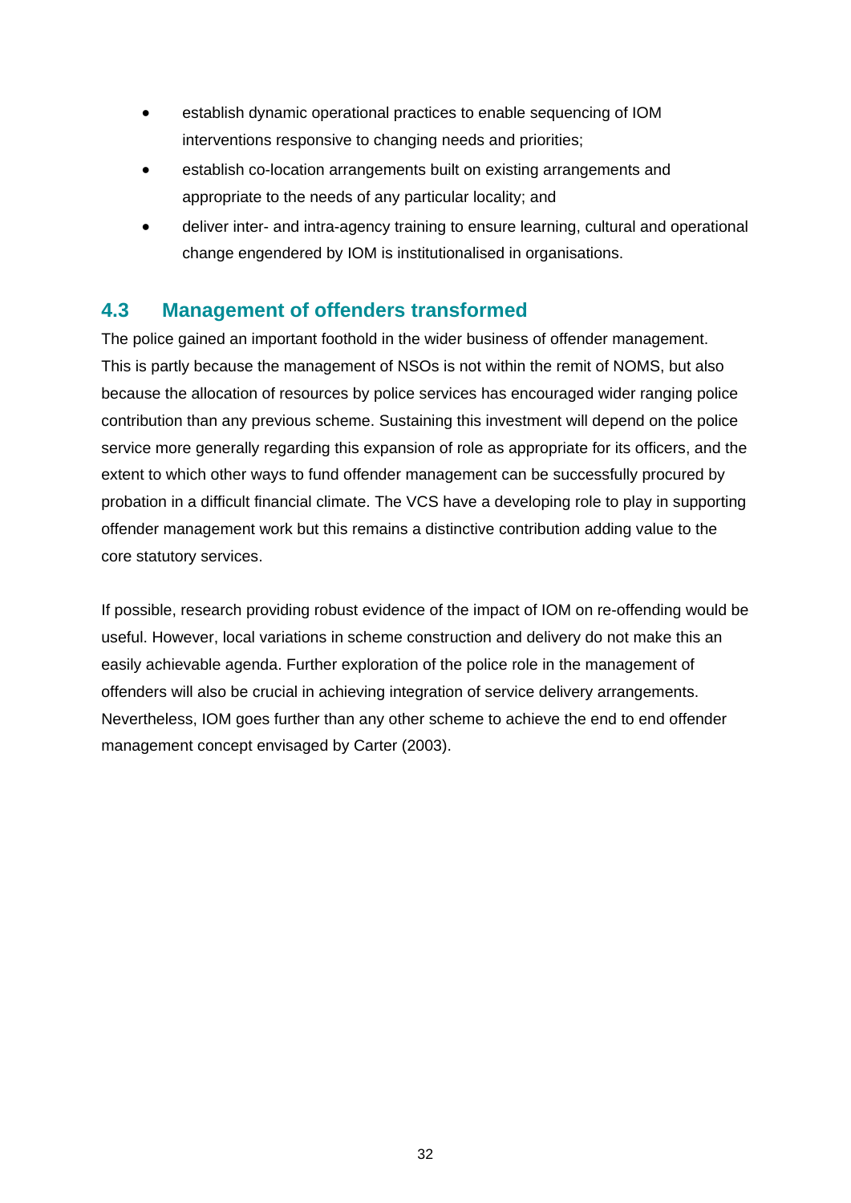- establish dynamic operational practices to enable sequencing of IOM interventions responsive to changing needs and priorities;
- establish co-location arrangements built on existing arrangements and appropriate to the needs of any particular locality; and
- deliver inter- and intra-agency training to ensure learning, cultural and operational change engendered by IOM is institutionalised in organisations.

## 4.3 Management of offenders transformed

The police gained an important foothold in the wider business of offender management. This is partly because the management of NSOs is not within the remit of NOMS, but also because the allocation of resources by police services has encouraged wider ranging police contribution than any previous scheme. Sustaining this investment will depend on the police service more generally regarding this expansion of role as appropriate for its officers, and the extent to which other ways to fund offender management can be successfully procured by probation in a difficult financial climate. The VCS have a developing role to play in supporting offender management work but this remains a distinctive contribution adding value to the core statutory services.

If possible, research providing robust evidence of the impact of IOM on re-offending would be useful. However, local variations in scheme construction and delivery do not make this an easily achievable agenda. Further exploration of the police role in the management of offenders will also be crucial in achieving integration of service delivery arrangements. Nevertheless, IOM goes further than any other scheme to achieve the end to end offender management concept envisaged by Carter (2003).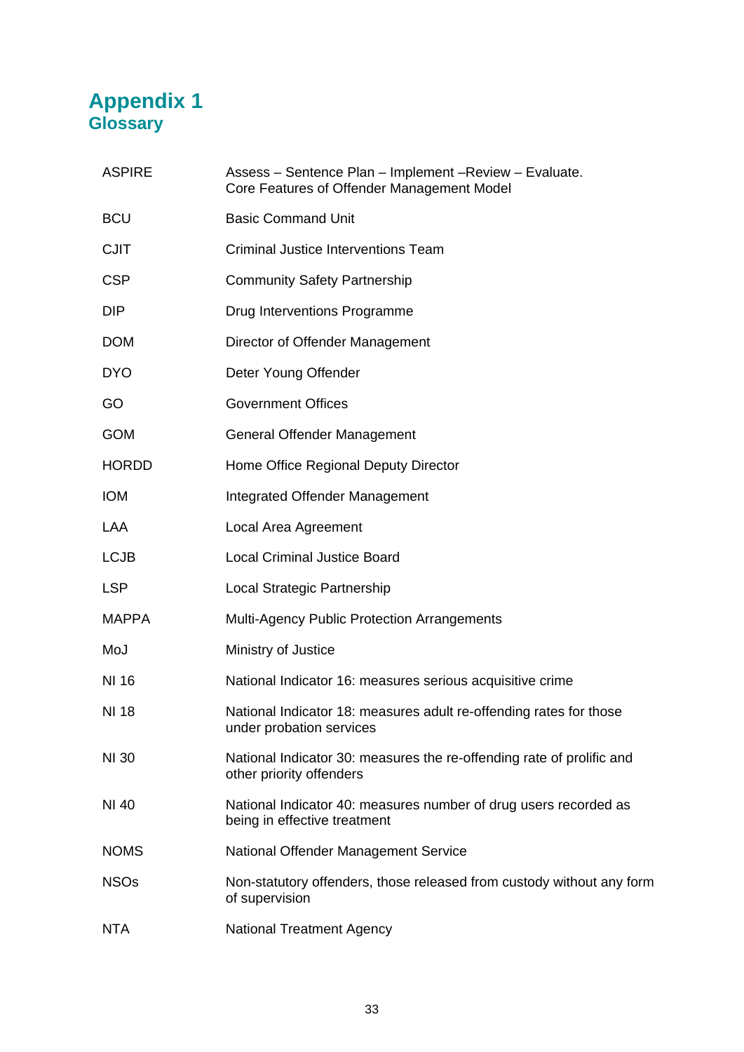# Appendix 1
## Glossary

| | |
|---|---|
| ASPIRE | Assess – Sentence Plan – Implement –Review – Evaluate. Core Features of Offender Management Model |
| BCU | Basic Command Unit |
| CJIT | Criminal Justice Interventions Team |
| CSP | Community Safety Partnership |
| DIP | Drug Interventions Programme |
| DOM | Director of Offender Management |
| DYO | Deter Young Offender |
| GO | Government Offices |
| GOM | General Offender Management |
| HORDD | Home Office Regional Deputy Director |
| IOM | Integrated Offender Management |
| LAA | Local Area Agreement |
| LCJB | Local Criminal Justice Board |
| LSP | Local Strategic Partnership |
| MAPPA | Multi-Agency Public Protection Arrangements |
| MoJ | Ministry of Justice |
| NI 16 | National Indicator 16: measures serious acquisitive crime |
| NI 18 | National Indicator 18: measures adult re-offending rates for those under probation services |
| NI 30 | National Indicator 30: measures the re-offending rate of prolific and other priority offenders |
| NI 40 | National Indicator 40: measures number of drug users recorded as being in effective treatment |
| NOMS | National Offender Management Service |
| NSOs | Non-statutory offenders, those released from custody without any form of supervision |
| NTA | National Treatment Agency |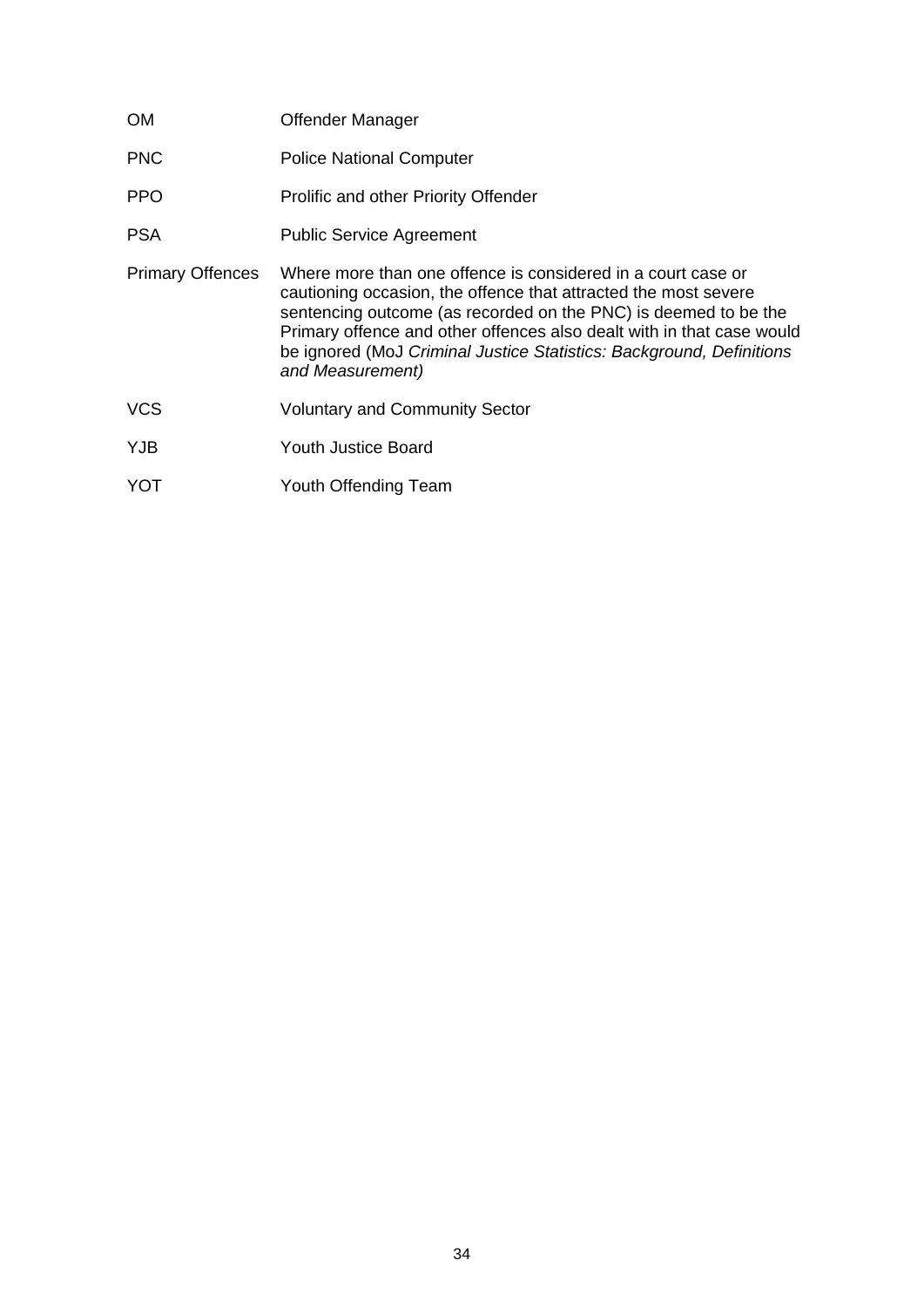| | |
|---|---|
| OM | Offender Manager |
| PNC | Police National Computer |
| PPO | Prolific and other Priority Offender |
| PSA | Public Service Agreement |
| Primary Offences | Where more than one offence is considered in a court case or cautioning occasion, the offence that attracted the most severe sentencing outcome (as recorded on the PNC) is deemed to be the Primary offence and other offences also dealt with in that case would be ignored (MoJ *Criminal Justice Statistics: Background, Definitions and Measurement)* |
| VCS | Voluntary and Community Sector |
| YJB | Youth Justice Board |
| YOT | Youth Offending Team |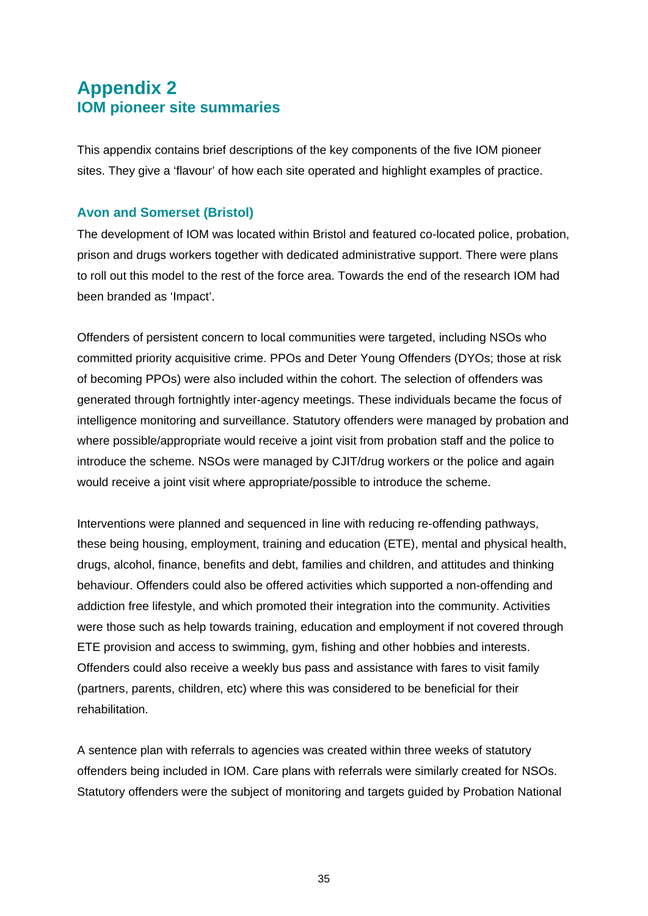# Appendix 2
## IOM pioneer site summaries

This appendix contains brief descriptions of the key components of the five IOM pioneer sites. They give a 'flavour' of how each site operated and highlight examples of practice.

### Avon and Somerset (Bristol)

The development of IOM was located within Bristol and featured co-located police, probation, prison and drugs workers together with dedicated administrative support. There were plans to roll out this model to the rest of the force area. Towards the end of the research IOM had been branded as 'Impact'.

Offenders of persistent concern to local communities were targeted, including NSOs who committed priority acquisitive crime. PPOs and Deter Young Offenders (DYOs; those at risk of becoming PPOs) were also included within the cohort. The selection of offenders was generated through fortnightly inter-agency meetings. These individuals became the focus of intelligence monitoring and surveillance. Statutory offenders were managed by probation and where possible/appropriate would receive a joint visit from probation staff and the police to introduce the scheme. NSOs were managed by CJIT/drug workers or the police and again would receive a joint visit where appropriate/possible to introduce the scheme.

Interventions were planned and sequenced in line with reducing re-offending pathways, these being housing, employment, training and education (ETE), mental and physical health, drugs, alcohol, finance, benefits and debt, families and children, and attitudes and thinking behaviour. Offenders could also be offered activities which supported a non-offending and addiction free lifestyle, and which promoted their integration into the community. Activities were those such as help towards training, education and employment if not covered through ETE provision and access to swimming, gym, fishing and other hobbies and interests. Offenders could also receive a weekly bus pass and assistance with fares to visit family (partners, parents, children, etc) where this was considered to be beneficial for their rehabilitation.

A sentence plan with referrals to agencies was created within three weeks of statutory offenders being included in IOM. Care plans with referrals were similarly created for NSOs. Statutory offenders were the subject of monitoring and targets guided by Probation National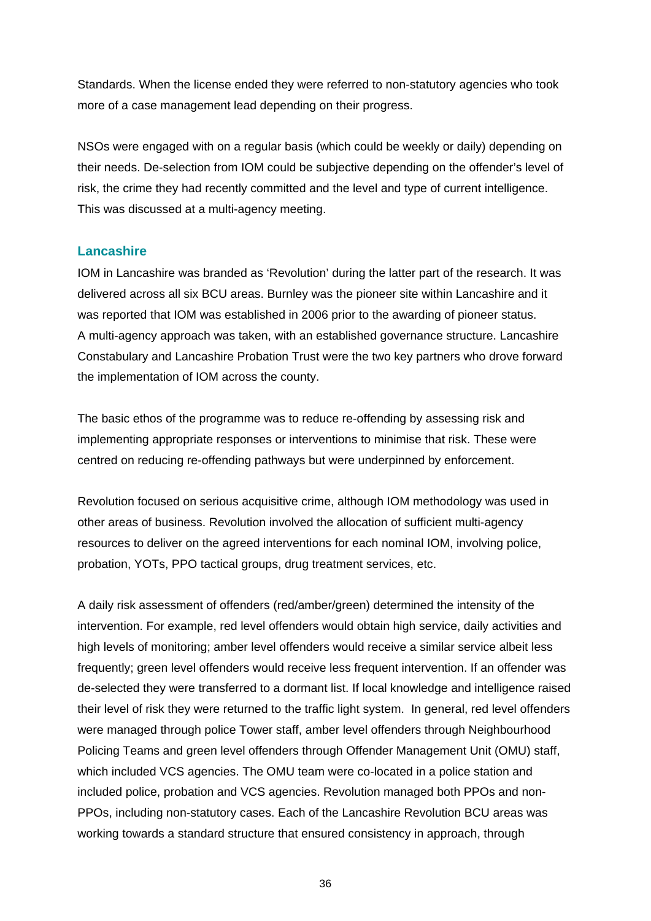Standards. When the license ended they were referred to non-statutory agencies who took more of a case management lead depending on their progress.

NSOs were engaged with on a regular basis (which could be weekly or daily) depending on their needs. De-selection from IOM could be subjective depending on the offender's level of risk, the crime they had recently committed and the level and type of current intelligence. This was discussed at a multi-agency meeting.

### Lancashire

IOM in Lancashire was branded as 'Revolution' during the latter part of the research. It was delivered across all six BCU areas. Burnley was the pioneer site within Lancashire and it was reported that IOM was established in 2006 prior to the awarding of pioneer status. A multi-agency approach was taken, with an established governance structure. Lancashire Constabulary and Lancashire Probation Trust were the two key partners who drove forward the implementation of IOM across the county.

The basic ethos of the programme was to reduce re-offending by assessing risk and implementing appropriate responses or interventions to minimise that risk. These were centred on reducing re-offending pathways but were underpinned by enforcement.

Revolution focused on serious acquisitive crime, although IOM methodology was used in other areas of business. Revolution involved the allocation of sufficient multi-agency resources to deliver on the agreed interventions for each nominal IOM, involving police, probation, YOTs, PPO tactical groups, drug treatment services, etc.

A daily risk assessment of offenders (red/amber/green) determined the intensity of the intervention. For example, red level offenders would obtain high service, daily activities and high levels of monitoring; amber level offenders would receive a similar service albeit less frequently; green level offenders would receive less frequent intervention. If an offender was de-selected they were transferred to a dormant list. If local knowledge and intelligence raised their level of risk they were returned to the traffic light system. In general, red level offenders were managed through police Tower staff, amber level offenders through Neighbourhood Policing Teams and green level offenders through Offender Management Unit (OMU) staff, which included VCS agencies. The OMU team were co-located in a police station and included police, probation and VCS agencies. Revolution managed both PPOs and non-PPOs, including non-statutory cases. Each of the Lancashire Revolution BCU areas was working towards a standard structure that ensured consistency in approach, through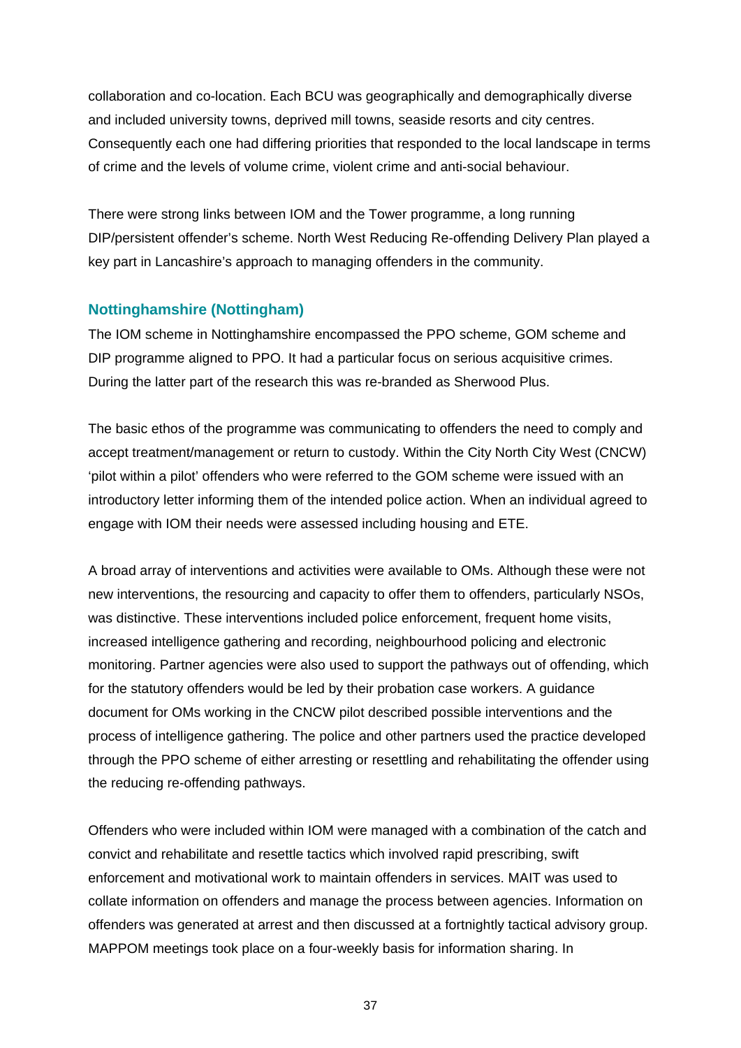collaboration and co-location. Each BCU was geographically and demographically diverse and included university towns, deprived mill towns, seaside resorts and city centres. Consequently each one had differing priorities that responded to the local landscape in terms of crime and the levels of volume crime, violent crime and anti-social behaviour.

There were strong links between IOM and the Tower programme, a long running DIP/persistent offender's scheme. North West Reducing Re-offending Delivery Plan played a key part in Lancashire's approach to managing offenders in the community.

### Nottinghamshire (Nottingham)

The IOM scheme in Nottinghamshire encompassed the PPO scheme, GOM scheme and DIP programme aligned to PPO. It had a particular focus on serious acquisitive crimes. During the latter part of the research this was re-branded as Sherwood Plus.

The basic ethos of the programme was communicating to offenders the need to comply and accept treatment/management or return to custody. Within the City North City West (CNCW) 'pilot within a pilot' offenders who were referred to the GOM scheme were issued with an introductory letter informing them of the intended police action. When an individual agreed to engage with IOM their needs were assessed including housing and ETE.

A broad array of interventions and activities were available to OMs. Although these were not new interventions, the resourcing and capacity to offer them to offenders, particularly NSOs, was distinctive. These interventions included police enforcement, frequent home visits, increased intelligence gathering and recording, neighbourhood policing and electronic monitoring. Partner agencies were also used to support the pathways out of offending, which for the statutory offenders would be led by their probation case workers. A guidance document for OMs working in the CNCW pilot described possible interventions and the process of intelligence gathering. The police and other partners used the practice developed through the PPO scheme of either arresting or resettling and rehabilitating the offender using the reducing re-offending pathways.

Offenders who were included within IOM were managed with a combination of the catch and convict and rehabilitate and resettle tactics which involved rapid prescribing, swift enforcement and motivational work to maintain offenders in services. MAIT was used to collate information on offenders and manage the process between agencies. Information on offenders was generated at arrest and then discussed at a fortnightly tactical advisory group. MAPPOM meetings took place on a four-weekly basis for information sharing. In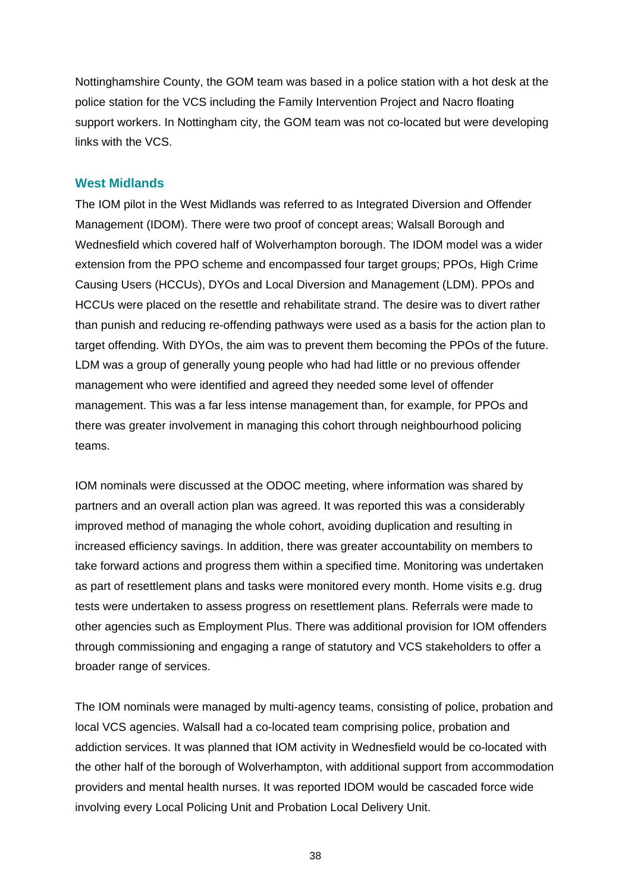Nottinghamshire County, the GOM team was based in a police station with a hot desk at the police station for the VCS including the Family Intervention Project and Nacro floating support workers. In Nottingham city, the GOM team was not co-located but were developing links with the VCS.

### West Midlands

The IOM pilot in the West Midlands was referred to as Integrated Diversion and Offender Management (IDOM). There were two proof of concept areas; Walsall Borough and Wednesfield which covered half of Wolverhampton borough. The IDOM model was a wider extension from the PPO scheme and encompassed four target groups; PPOs, High Crime Causing Users (HCCUs), DYOs and Local Diversion and Management (LDM). PPOs and HCCUs were placed on the resettle and rehabilitate strand. The desire was to divert rather than punish and reducing re-offending pathways were used as a basis for the action plan to target offending. With DYOs, the aim was to prevent them becoming the PPOs of the future. LDM was a group of generally young people who had had little or no previous offender management who were identified and agreed they needed some level of offender management. This was a far less intense management than, for example, for PPOs and there was greater involvement in managing this cohort through neighbourhood policing teams.

IOM nominals were discussed at the ODOC meeting, where information was shared by partners and an overall action plan was agreed. It was reported this was a considerably improved method of managing the whole cohort, avoiding duplication and resulting in increased efficiency savings. In addition, there was greater accountability on members to take forward actions and progress them within a specified time. Monitoring was undertaken as part of resettlement plans and tasks were monitored every month. Home visits e.g. drug tests were undertaken to assess progress on resettlement plans. Referrals were made to other agencies such as Employment Plus. There was additional provision for IOM offenders through commissioning and engaging a range of statutory and VCS stakeholders to offer a broader range of services.

The IOM nominals were managed by multi-agency teams, consisting of police, probation and local VCS agencies. Walsall had a co-located team comprising police, probation and addiction services. It was planned that IOM activity in Wednesfield would be co-located with the other half of the borough of Wolverhampton, with additional support from accommodation providers and mental health nurses. It was reported IDOM would be cascaded force wide involving every Local Policing Unit and Probation Local Delivery Unit.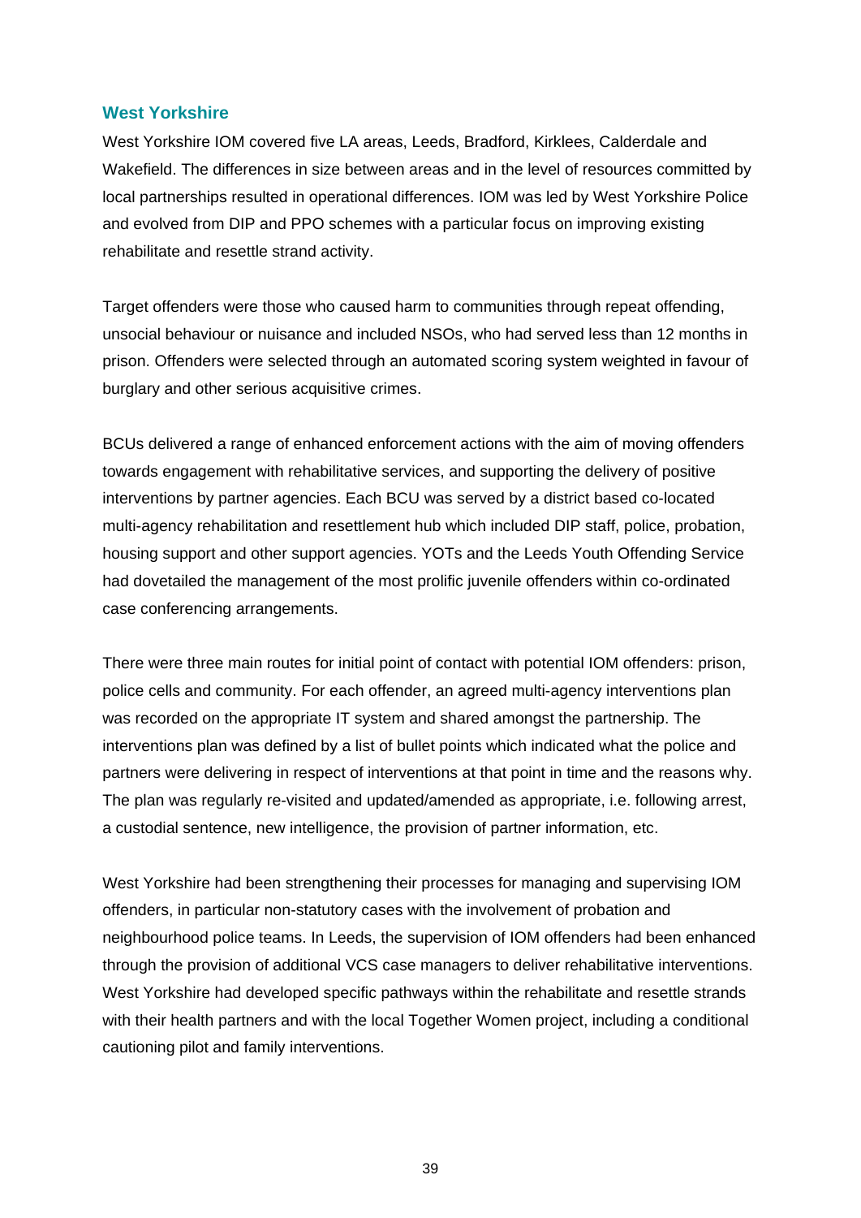### West Yorkshire

West Yorkshire IOM covered five LA areas, Leeds, Bradford, Kirklees, Calderdale and Wakefield. The differences in size between areas and in the level of resources committed by local partnerships resulted in operational differences. IOM was led by West Yorkshire Police and evolved from DIP and PPO schemes with a particular focus on improving existing rehabilitate and resettle strand activity.

Target offenders were those who caused harm to communities through repeat offending, unsocial behaviour or nuisance and included NSOs, who had served less than 12 months in prison. Offenders were selected through an automated scoring system weighted in favour of burglary and other serious acquisitive crimes.

BCUs delivered a range of enhanced enforcement actions with the aim of moving offenders towards engagement with rehabilitative services, and supporting the delivery of positive interventions by partner agencies. Each BCU was served by a district based co-located multi-agency rehabilitation and resettlement hub which included DIP staff, police, probation, housing support and other support agencies. YOTs and the Leeds Youth Offending Service had dovetailed the management of the most prolific juvenile offenders within co-ordinated case conferencing arrangements.

There were three main routes for initial point of contact with potential IOM offenders: prison, police cells and community. For each offender, an agreed multi-agency interventions plan was recorded on the appropriate IT system and shared amongst the partnership. The interventions plan was defined by a list of bullet points which indicated what the police and partners were delivering in respect of interventions at that point in time and the reasons why. The plan was regularly re-visited and updated/amended as appropriate, i.e. following arrest, a custodial sentence, new intelligence, the provision of partner information, etc.

West Yorkshire had been strengthening their processes for managing and supervising IOM offenders, in particular non-statutory cases with the involvement of probation and neighbourhood police teams. In Leeds, the supervision of IOM offenders had been enhanced through the provision of additional VCS case managers to deliver rehabilitative interventions. West Yorkshire had developed specific pathways within the rehabilitate and resettle strands with their health partners and with the local Together Women project, including a conditional cautioning pilot and family interventions.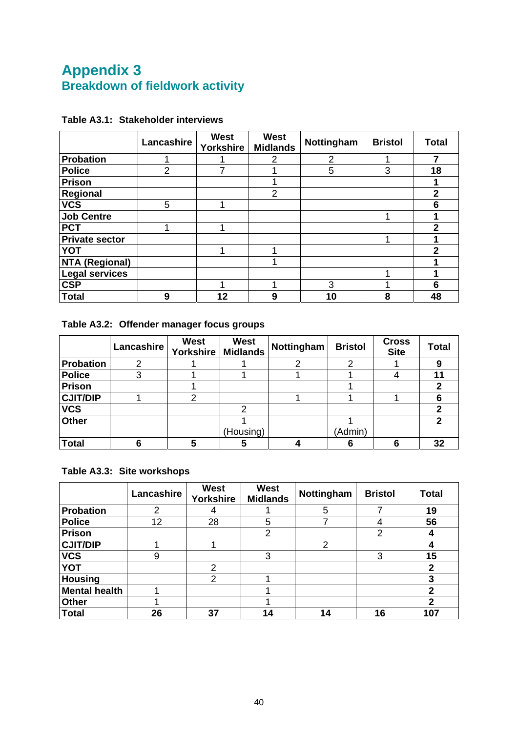# Appendix 3
## Breakdown of fieldwork activity

**Table A3.1: Stakeholder interviews**

| | Lancashire | West Yorkshire | West Midlands | Nottingham | Bristol | Total |
|---|---|---|---|---|---|---|
| **Probation** | 1 | 1 | 2 | 2 | 1 | **7** |
| **Police** | 2 | 7 | 1 | 5 | 3 | **18** |
| **Prison** | | | 1 | | | **1** |
| **Regional** | | | 2 | | | **2** |
| **VCS** | 5 | 1 | | | | **6** |
| **Job Centre** | | | | | 1 | **1** |
| **PCT** | 1 | 1 | | | | **2** |
| **Private sector** | | | | | 1 | **1** |
| **YOT** | | 1 | 1 | | | **2** |
| **NTA (Regional)** | | | 1 | | | **1** |
| **Legal services** | | | | | 1 | **1** |
| **CSP** | | 1 | 1 | 3 | 1 | **6** |
| **Total** | **9** | **12** | **9** | **10** | **8** | **48** |

**Table A3.2: Offender manager focus groups**

| | Lancashire | West Yorkshire | West Midlands | Nottingham | Bristol | Cross Site | Total |
|---|---|---|---|---|---|---|---|
| **Probation** | 2 | 1 | 1 | 2 | 2 | 1 | **9** |
| **Police** | 3 | 1 | 1 | 1 | 1 | 4 | **11** |
| **Prison** | | 1 | | | 1 | | **2** |
| **CJIT/DIP** | 1 | 2 | | 1 | 1 | 1 | **6** |
| **VCS** | | | 2 | | | | **2** |
| **Other** | | | 1 (Housing) | | 1 (Admin) | | **2** |
| **Total** | **6** | **5** | **5** | **4** | **6** | **6** | **32** |

**Table A3.3: Site workshops**

| | Lancashire | West Yorkshire | West Midlands | Nottingham | Bristol | Total |
|---|---|---|---|---|---|---|
| **Probation** | 2 | 4 | 1 | 5 | 7 | **19** |
| **Police** | 12 | 28 | 5 | 7 | 4 | **56** |
| **Prison** | | | 2 | | 2 | **4** |
| **CJIT/DIP** | 1 | 1 | | 2 | | **4** |
| **VCS** | 9 | | 3 | | 3 | **15** |
| **YOT** | | 2 | | | | **2** |
| **Housing** | | 2 | 1 | | | **3** |
| **Mental health** | 1 | | 1 | | | **2** |
| **Other** | 1 | | 1 | | | **2** |
| **Total** | **26** | **37** | **14** | **14** | **16** | **107** |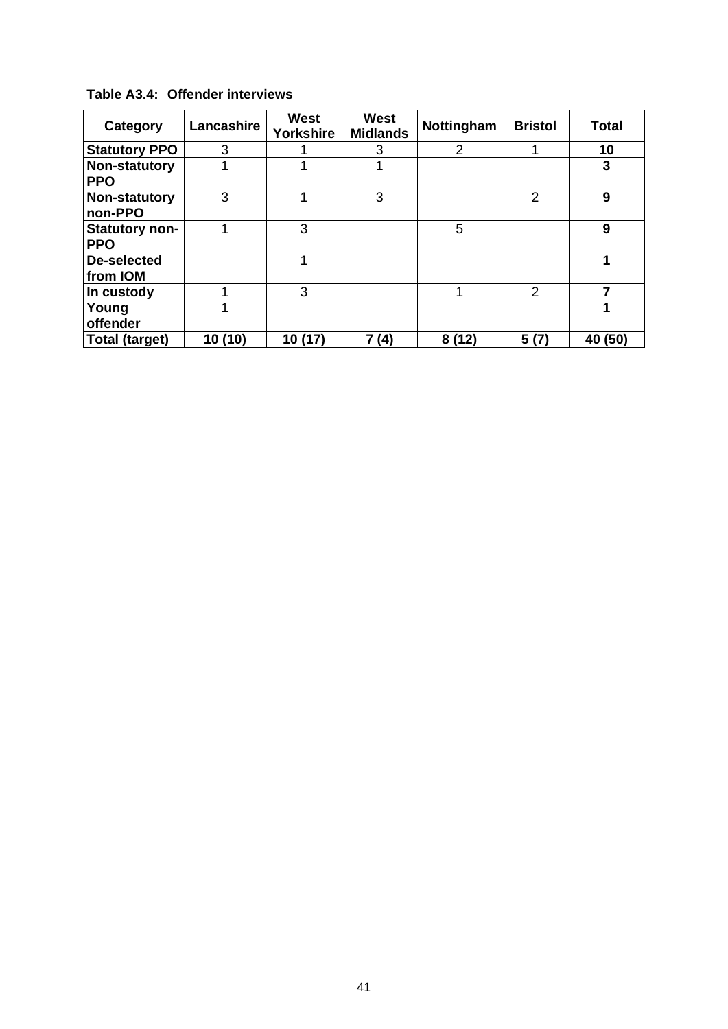**Table A3.4: Offender interviews**

| Category | Lancashire | West Yorkshire | West Midlands | Nottingham | Bristol | Total |
|---|---|---|---|---|---|---|
| **Statutory PPO** | 3 | 1 | 3 | 2 | 1 | **10** |
| **Non-statutory PPO** | 1 | 1 | 1 | | | **3** |
| **Non-statutory non-PPO** | 3 | 1 | 3 | | 2 | **9** |
| **Statutory non-PPO** | 1 | 3 | | 5 | | **9** |
| **De-selected from IOM** | | 1 | | | | **1** |
| **In custody** | 1 | 3 | | 1 | 2 | **7** |
| **Young offender** | 1 | | | | | **1** |
| **Total (target)** | **10 (10)** | **10 (17)** | **7 (4)** | **8 (12)** | **5 (7)** | **40 (50)** |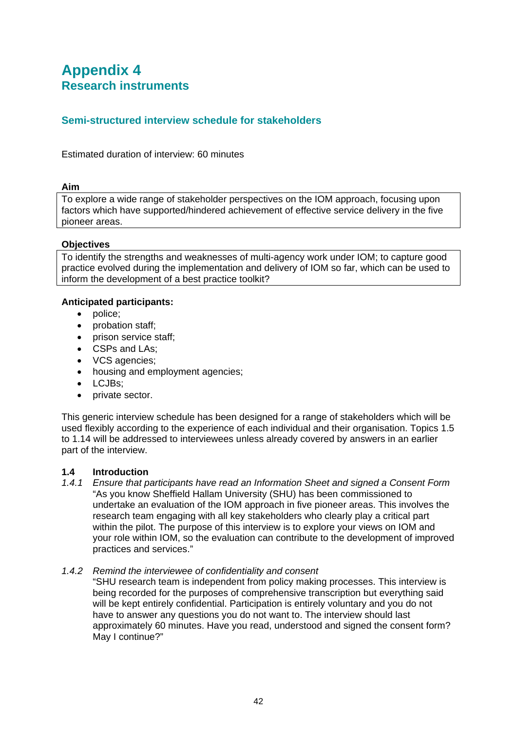# Appendix 4
## Research instruments

### Semi-structured interview schedule for stakeholders

Estimated duration of interview: 60 minutes

**Aim**

To explore a wide range of stakeholder perspectives on the IOM approach, focusing upon factors which have supported/hindered achievement of effective service delivery in the five pioneer areas.

**Objectives**

To identify the strengths and weaknesses of multi-agency work under IOM; to capture good practice evolved during the implementation and delivery of IOM so far, which can be used to inform the development of a best practice toolkit?

**Anticipated participants:**

- police;
- probation staff;
- prison service staff;
- CSPs and LAs;
- VCS agencies;
- housing and employment agencies;
- LCJBs;
- private sector.

This generic interview schedule has been designed for a range of stakeholders which will be used flexibly according to the experience of each individual and their organisation. Topics 1.5 to 1.14 will be addressed to interviewees unless already covered by answers in an earlier part of the interview.

**1.4 Introduction**

1.4.1 *Ensure that participants have read an Information Sheet and signed a Consent Form*

"As you know Sheffield Hallam University (SHU) has been commissioned to undertake an evaluation of the IOM approach in five pioneer areas. This involves the research team engaging with all key stakeholders who clearly play a critical part within the pilot. The purpose of this interview is to explore your views on IOM and your role within IOM, so the evaluation can contribute to the development of improved practices and services."

1.4.2 *Remind the interviewee of confidentiality and consent*

"SHU research team is independent from policy making processes. This interview is being recorded for the purposes of comprehensive transcription but everything said will be kept entirely confidential. Participation is entirely voluntary and you do not have to answer any questions you do not want to. The interview should last approximately 60 minutes. Have you read, understood and signed the consent form? May I continue?"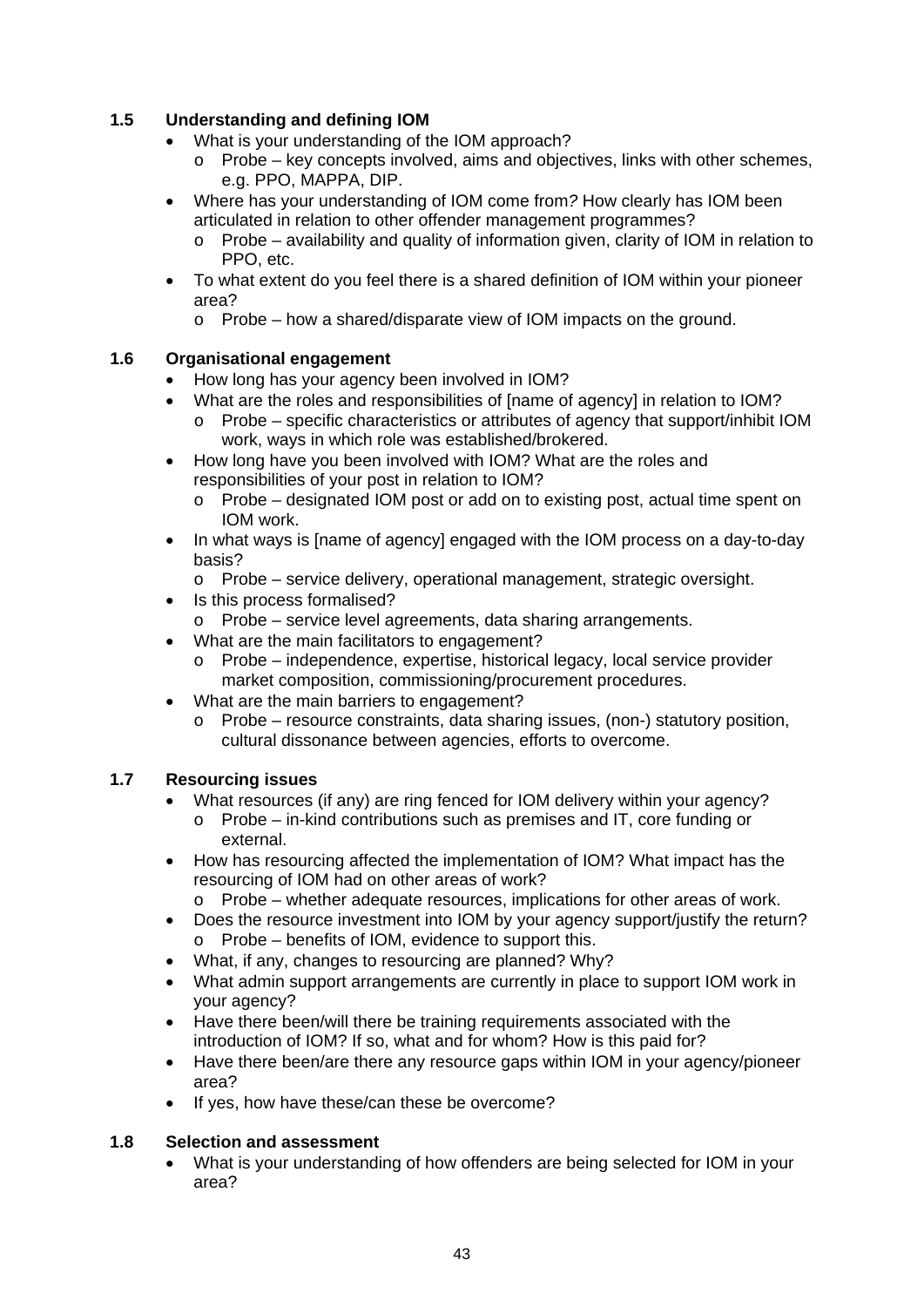### 1.5 Understanding and defining IOM

- What is your understanding of the IOM approach?
  - Probe – key concepts involved, aims and objectives, links with other schemes, e.g. PPO, MAPPA, DIP.
- Where has your understanding of IOM come from? How clearly has IOM been articulated in relation to other offender management programmes?
  - Probe – availability and quality of information given, clarity of IOM in relation to PPO, etc.
- To what extent do you feel there is a shared definition of IOM within your pioneer area?
  - Probe – how a shared/disparate view of IOM impacts on the ground.

### 1.6 Organisational engagement

- How long has your agency been involved in IOM?
- What are the roles and responsibilities of [name of agency] in relation to IOM?
  - Probe – specific characteristics or attributes of agency that support/inhibit IOM work, ways in which role was established/brokered.
- How long have you been involved with IOM? What are the roles and responsibilities of your post in relation to IOM?
  - Probe – designated IOM post or add on to existing post, actual time spent on IOM work.
- In what ways is [name of agency] engaged with the IOM process on a day-to-day basis?
  - Probe – service delivery, operational management, strategic oversight.
- Is this process formalised?
  - Probe – service level agreements, data sharing arrangements.
- What are the main facilitators to engagement?
  - Probe – independence, expertise, historical legacy, local service provider market composition, commissioning/procurement procedures.
- What are the main barriers to engagement?
  - Probe – resource constraints, data sharing issues, (non-) statutory position, cultural dissonance between agencies, efforts to overcome.

### 1.7 Resourcing issues

- What resources (if any) are ring fenced for IOM delivery within your agency?
  - Probe – in-kind contributions such as premises and IT, core funding or external.
- How has resourcing affected the implementation of IOM? What impact has the resourcing of IOM had on other areas of work?
  - Probe – whether adequate resources, implications for other areas of work.
- Does the resource investment into IOM by your agency support/justify the return?
  - Probe – benefits of IOM, evidence to support this.
- What, if any, changes to resourcing are planned? Why?
- What admin support arrangements are currently in place to support IOM work in your agency?
- Have there been/will there be training requirements associated with the introduction of IOM? If so, what and for whom? How is this paid for?
- Have there been/are there any resource gaps within IOM in your agency/pioneer area?
- If yes, how have these/can these be overcome?

### 1.8 Selection and assessment

- What is your understanding of how offenders are being selected for IOM in your area?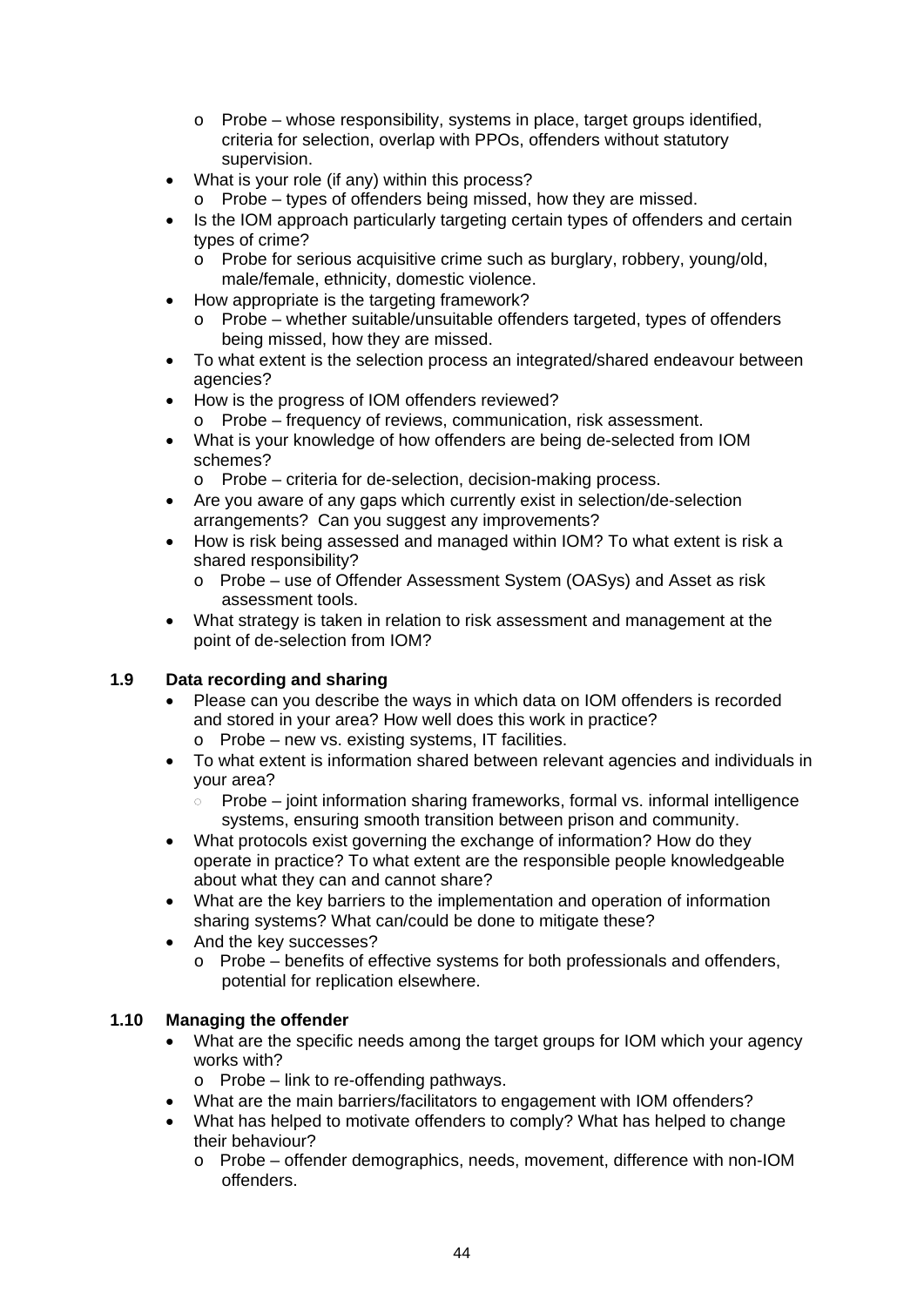- Probe – whose responsibility, systems in place, target groups identified, criteria for selection, overlap with PPOs, offenders without statutory supervision.
- What is your role (if any) within this process?
    - Probe – types of offenders being missed, how they are missed.
- Is the IOM approach particularly targeting certain types of offenders and certain types of crime?
    - Probe for serious acquisitive crime such as burglary, robbery, young/old, male/female, ethnicity, domestic violence.
- How appropriate is the targeting framework?
    - Probe – whether suitable/unsuitable offenders targeted, types of offenders being missed, how they are missed.
- To what extent is the selection process an integrated/shared endeavour between agencies?
- How is the progress of IOM offenders reviewed?
    - Probe – frequency of reviews, communication, risk assessment.
- What is your knowledge of how offenders are being de-selected from IOM schemes?
    - Probe – criteria for de-selection, decision-making process.
- Are you aware of any gaps which currently exist in selection/de-selection arrangements? Can you suggest any improvements?
- How is risk being assessed and managed within IOM? To what extent is risk a shared responsibility?
    - Probe – use of Offender Assessment System (OASys) and Asset as risk assessment tools.
- What strategy is taken in relation to risk assessment and management at the point of de-selection from IOM?

### 1.9 Data recording and sharing

- Please can you describe the ways in which data on IOM offenders is recorded and stored in your area? How well does this work in practice?
    - Probe – new vs. existing systems, IT facilities.
- To what extent is information shared between relevant agencies and individuals in your area?
    - Probe – joint information sharing frameworks, formal vs. informal intelligence systems, ensuring smooth transition between prison and community.
- What protocols exist governing the exchange of information? How do they operate in practice? To what extent are the responsible people knowledgeable about what they can and cannot share?
- What are the key barriers to the implementation and operation of information sharing systems? What can/could be done to mitigate these?
- And the key successes?
    - Probe – benefits of effective systems for both professionals and offenders, potential for replication elsewhere.

### 1.10 Managing the offender

- What are the specific needs among the target groups for IOM which your agency works with?
    - Probe – link to re-offending pathways.
- What are the main barriers/facilitators to engagement with IOM offenders?
- What has helped to motivate offenders to comply? What has helped to change their behaviour?
    - Probe – offender demographics, needs, movement, difference with non-IOM offenders.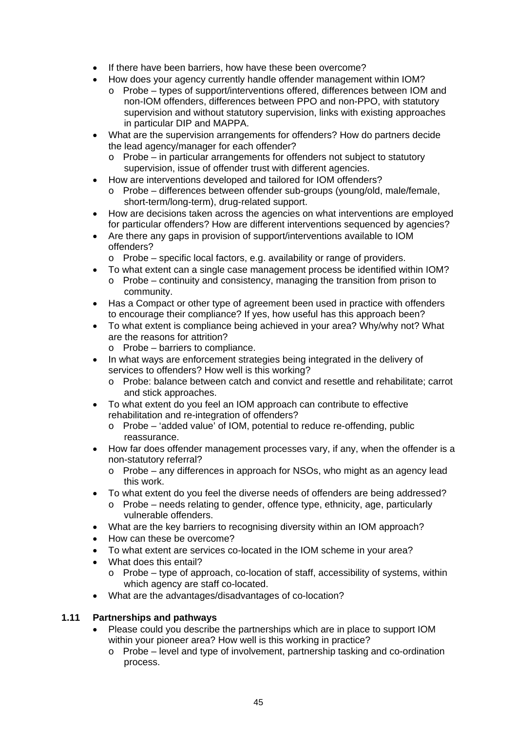- If there have been barriers, how have these been overcome?
- How does your agency currently handle offender management within IOM?
  - Probe – types of support/interventions offered, differences between IOM and non-IOM offenders, differences between PPO and non-PPO, with statutory supervision and without statutory supervision, links with existing approaches in particular DIP and MAPPA.
- What are the supervision arrangements for offenders? How do partners decide the lead agency/manager for each offender?
  - Probe – in particular arrangements for offenders not subject to statutory supervision, issue of offender trust with different agencies.
- How are interventions developed and tailored for IOM offenders?
  - Probe – differences between offender sub-groups (young/old, male/female, short-term/long-term), drug-related support.
- How are decisions taken across the agencies on what interventions are employed for particular offenders? How are different interventions sequenced by agencies?
- Are there any gaps in provision of support/interventions available to IOM offenders?
  - Probe – specific local factors, e.g. availability or range of providers.
- To what extent can a single case management process be identified within IOM?
  - Probe – continuity and consistency, managing the transition from prison to community.
- Has a Compact or other type of agreement been used in practice with offenders to encourage their compliance? If yes, how useful has this approach been?
- To what extent is compliance being achieved in your area? Why/why not? What are the reasons for attrition?
  - Probe – barriers to compliance.
- In what ways are enforcement strategies being integrated in the delivery of services to offenders? How well is this working?
  - Probe: balance between catch and convict and resettle and rehabilitate; carrot and stick approaches.
- To what extent do you feel an IOM approach can contribute to effective rehabilitation and re-integration of offenders?
  - Probe – 'added value' of IOM, potential to reduce re-offending, public reassurance.
- How far does offender management processes vary, if any, when the offender is a non-statutory referral?
  - Probe – any differences in approach for NSOs, who might as an agency lead this work.
- To what extent do you feel the diverse needs of offenders are being addressed?
  - Probe – needs relating to gender, offence type, ethnicity, age, particularly vulnerable offenders.
- What are the key barriers to recognising diversity within an IOM approach?
- How can these be overcome?
- To what extent are services co-located in the IOM scheme in your area?
- What does this entail?
  - Probe – type of approach, co-location of staff, accessibility of systems, within which agency are staff co-located.
- What are the advantages/disadvantages of co-location?

### 1.11 Partnerships and pathways

- Please could you describe the partnerships which are in place to support IOM within your pioneer area? How well is this working in practice?
  - Probe – level and type of involvement, partnership tasking and co-ordination process.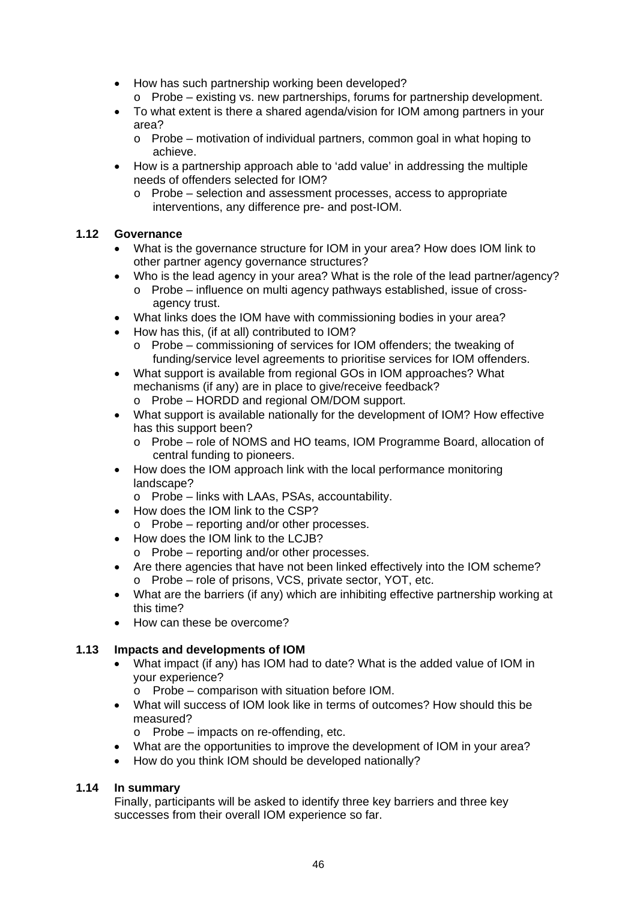- How has such partnership working been developed?
  - Probe – existing vs. new partnerships, forums for partnership development.
- To what extent is there a shared agenda/vision for IOM among partners in your area?
  - Probe – motivation of individual partners, common goal in what hoping to achieve.
- How is a partnership approach able to 'add value' in addressing the multiple needs of offenders selected for IOM?
  - Probe – selection and assessment processes, access to appropriate interventions, any difference pre- and post-IOM.

### 1.12 Governance

- What is the governance structure for IOM in your area? How does IOM link to other partner agency governance structures?
- Who is the lead agency in your area? What is the role of the lead partner/agency?
  - Probe – influence on multi agency pathways established, issue of cross-agency trust.
- What links does the IOM have with commissioning bodies in your area?
- How has this, (if at all) contributed to IOM?
  - Probe – commissioning of services for IOM offenders; the tweaking of funding/service level agreements to prioritise services for IOM offenders.
- What support is available from regional GOs in IOM approaches? What mechanisms (if any) are in place to give/receive feedback?
  - Probe – HORDD and regional OM/DOM support.
- What support is available nationally for the development of IOM? How effective has this support been?
  - Probe – role of NOMS and HO teams, IOM Programme Board, allocation of central funding to pioneers.
- How does the IOM approach link with the local performance monitoring landscape?
  - Probe – links with LAAs, PSAs, accountability.
- How does the IOM link to the CSP?
  - Probe – reporting and/or other processes.
- How does the IOM link to the LCJB?
  - Probe – reporting and/or other processes.
- Are there agencies that have not been linked effectively into the IOM scheme?
  - Probe – role of prisons, VCS, private sector, YOT, etc.
- What are the barriers (if any) which are inhibiting effective partnership working at this time?
- How can these be overcome?

### 1.13 Impacts and developments of IOM

- What impact (if any) has IOM had to date? What is the added value of IOM in your experience?
  - Probe – comparison with situation before IOM.
- What will success of IOM look like in terms of outcomes? How should this be measured?
  - Probe – impacts on re-offending, etc.
- What are the opportunities to improve the development of IOM in your area?
- How do you think IOM should be developed nationally?

### 1.14 In summary

Finally, participants will be asked to identify three key barriers and three key successes from their overall IOM experience so far.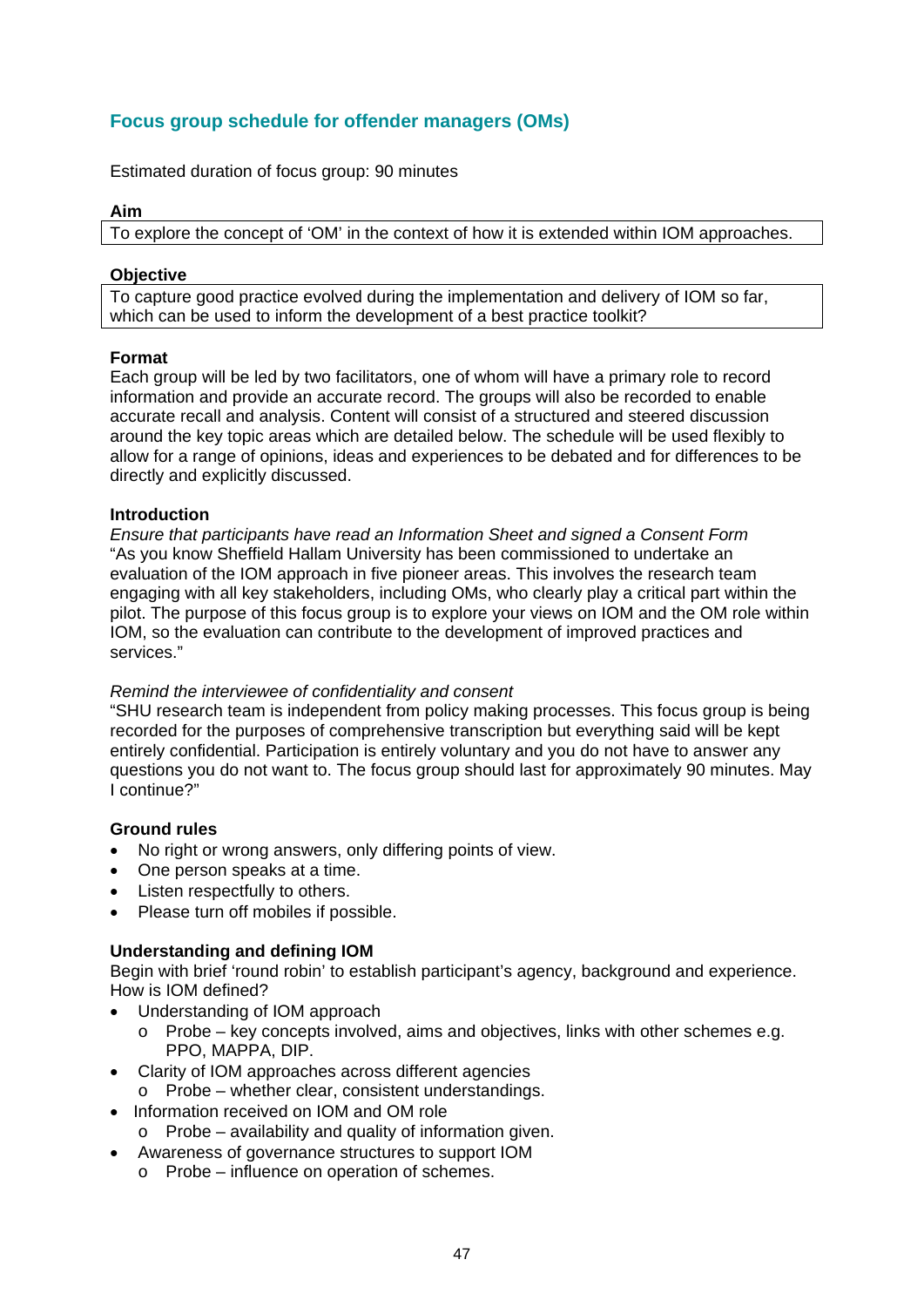## Focus group schedule for offender managers (OMs)

Estimated duration of focus group: 90 minutes

**Aim**

| To explore the concept of 'OM' in the context of how it is extended within IOM approaches. |
|---|

**Objective**

| To capture good practice evolved during the implementation and delivery of IOM so far, which can be used to inform the development of a best practice toolkit? |
|---|

**Format**

Each group will be led by two facilitators, one of whom will have a primary role to record information and provide an accurate record. The groups will also be recorded to enable accurate recall and analysis. Content will consist of a structured and steered discussion around the key topic areas which are detailed below. The schedule will be used flexibly to allow for a range of opinions, ideas and experiences to be debated and for differences to be directly and explicitly discussed.

**Introduction**

*Ensure that participants have read an Information Sheet and signed a Consent Form*

"As you know Sheffield Hallam University has been commissioned to undertake an evaluation of the IOM approach in five pioneer areas. This involves the research team engaging with all key stakeholders, including OMs, who clearly play a critical part within the pilot. The purpose of this focus group is to explore your views on IOM and the OM role within IOM, so the evaluation can contribute to the development of improved practices and services."

*Remind the interviewee of confidentiality and consent*

"SHU research team is independent from policy making processes. This focus group is being recorded for the purposes of comprehensive transcription but everything said will be kept entirely confidential. Participation is entirely voluntary and you do not have to answer any questions you do not want to. The focus group should last for approximately 90 minutes. May I continue?"

**Ground rules**

- No right or wrong answers, only differing points of view.
- One person speaks at a time.
- Listen respectfully to others.
- Please turn off mobiles if possible.

**Understanding and defining IOM**

Begin with brief 'round robin' to establish participant's agency, background and experience. How is IOM defined?

- Understanding of IOM approach
  - Probe – key concepts involved, aims and objectives, links with other schemes e.g. PPO, MAPPA, DIP.
- Clarity of IOM approaches across different agencies
  - Probe – whether clear, consistent understandings.
- Information received on IOM and OM role
  - Probe – availability and quality of information given.
- Awareness of governance structures to support IOM
  - Probe – influence on operation of schemes.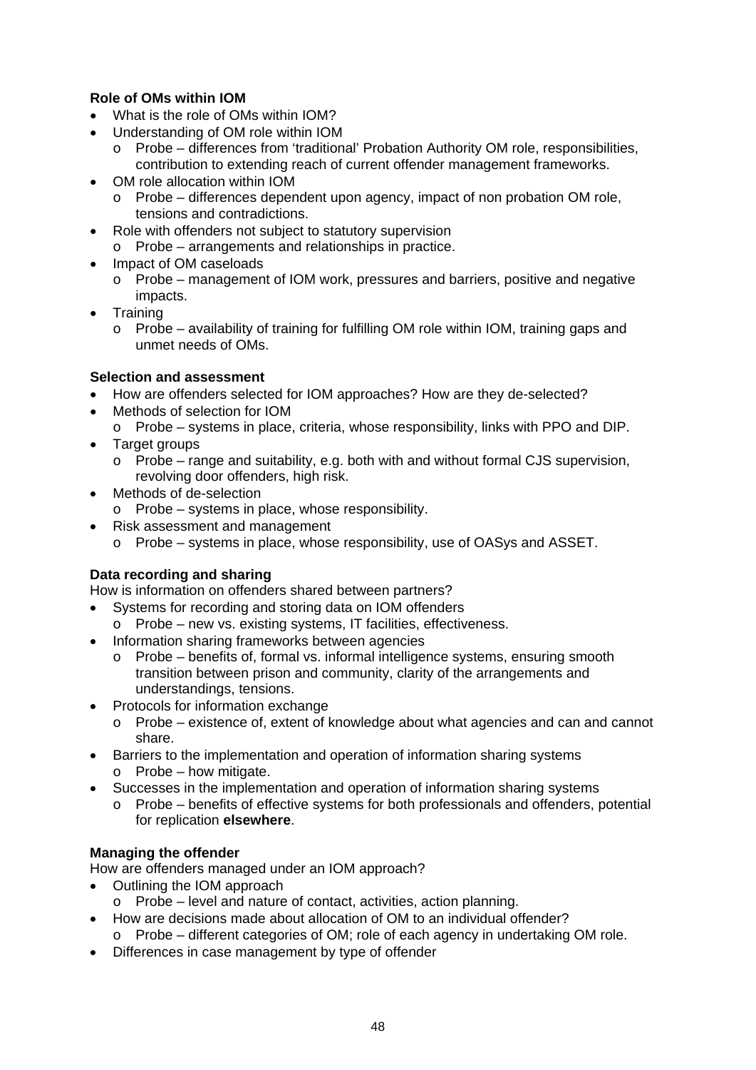**Role of OMs within IOM**

- What is the role of OMs within IOM?
- Understanding of OM role within IOM
    - Probe – differences from 'traditional' Probation Authority OM role, responsibilities, contribution to extending reach of current offender management frameworks.
- OM role allocation within IOM
    - Probe – differences dependent upon agency, impact of non probation OM role, tensions and contradictions.
- Role with offenders not subject to statutory supervision
    - Probe – arrangements and relationships in practice.
- Impact of OM caseloads
    - Probe – management of IOM work, pressures and barriers, positive and negative impacts.
- Training
    - Probe – availability of training for fulfilling OM role within IOM, training gaps and unmet needs of OMs.

**Selection and assessment**

- How are offenders selected for IOM approaches? How are they de-selected?
- Methods of selection for IOM
    - Probe – systems in place, criteria, whose responsibility, links with PPO and DIP.
- Target groups
    - Probe – range and suitability, e.g. both with and without formal CJS supervision, revolving door offenders, high risk.
- Methods of de-selection
    - Probe – systems in place, whose responsibility.
- Risk assessment and management
    - Probe – systems in place, whose responsibility, use of OASys and ASSET.

**Data recording and sharing**

How is information on offenders shared between partners?

- Systems for recording and storing data on IOM offenders
    - Probe – new vs. existing systems, IT facilities, effectiveness.
- Information sharing frameworks between agencies
    - Probe – benefits of, formal vs. informal intelligence systems, ensuring smooth transition between prison and community, clarity of the arrangements and understandings, tensions.
- Protocols for information exchange
    - Probe – existence of, extent of knowledge about what agencies and can and cannot share.
- Barriers to the implementation and operation of information sharing systems
    - Probe – how mitigate.
- Successes in the implementation and operation of information sharing systems
    - Probe – benefits of effective systems for both professionals and offenders, potential for replication **elsewhere**.

**Managing the offender**

How are offenders managed under an IOM approach?

- Outlining the IOM approach
    - Probe – level and nature of contact, activities, action planning.
- How are decisions made about allocation of OM to an individual offender?
    - Probe – different categories of OM; role of each agency in undertaking OM role.
- Differences in case management by type of offender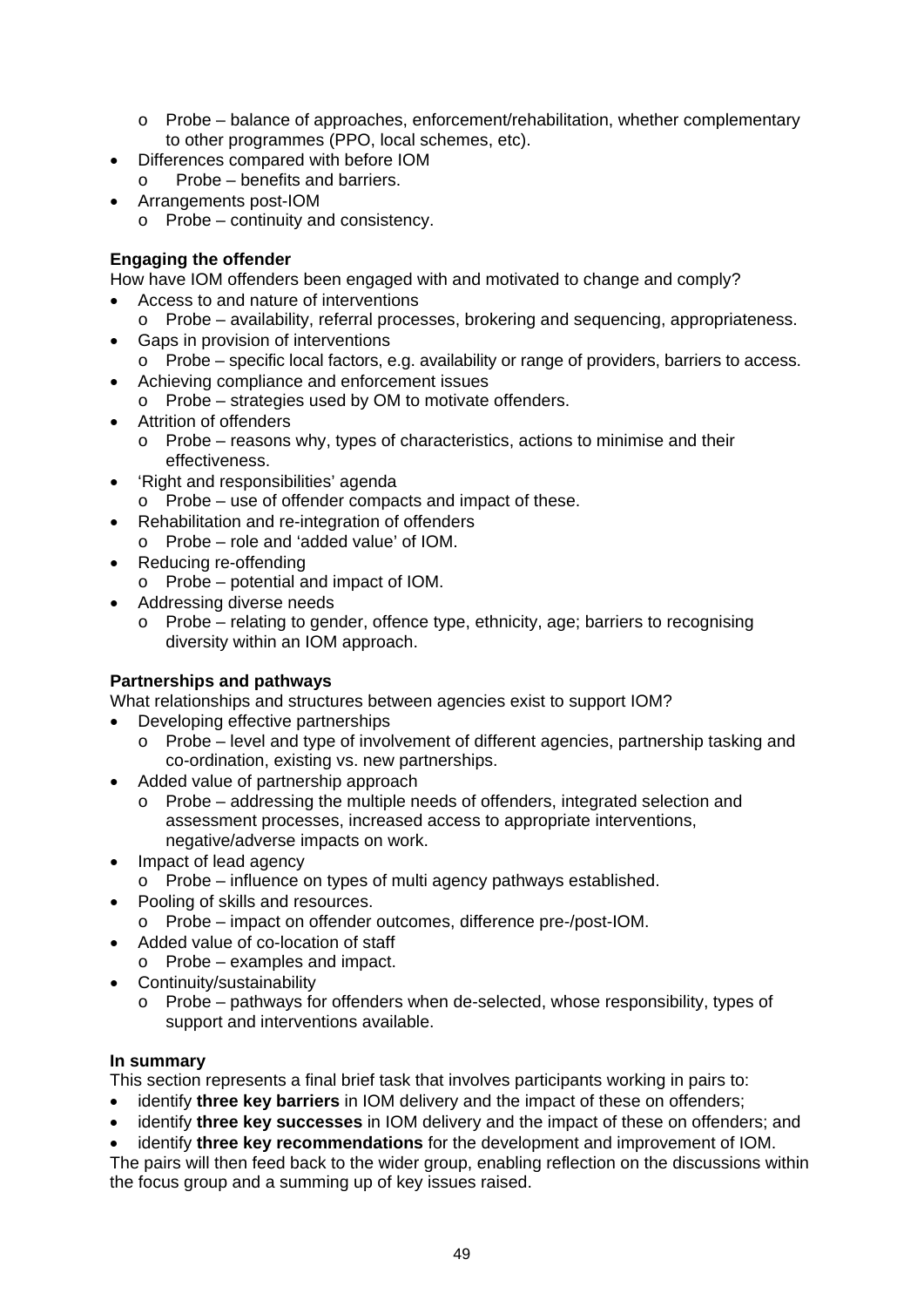- Probe – balance of approaches, enforcement/rehabilitation, whether complementary to other programmes (PPO, local schemes, etc).
- Differences compared with before IOM
  - Probe – benefits and barriers.
- Arrangements post-IOM
  - Probe – continuity and consistency.

**Engaging the offender**

How have IOM offenders been engaged with and motivated to change and comply?

- Access to and nature of interventions
  - Probe – availability, referral processes, brokering and sequencing, appropriateness.
- Gaps in provision of interventions
  - Probe – specific local factors, e.g. availability or range of providers, barriers to access.
- Achieving compliance and enforcement issues
  - Probe – strategies used by OM to motivate offenders.
- Attrition of offenders
  - Probe – reasons why, types of characteristics, actions to minimise and their effectiveness.
- 'Right and responsibilities' agenda
  - Probe – use of offender compacts and impact of these.
- Rehabilitation and re-integration of offenders
  - Probe – role and 'added value' of IOM.
- Reducing re-offending
  - Probe – potential and impact of IOM.
- Addressing diverse needs
  - Probe – relating to gender, offence type, ethnicity, age; barriers to recognising diversity within an IOM approach.

**Partnerships and pathways**

What relationships and structures between agencies exist to support IOM?

- Developing effective partnerships
  - Probe – level and type of involvement of different agencies, partnership tasking and co-ordination, existing vs. new partnerships.
- Added value of partnership approach
  - Probe – addressing the multiple needs of offenders, integrated selection and assessment processes, increased access to appropriate interventions, negative/adverse impacts on work.
- Impact of lead agency
  - Probe – influence on types of multi agency pathways established.
- Pooling of skills and resources.
  - Probe – impact on offender outcomes, difference pre-/post-IOM.
- Added value of co-location of staff
  - Probe – examples and impact.
- Continuity/sustainability
  - Probe – pathways for offenders when de-selected, whose responsibility, types of support and interventions available.

**In summary**

This section represents a final brief task that involves participants working in pairs to:

- identify **three key barriers** in IOM delivery and the impact of these on offenders;
- identify **three key successes** in IOM delivery and the impact of these on offenders; and
- identify **three key recommendations** for the development and improvement of IOM.

The pairs will then feed back to the wider group, enabling reflection on the discussions within the focus group and a summing up of key issues raised.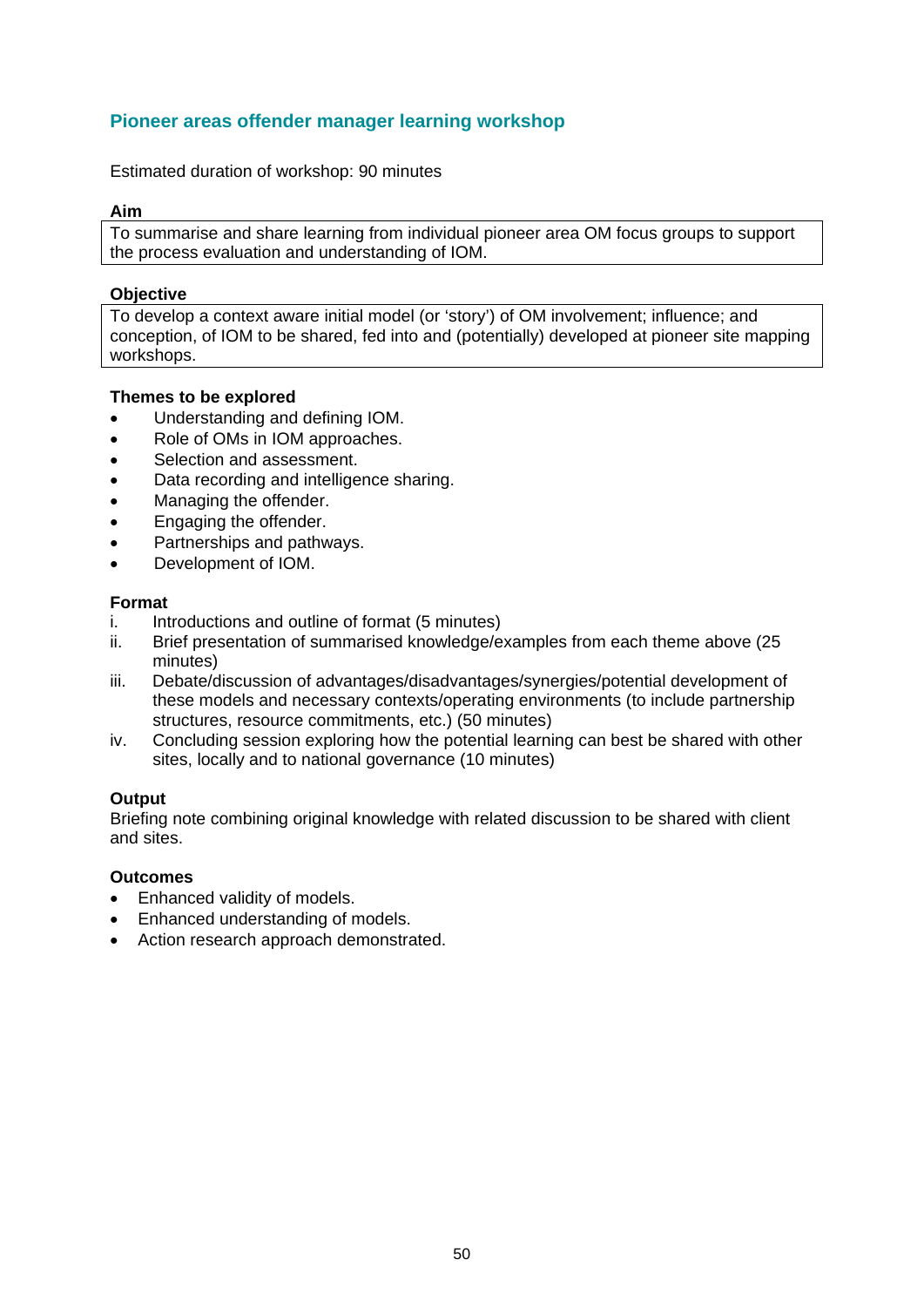## Pioneer areas offender manager learning workshop

Estimated duration of workshop: 90 minutes

**Aim**

To summarise and share learning from individual pioneer area OM focus groups to support the process evaluation and understanding of IOM.

**Objective**

To develop a context aware initial model (or 'story') of OM involvement; influence; and conception, of IOM to be shared, fed into and (potentially) developed at pioneer site mapping workshops.

**Themes to be explored**

- Understanding and defining IOM.
- Role of OMs in IOM approaches.
- Selection and assessment.
- Data recording and intelligence sharing.
- Managing the offender.
- Engaging the offender.
- Partnerships and pathways.
- Development of IOM.

**Format**

i. Introductions and outline of format (5 minutes)
ii. Brief presentation of summarised knowledge/examples from each theme above (25 minutes)
iii. Debate/discussion of advantages/disadvantages/synergies/potential development of these models and necessary contexts/operating environments (to include partnership structures, resource commitments, etc.) (50 minutes)
iv. Concluding session exploring how the potential learning can best be shared with other sites, locally and to national governance (10 minutes)

**Output**

Briefing note combining original knowledge with related discussion to be shared with client and sites.

**Outcomes**

- Enhanced validity of models.
- Enhanced understanding of models.
- Action research approach demonstrated.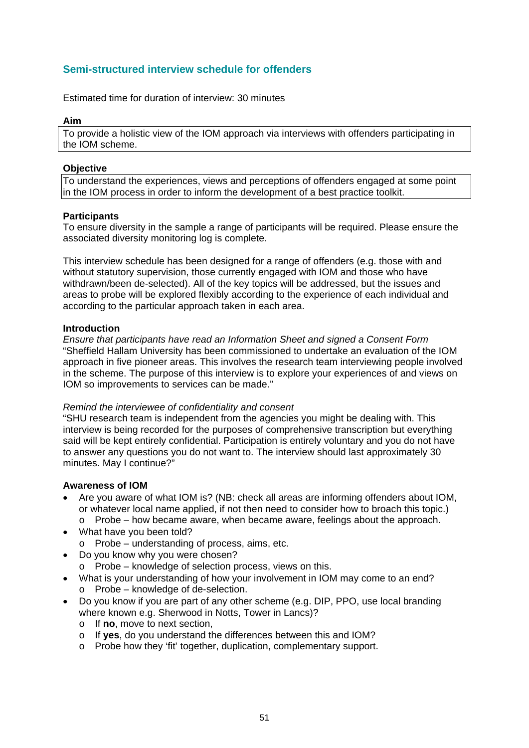## Semi-structured interview schedule for offenders

Estimated time for duration of interview: 30 minutes

**Aim**

To provide a holistic view of the IOM approach via interviews with offenders participating in the IOM scheme.

**Objective**

To understand the experiences, views and perceptions of offenders engaged at some point in the IOM process in order to inform the development of a best practice toolkit.

**Participants**

To ensure diversity in the sample a range of participants will be required. Please ensure the associated diversity monitoring log is complete.

This interview schedule has been designed for a range of offenders (e.g. those with and without statutory supervision, those currently engaged with IOM and those who have withdrawn/been de-selected). All of the key topics will be addressed, but the issues and areas to probe will be explored flexibly according to the experience of each individual and according to the particular approach taken in each area.

**Introduction**

*Ensure that participants have read an Information Sheet and signed a Consent Form*

"Sheffield Hallam University has been commissioned to undertake an evaluation of the IOM approach in five pioneer areas. This involves the research team interviewing people involved in the scheme. The purpose of this interview is to explore your experiences of and views on IOM so improvements to services can be made."

*Remind the interviewee of confidentiality and consent*

"SHU research team is independent from the agencies you might be dealing with. This interview is being recorded for the purposes of comprehensive transcription but everything said will be kept entirely confidential. Participation is entirely voluntary and you do not have to answer any questions you do not want to. The interview should last approximately 30 minutes. May I continue?"

**Awareness of IOM**

- Are you aware of what IOM is? (NB: check all areas are informing offenders about IOM, or whatever local name applied, if not then need to consider how to broach this topic.)
  - Probe – how became aware, when became aware, feelings about the approach.
- What have you been told?
  - Probe – understanding of process, aims, etc.
- Do you know why you were chosen?
  - Probe – knowledge of selection process, views on this.
- What is your understanding of how your involvement in IOM may come to an end?
  - Probe – knowledge of de-selection.
- Do you know if you are part of any other scheme (e.g. DIP, PPO, use local branding where known e.g. Sherwood in Notts, Tower in Lancs)?
  - If **no**, move to next section,
  - If **yes**, do you understand the differences between this and IOM?
  - Probe how they 'fit' together, duplication, complementary support.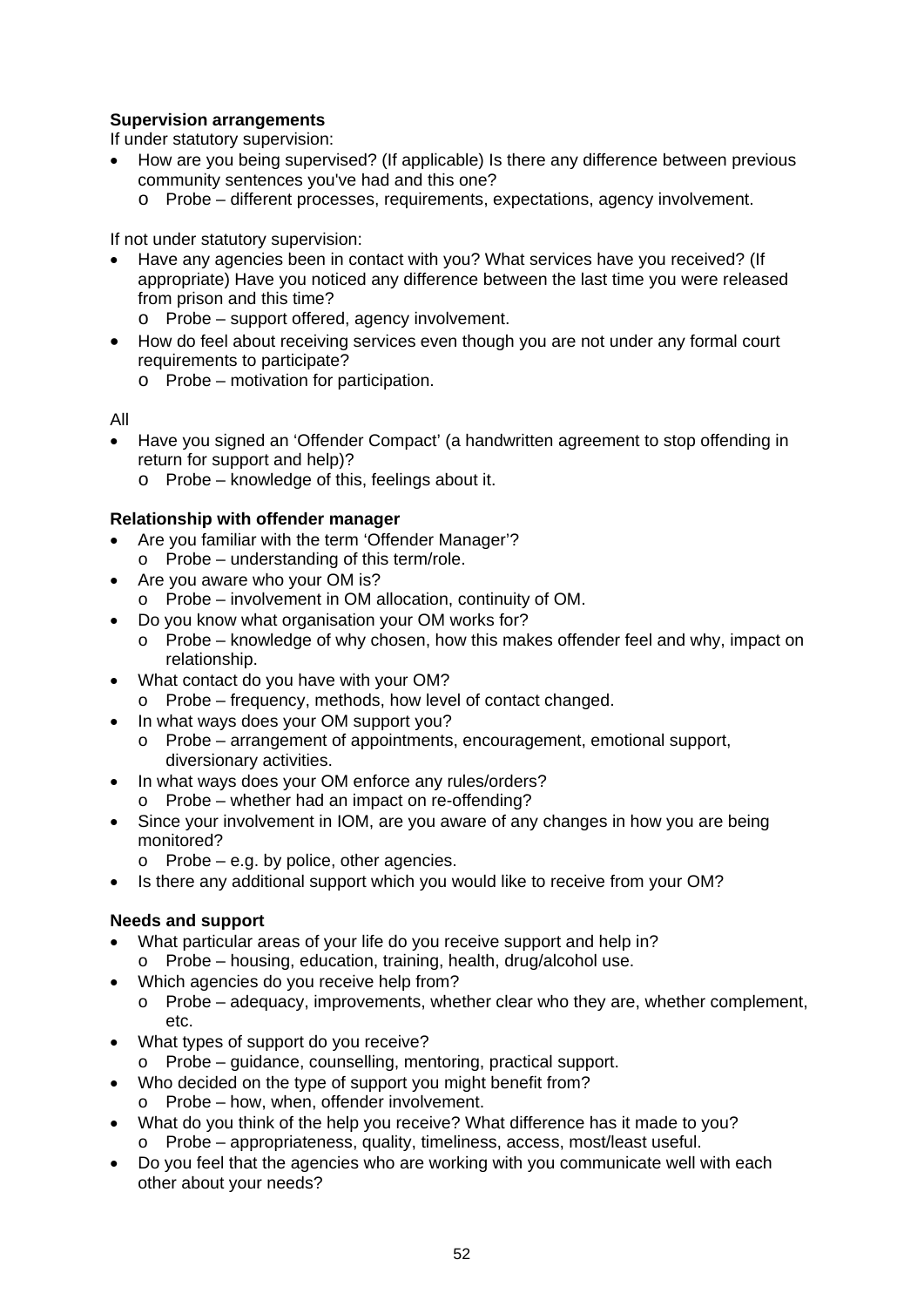**Supervision arrangements**

If under statutory supervision:

- How are you being supervised? (If applicable) Is there any difference between previous community sentences you've had and this one?
  - Probe – different processes, requirements, expectations, agency involvement.

If not under statutory supervision:

- Have any agencies been in contact with you? What services have you received? (If appropriate) Have you noticed any difference between the last time you were released from prison and this time?
  - Probe – support offered, agency involvement.
- How do feel about receiving services even though you are not under any formal court requirements to participate?
  - Probe – motivation for participation.

All

- Have you signed an 'Offender Compact' (a handwritten agreement to stop offending in return for support and help)?
  - Probe – knowledge of this, feelings about it.

**Relationship with offender manager**

- Are you familiar with the term 'Offender Manager'?
  - Probe – understanding of this term/role.
- Are you aware who your OM is?
  - Probe – involvement in OM allocation, continuity of OM.
- Do you know what organisation your OM works for?
  - Probe – knowledge of why chosen, how this makes offender feel and why, impact on relationship.
- What contact do you have with your OM?
  - Probe – frequency, methods, how level of contact changed.
- In what ways does your OM support you?
  - Probe – arrangement of appointments, encouragement, emotional support, diversionary activities.
- In what ways does your OM enforce any rules/orders?
  - Probe – whether had an impact on re-offending?
- Since your involvement in IOM, are you aware of any changes in how you are being monitored?
  - Probe – e.g. by police, other agencies.
- Is there any additional support which you would like to receive from your OM?

**Needs and support**

- What particular areas of your life do you receive support and help in?
  - Probe – housing, education, training, health, drug/alcohol use.
- Which agencies do you receive help from?
  - Probe – adequacy, improvements, whether clear who they are, whether complement, etc.
- What types of support do you receive?
  - Probe – guidance, counselling, mentoring, practical support.
- Who decided on the type of support you might benefit from?
  - Probe – how, when, offender involvement.
- What do you think of the help you receive? What difference has it made to you?
  - Probe – appropriateness, quality, timeliness, access, most/least useful.
- Do you feel that the agencies who are working with you communicate well with each other about your needs?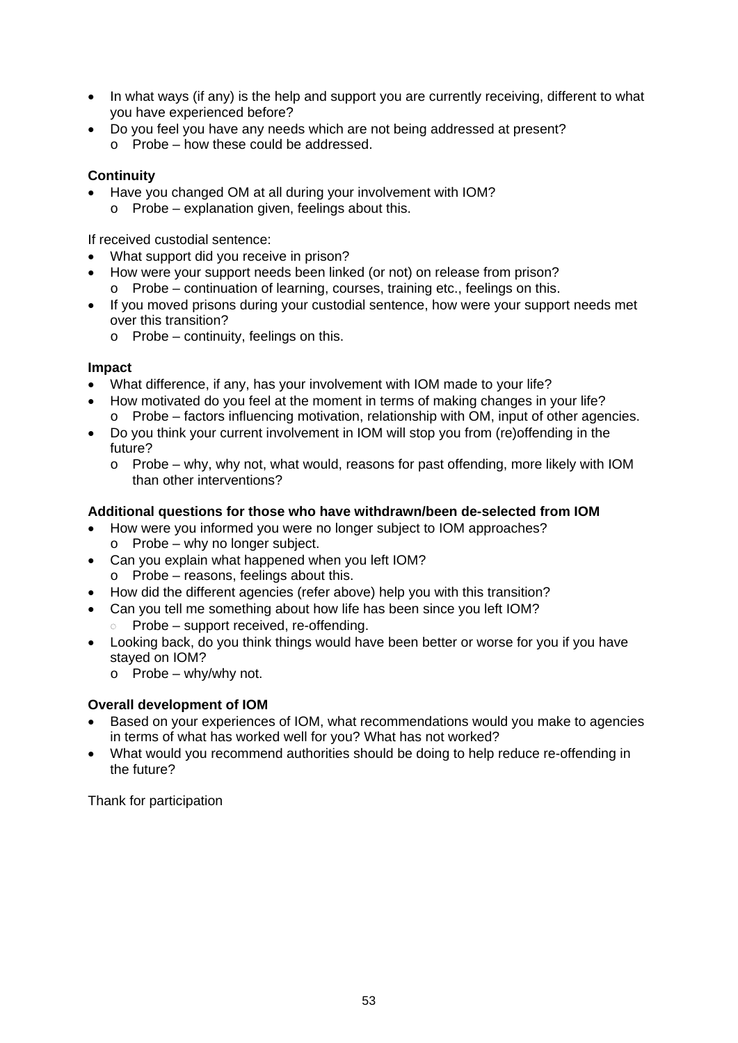- In what ways (if any) is the help and support you are currently receiving, different to what you have experienced before?
- Do you feel you have any needs which are not being addressed at present?
  - Probe – how these could be addressed.

**Continuity**

- Have you changed OM at all during your involvement with IOM?
  - Probe – explanation given, feelings about this.

If received custodial sentence:

- What support did you receive in prison?
- How were your support needs been linked (or not) on release from prison?
  - Probe – continuation of learning, courses, training etc., feelings on this.
- If you moved prisons during your custodial sentence, how were your support needs met over this transition?
  - Probe – continuity, feelings on this.

**Impact**

- What difference, if any, has your involvement with IOM made to your life?
- How motivated do you feel at the moment in terms of making changes in your life?
  - Probe – factors influencing motivation, relationship with OM, input of other agencies.
- Do you think your current involvement in IOM will stop you from (re)offending in the future?
  - Probe – why, why not, what would, reasons for past offending, more likely with IOM than other interventions?

**Additional questions for those who have withdrawn/been de-selected from IOM**

- How were you informed you were no longer subject to IOM approaches?
  - Probe – why no longer subject.
- Can you explain what happened when you left IOM?
  - Probe – reasons, feelings about this.
- How did the different agencies (refer above) help you with this transition?
- Can you tell me something about how life has been since you left IOM?
  - Probe – support received, re-offending.
- Looking back, do you think things would have been better or worse for you if you have stayed on IOM?
  - Probe – why/why not.

**Overall development of IOM**

- Based on your experiences of IOM, what recommendations would you make to agencies in terms of what has worked well for you? What has not worked?
- What would you recommend authorities should be doing to help reduce re-offending in the future?

Thank for participation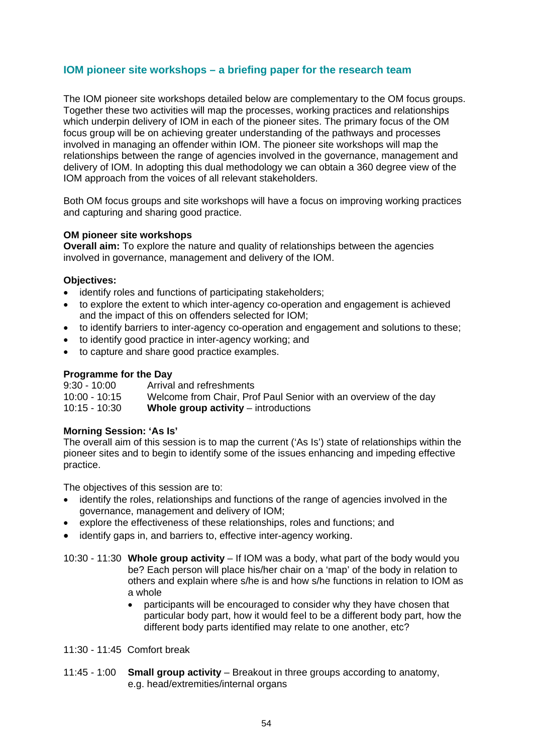## IOM pioneer site workshops – a briefing paper for the research team

The IOM pioneer site workshops detailed below are complementary to the OM focus groups. Together these two activities will map the processes, working practices and relationships which underpin delivery of IOM in each of the pioneer sites. The primary focus of the OM focus group will be on achieving greater understanding of the pathways and processes involved in managing an offender within IOM. The pioneer site workshops will map the relationships between the range of agencies involved in the governance, management and delivery of IOM. In adopting this dual methodology we can obtain a 360 degree view of the IOM approach from the voices of all relevant stakeholders.

Both OM focus groups and site workshops will have a focus on improving working practices and capturing and sharing good practice.

**OM pioneer site workshops**

**Overall aim:** To explore the nature and quality of relationships between the agencies involved in governance, management and delivery of the IOM.

**Objectives:**

- identify roles and functions of participating stakeholders;
- to explore the extent to which inter-agency co-operation and engagement is achieved and the impact of this on offenders selected for IOM;
- to identify barriers to inter-agency co-operation and engagement and solutions to these;
- to identify good practice in inter-agency working; and
- to capture and share good practice examples.

**Programme for the Day**

9:30 - 10:00 Arrival and refreshments

10:00 - 10:15 Welcome from Chair, Prof Paul Senior with an overview of the day

10:15 - 10:30 **Whole group activity** – introductions

**Morning Session: 'As Is'**

The overall aim of this session is to map the current ('As Is') state of relationships within the pioneer sites and to begin to identify some of the issues enhancing and impeding effective practice.

The objectives of this session are to:

- identify the roles, relationships and functions of the range of agencies involved in the governance, management and delivery of IOM;
- explore the effectiveness of these relationships, roles and functions; and
- identify gaps in, and barriers to, effective inter-agency working.

10:30 - 11:30 **Whole group activity** – If IOM was a body, what part of the body would you be? Each person will place his/her chair on a 'map' of the body in relation to others and explain where s/he is and how s/he functions in relation to IOM as a whole

- participants will be encouraged to consider why they have chosen that particular body part, how it would feel to be a different body part, how the different body parts identified may relate to one another, etc?

11:30 - 11:45 Comfort break

11:45 - 1:00 **Small group activity** – Breakout in three groups according to anatomy, e.g. head/extremities/internal organs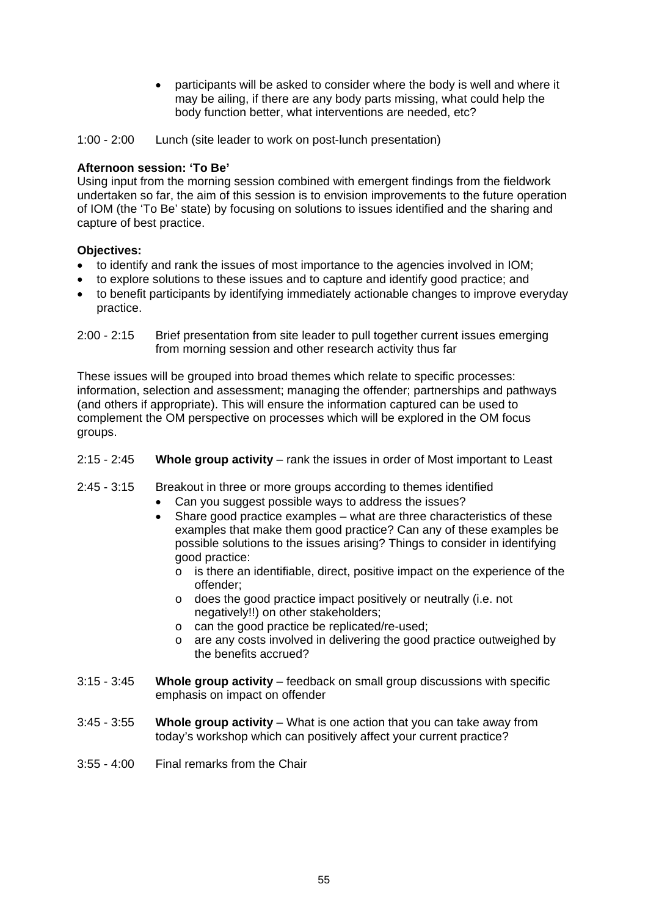- participants will be asked to consider where the body is well and where it may be ailing, if there are any body parts missing, what could help the body function better, what interventions are needed, etc?

1:00 - 2:00 Lunch (site leader to work on post-lunch presentation)

**Afternoon session: 'To Be'**

Using input from the morning session combined with emergent findings from the fieldwork undertaken so far, the aim of this session is to envision improvements to the future operation of IOM (the 'To Be' state) by focusing on solutions to issues identified and the sharing and capture of best practice.

**Objectives:**

- to identify and rank the issues of most importance to the agencies involved in IOM;
- to explore solutions to these issues and to capture and identify good practice; and
- to benefit participants by identifying immediately actionable changes to improve everyday practice.

2:00 - 2:15 Brief presentation from site leader to pull together current issues emerging from morning session and other research activity thus far

These issues will be grouped into broad themes which relate to specific processes: information, selection and assessment; managing the offender; partnerships and pathways (and others if appropriate). This will ensure the information captured can be used to complement the OM perspective on processes which will be explored in the OM focus groups.

2:15 - 2:45 **Whole group activity** – rank the issues in order of Most important to Least

2:45 - 3:15 Breakout in three or more groups according to themes identified

- Can you suggest possible ways to address the issues?
- Share good practice examples – what are three characteristics of these examples that make them good practice? Can any of these examples be possible solutions to the issues arising? Things to consider in identifying good practice:
  - is there an identifiable, direct, positive impact on the experience of the offender;
  - does the good practice impact positively or neutrally (i.e. not negatively!!) on other stakeholders;
  - can the good practice be replicated/re-used;
  - are any costs involved in delivering the good practice outweighed by the benefits accrued?

3:15 - 3:45 **Whole group activity** – feedback on small group discussions with specific emphasis on impact on offender

3:45 - 3:55 **Whole group activity** – What is one action that you can take away from today's workshop which can positively affect your current practice?

3:55 - 4:00 Final remarks from the Chair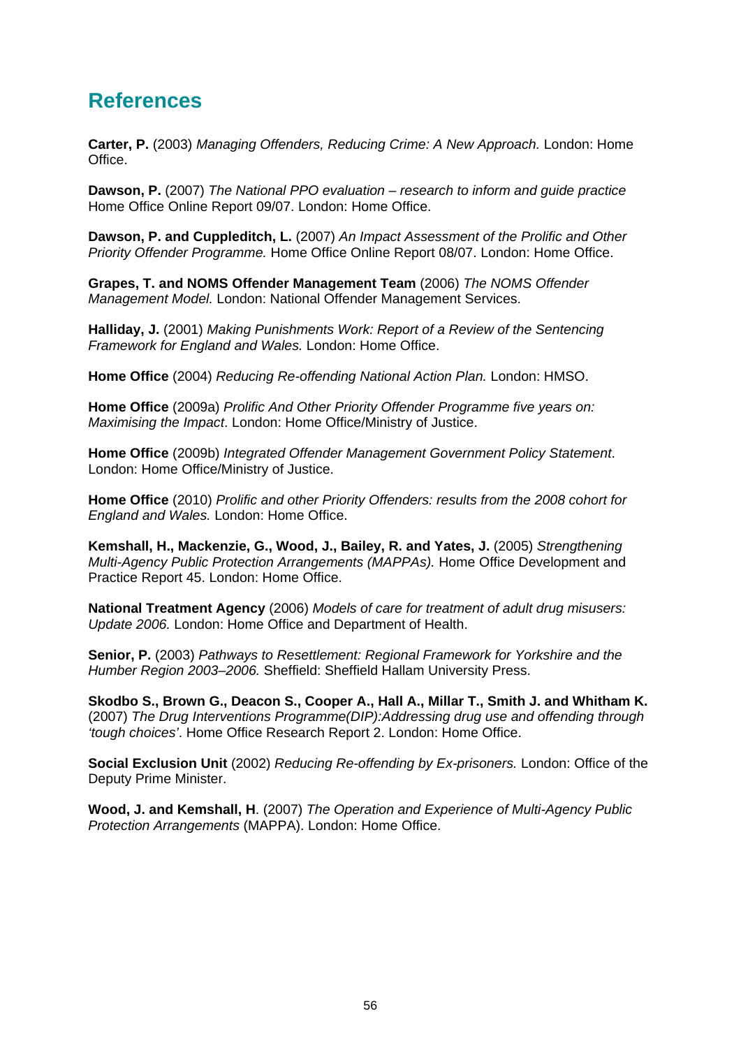## References

**Carter, P.** (2003) *Managing Offenders, Reducing Crime: A New Approach.* London: Home Office.

**Dawson, P.** (2007) *The National PPO evaluation – research to inform and guide practice* Home Office Online Report 09/07. London: Home Office.

**Dawson, P. and Cuppleditch, L.** (2007) *An Impact Assessment of the Prolific and Other Priority Offender Programme.* Home Office Online Report 08/07. London: Home Office.

**Grapes, T. and NOMS Offender Management Team** (2006) *The NOMS Offender Management Model.* London: National Offender Management Services.

**Halliday, J.** (2001) *Making Punishments Work: Report of a Review of the Sentencing Framework for England and Wales.* London: Home Office.

**Home Office** (2004) *Reducing Re-offending National Action Plan.* London: HMSO.

**Home Office** (2009a) *Prolific And Other Priority Offender Programme five years on: Maximising the Impact*. London: Home Office/Ministry of Justice.

**Home Office** (2009b) *Integrated Offender Management Government Policy Statement*. London: Home Office/Ministry of Justice.

**Home Office** (2010) *Prolific and other Priority Offenders: results from the 2008 cohort for England and Wales.* London: Home Office.

**Kemshall, H., Mackenzie, G., Wood, J., Bailey, R. and Yates, J.** (2005) *Strengthening Multi-Agency Public Protection Arrangements (MAPPAs).* Home Office Development and Practice Report 45. London: Home Office.

**National Treatment Agency** (2006) *Models of care for treatment of adult drug misusers: Update 2006.* London: Home Office and Department of Health.

**Senior, P.** (2003) *Pathways to Resettlement: Regional Framework for Yorkshire and the Humber Region 2003–2006.* Sheffield: Sheffield Hallam University Press.

**Skodbo S., Brown G., Deacon S., Cooper A., Hall A., Millar T., Smith J. and Whitham K.** (2007) *The Drug Interventions Programme(DIP):Addressing drug use and offending through 'tough choices'*. Home Office Research Report 2. London: Home Office.

**Social Exclusion Unit** (2002) *Reducing Re-offending by Ex-prisoners.* London: Office of the Deputy Prime Minister.

**Wood, J. and Kemshall, H**. (2007) *The Operation and Experience of Multi-Agency Public Protection Arrangements* (MAPPA). London: Home Office.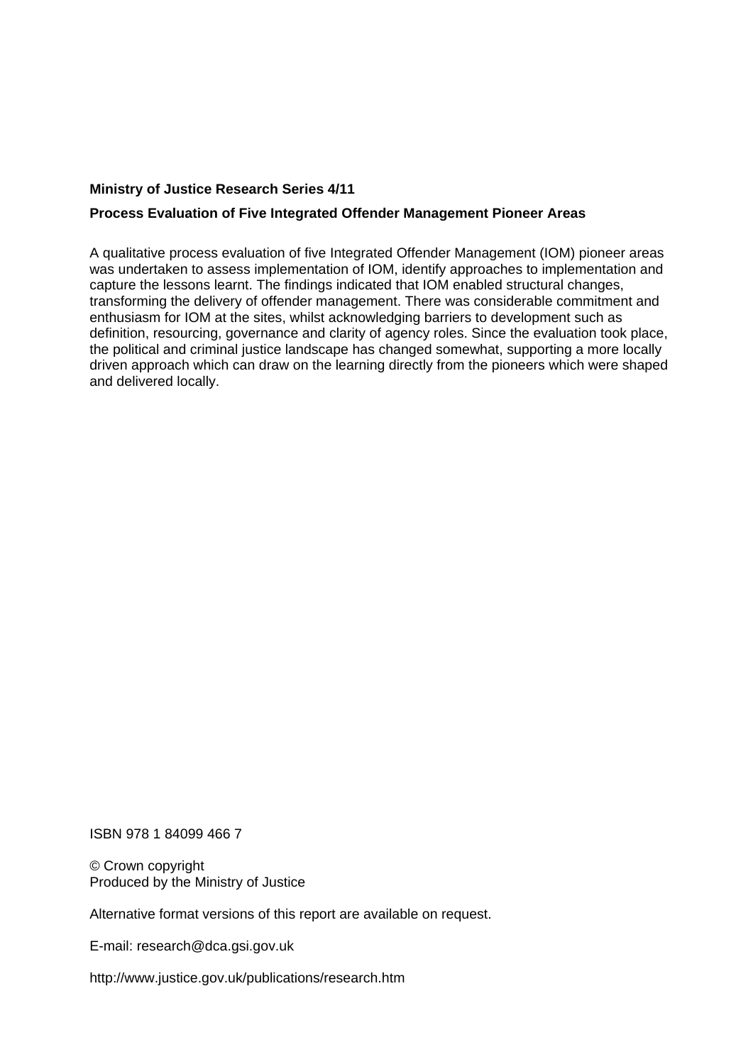**Ministry of Justice Research Series 4/11**

**Process Evaluation of Five Integrated Offender Management Pioneer Areas**

A qualitative process evaluation of five Integrated Offender Management (IOM) pioneer areas was undertaken to assess implementation of IOM, identify approaches to implementation and capture the lessons learnt. The findings indicated that IOM enabled structural changes, transforming the delivery of offender management. There was considerable commitment and enthusiasm for IOM at the sites, whilst acknowledging barriers to development such as definition, resourcing, governance and clarity of agency roles. Since the evaluation took place, the political and criminal justice landscape has changed somewhat, supporting a more locally driven approach which can draw on the learning directly from the pioneers which were shaped and delivered locally.

ISBN 978 1 84099 466 7

© Crown copyright
Produced by the Ministry of Justice

Alternative format versions of this report are available on request.

E-mail: research@dca.gsi.gov.uk

http://www.justice.gov.uk/publications/research.htm